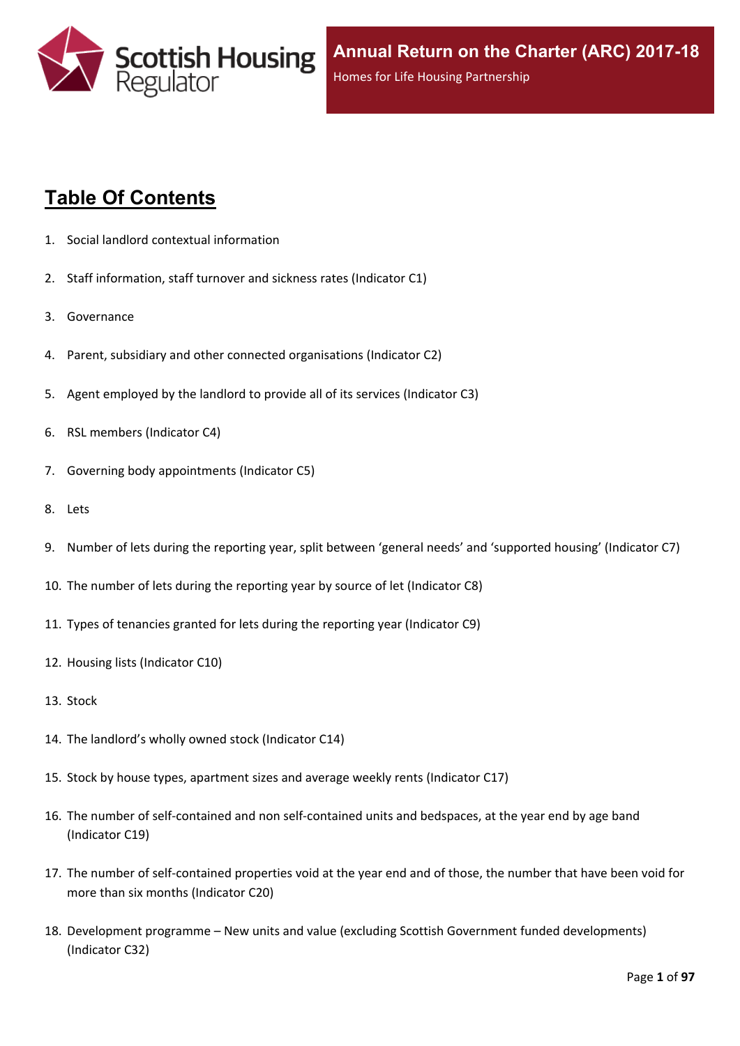Scottish Housing Regulator

**Annual Return on the Charter (ARC) 2017-18**

Homes for Life Housing Partnership

# Table Of Contents

1. Social landlord contextual information
2. Staff information, staff turnover and sickness rates (Indicator C1)
3. Governance
4. Parent, subsidiary and other connected organisations (Indicator C2)
5. Agent employed by the landlord to provide all of its services (Indicator C3)
6. RSL members (Indicator C4)
7. Governing body appointments (Indicator C5)
8. Lets
9. Number of lets during the reporting year, split between 'general needs' and 'supported housing' (Indicator C7)
10. The number of lets during the reporting year by source of let (Indicator C8)
11. Types of tenancies granted for lets during the reporting year (Indicator C9)
12. Housing lists (Indicator C10)
13. Stock
14. The landlord's wholly owned stock (Indicator C14)
15. Stock by house types, apartment sizes and average weekly rents (Indicator C17)
16. The number of self-contained and non self-contained units and bedspaces, at the year end by age band (Indicator C19)
17. The number of self-contained properties void at the year end and of those, the number that have been void for more than six months (Indicator C20)
18. Development programme – New units and value (excluding Scottish Government funded developments) (Indicator C32)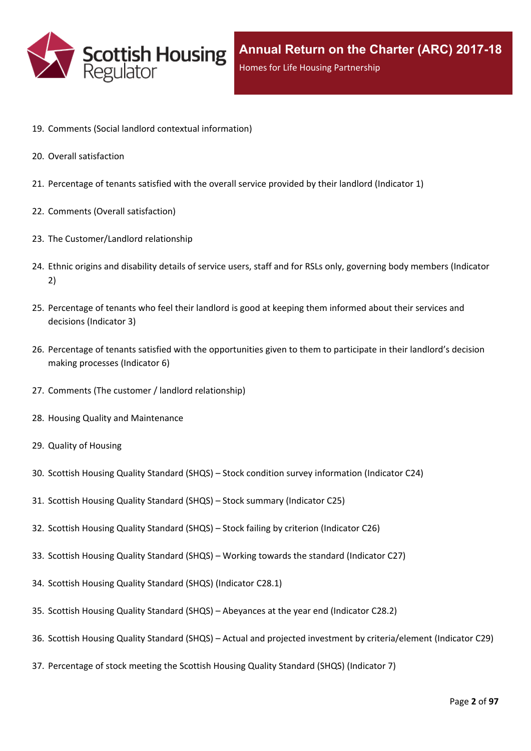19. Comments (Social landlord contextual information)
20. Overall satisfaction
21. Percentage of tenants satisfied with the overall service provided by their landlord (Indicator 1)
22. Comments (Overall satisfaction)
23. The Customer/Landlord relationship
24. Ethnic origins and disability details of service users, staff and for RSLs only, governing body members (Indicator 2)
25. Percentage of tenants who feel their landlord is good at keeping them informed about their services and decisions (Indicator 3)
26. Percentage of tenants satisfied with the opportunities given to them to participate in their landlord's decision making processes (Indicator 6)
27. Comments (The customer / landlord relationship)
28. Housing Quality and Maintenance
29. Quality of Housing
30. Scottish Housing Quality Standard (SHQS) – Stock condition survey information (Indicator C24)
31. Scottish Housing Quality Standard (SHQS) – Stock summary (Indicator C25)
32. Scottish Housing Quality Standard (SHQS) – Stock failing by criterion (Indicator C26)
33. Scottish Housing Quality Standard (SHQS) – Working towards the standard (Indicator C27)
34. Scottish Housing Quality Standard (SHQS) (Indicator C28.1)
35. Scottish Housing Quality Standard (SHQS) – Abeyances at the year end (Indicator C28.2)
36. Scottish Housing Quality Standard (SHQS) – Actual and projected investment by criteria/element (Indicator C29)
37. Percentage of stock meeting the Scottish Housing Quality Standard (SHQS) (Indicator 7)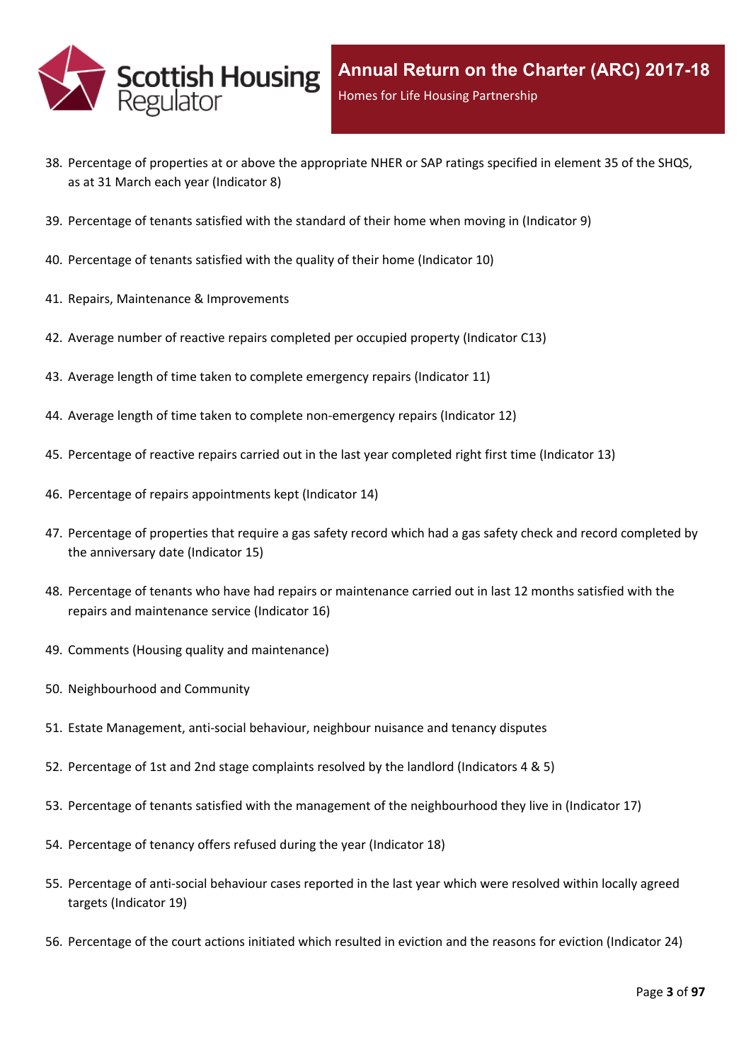38. Percentage of properties at or above the appropriate NHER or SAP ratings specified in element 35 of the SHQS, as at 31 March each year (Indicator 8)
39. Percentage of tenants satisfied with the standard of their home when moving in (Indicator 9)
40. Percentage of tenants satisfied with the quality of their home (Indicator 10)
41. Repairs, Maintenance & Improvements
42. Average number of reactive repairs completed per occupied property (Indicator C13)
43. Average length of time taken to complete emergency repairs (Indicator 11)
44. Average length of time taken to complete non-emergency repairs (Indicator 12)
45. Percentage of reactive repairs carried out in the last year completed right first time (Indicator 13)
46. Percentage of repairs appointments kept (Indicator 14)
47. Percentage of properties that require a gas safety record which had a gas safety check and record completed by the anniversary date (Indicator 15)
48. Percentage of tenants who have had repairs or maintenance carried out in last 12 months satisfied with the repairs and maintenance service (Indicator 16)
49. Comments (Housing quality and maintenance)
50. Neighbourhood and Community
51. Estate Management, anti-social behaviour, neighbour nuisance and tenancy disputes
52. Percentage of 1st and 2nd stage complaints resolved by the landlord (Indicators 4 & 5)
53. Percentage of tenants satisfied with the management of the neighbourhood they live in (Indicator 17)
54. Percentage of tenancy offers refused during the year (Indicator 18)
55. Percentage of anti-social behaviour cases reported in the last year which were resolved within locally agreed targets (Indicator 19)
56. Percentage of the court actions initiated which resulted in eviction and the reasons for eviction (Indicator 24)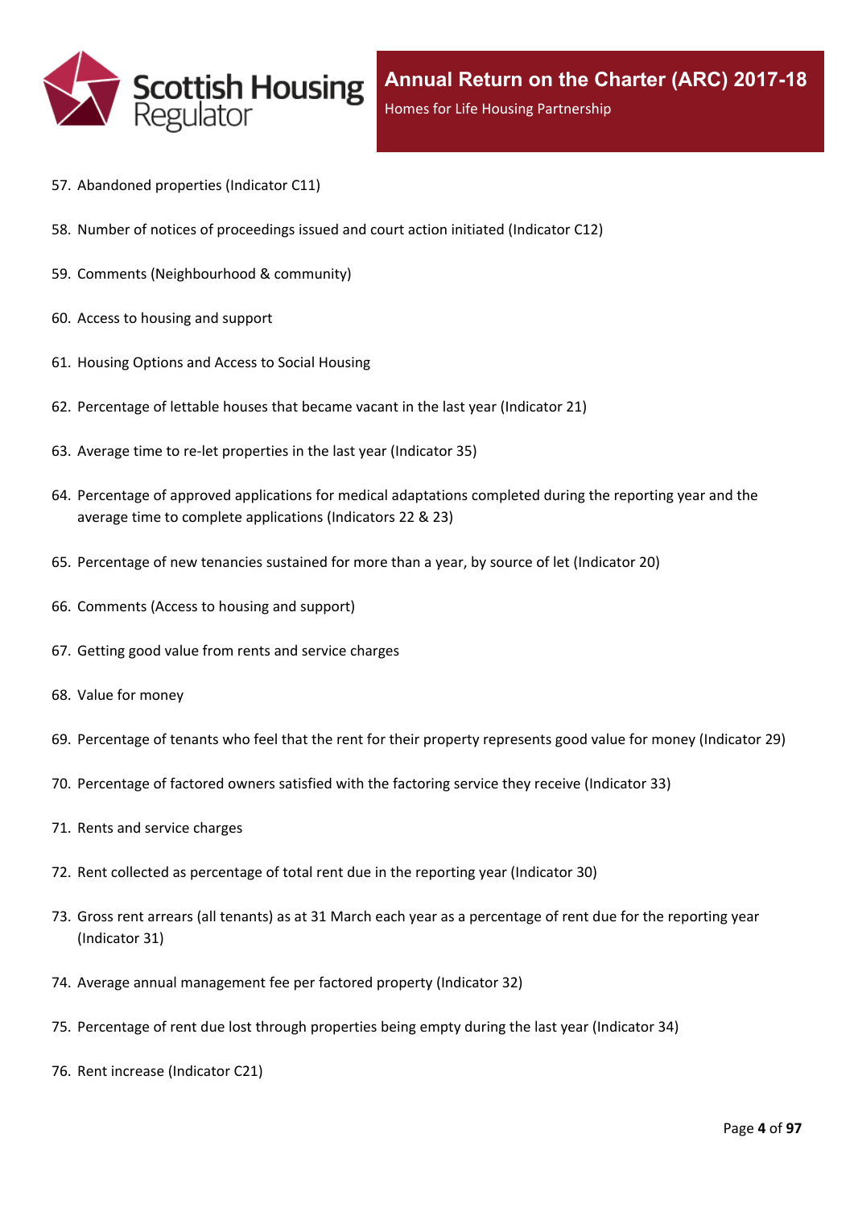57. Abandoned properties (Indicator C11)

58. Number of notices of proceedings issued and court action initiated (Indicator C12)

59. Comments (Neighbourhood & community)

60. Access to housing and support

61. Housing Options and Access to Social Housing

62. Percentage of lettable houses that became vacant in the last year (Indicator 21)

63. Average time to re-let properties in the last year (Indicator 35)

64. Percentage of approved applications for medical adaptations completed during the reporting year and the average time to complete applications (Indicators 22 & 23)

65. Percentage of new tenancies sustained for more than a year, by source of let (Indicator 20)

66. Comments (Access to housing and support)

67. Getting good value from rents and service charges

68. Value for money

69. Percentage of tenants who feel that the rent for their property represents good value for money (Indicator 29)

70. Percentage of factored owners satisfied with the factoring service they receive (Indicator 33)

71. Rents and service charges

72. Rent collected as percentage of total rent due in the reporting year (Indicator 30)

73. Gross rent arrears (all tenants) as at 31 March each year as a percentage of rent due for the reporting year (Indicator 31)

74. Average annual management fee per factored property (Indicator 32)

75. Percentage of rent due lost through properties being empty during the last year (Indicator 34)

76. Rent increase (Indicator C21)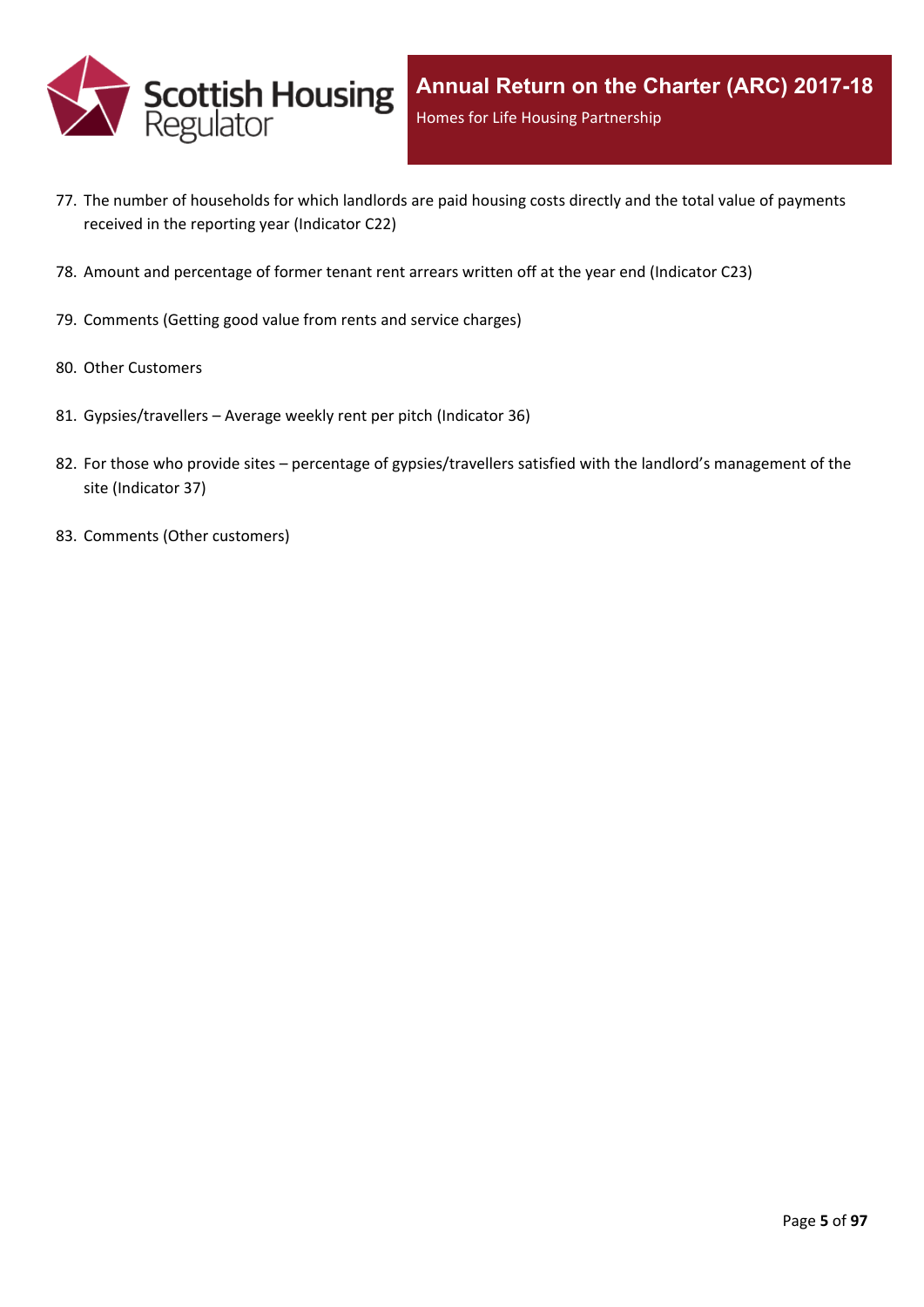77. The number of households for which landlords are paid housing costs directly and the total value of payments received in the reporting year (Indicator C22)
78. Amount and percentage of former tenant rent arrears written off at the year end (Indicator C23)
79. Comments (Getting good value from rents and service charges)
80. Other Customers
81. Gypsies/travellers – Average weekly rent per pitch (Indicator 36)
82. For those who provide sites – percentage of gypsies/travellers satisfied with the landlord's management of the site (Indicator 37)
83. Comments (Other customers)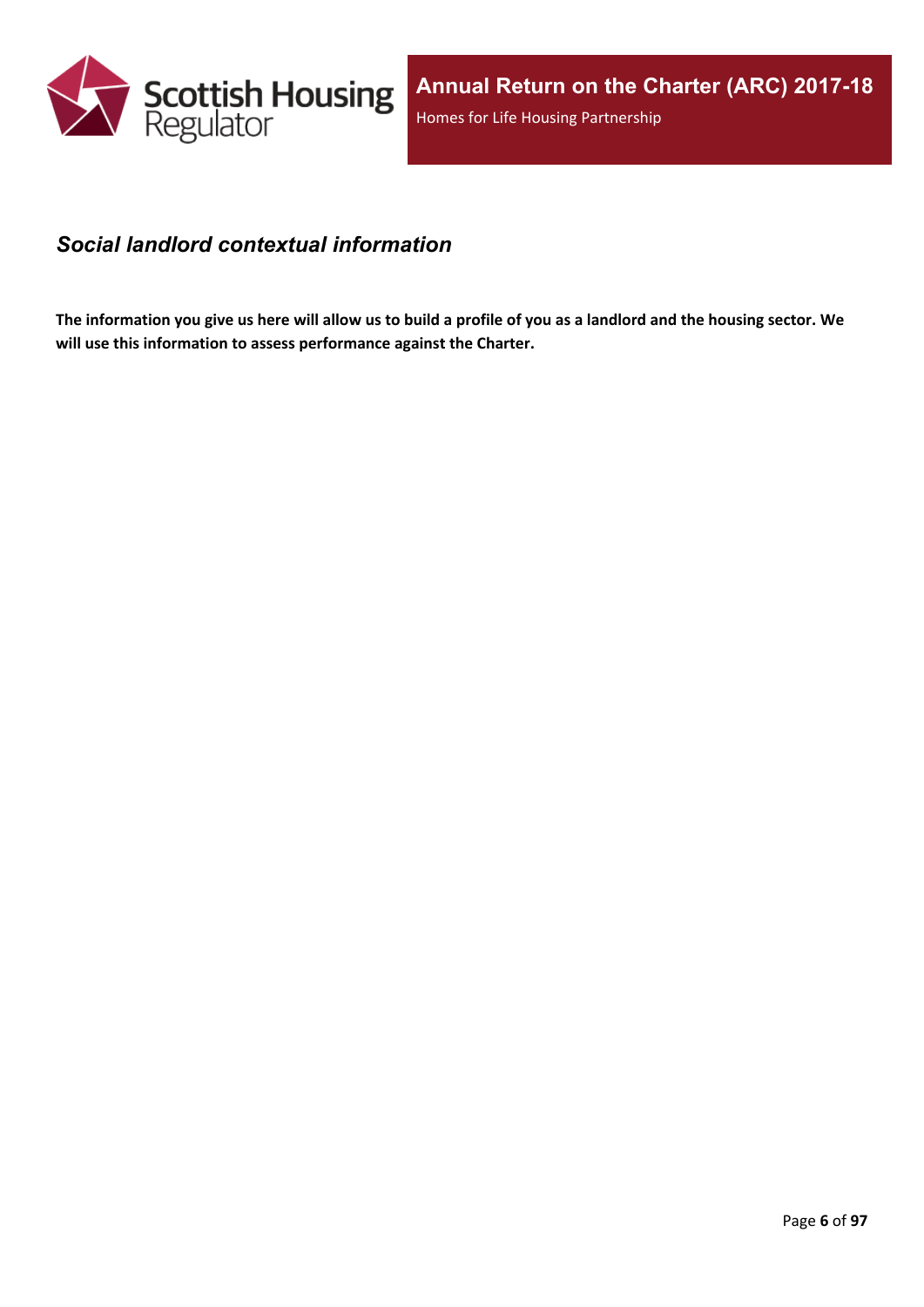## *Social landlord contextual information*

**The information you give us here will allow us to build a profile of you as a landlord and the housing sector. We will use this information to assess performance against the Charter.**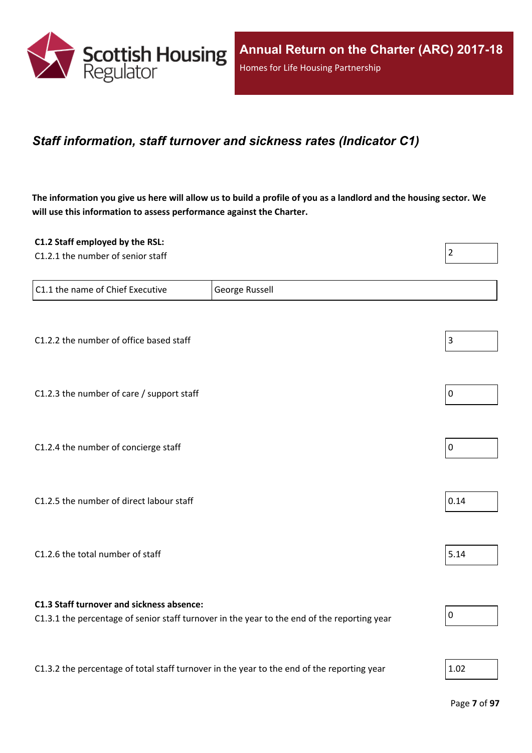## *Staff information, staff turnover and sickness rates (Indicator C1)*

**The information you give us here will allow us to build a profile of you as a landlord and the housing sector. We will use this information to assess performance against the Charter.**

**C1.2 Staff employed by the RSL:**

C1.2.1 the number of senior staff: 2

| C1.1 the name of Chief Executive | George Russell |
|---|---|

C1.2.2 the number of office based staff: 3

C1.2.3 the number of care / support staff: 0

C1.2.4 the number of concierge staff: 0

C1.2.5 the number of direct labour staff: 0.14

C1.2.6 the total number of staff: 5.14

**C1.3 Staff turnover and sickness absence:**

C1.3.1 the percentage of senior staff turnover in the year to the end of the reporting year: 0

C1.3.2 the percentage of total staff turnover in the year to the end of the reporting year: 1.02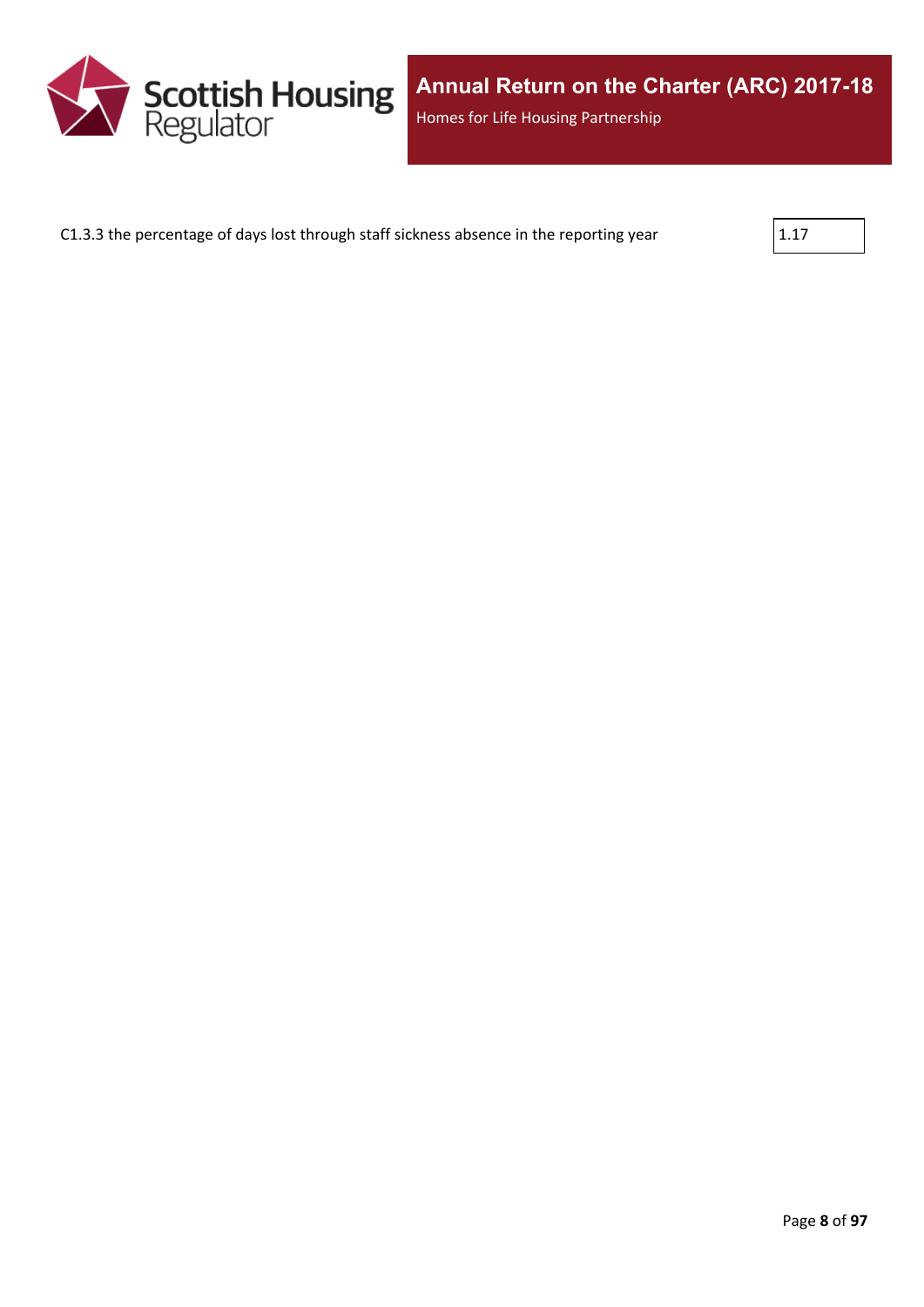| | |
|---|---|
| C1.3.3 the percentage of days lost through staff sickness absence in the reporting year | 1.17 |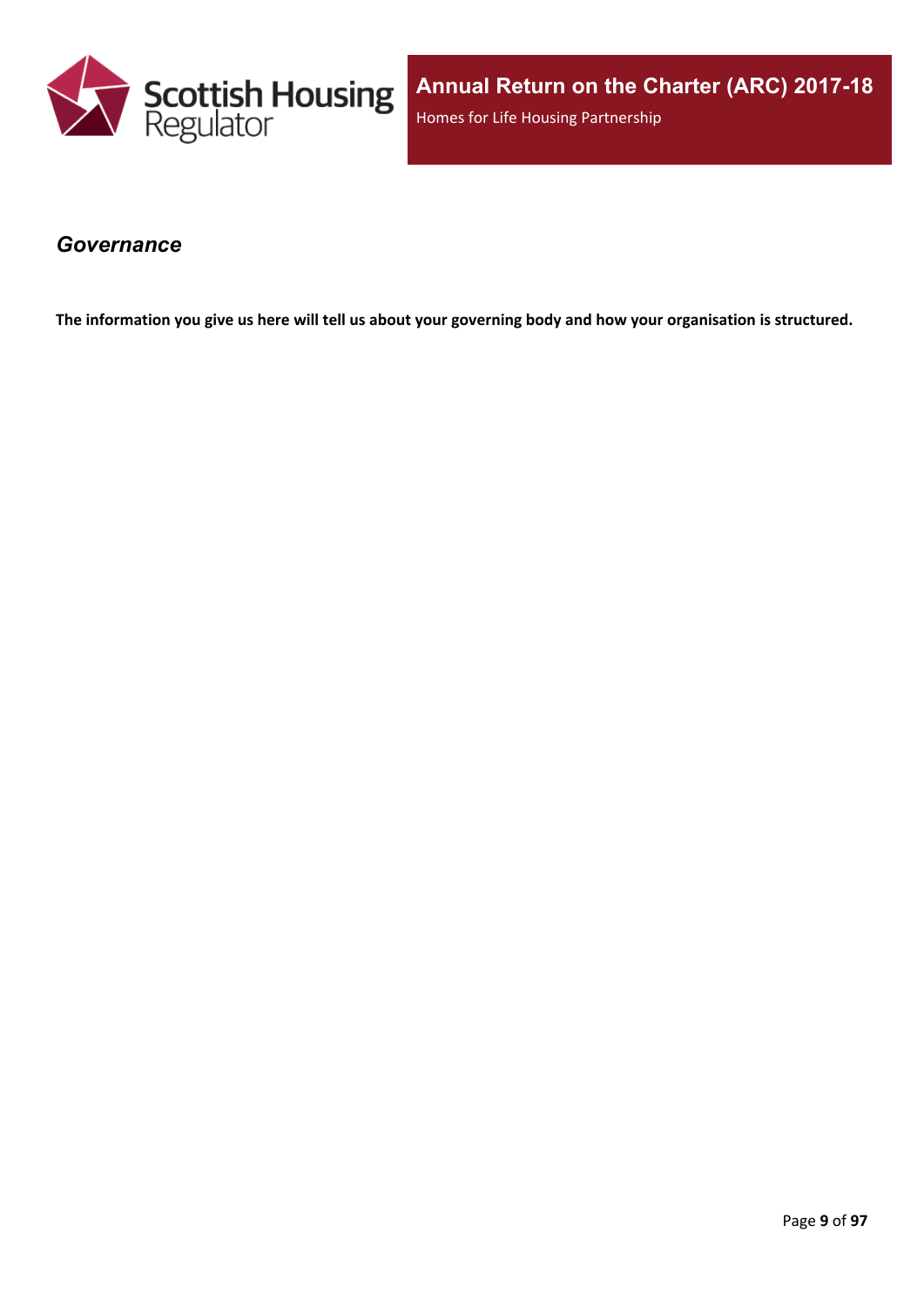## *Governance*

**The information you give us here will tell us about your governing body and how your organisation is structured.**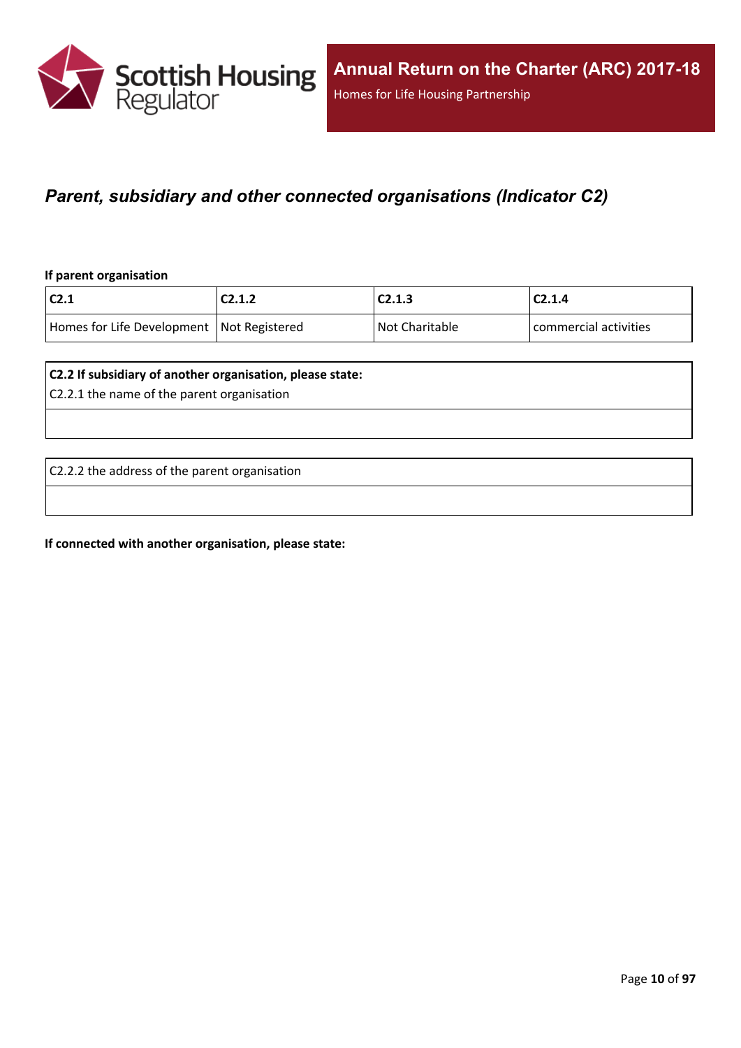## *Parent, subsidiary and other connected organisations (Indicator C2)*

**If parent organisation**

| C2.1 | C2.1.2 | C2.1.3 | C2.1.4 |
| --- | --- | --- | --- |
| Homes for Life Development | Not Registered | Not Charitable | commercial activities |

| **C2.2 If subsidiary of another organisation, please state:**<br>C2.2.1 the name of the parent organisation |
| --- |
| |

| C2.2.2 the address of the parent organisation |
| --- |
| |

**If connected with another organisation, please state:**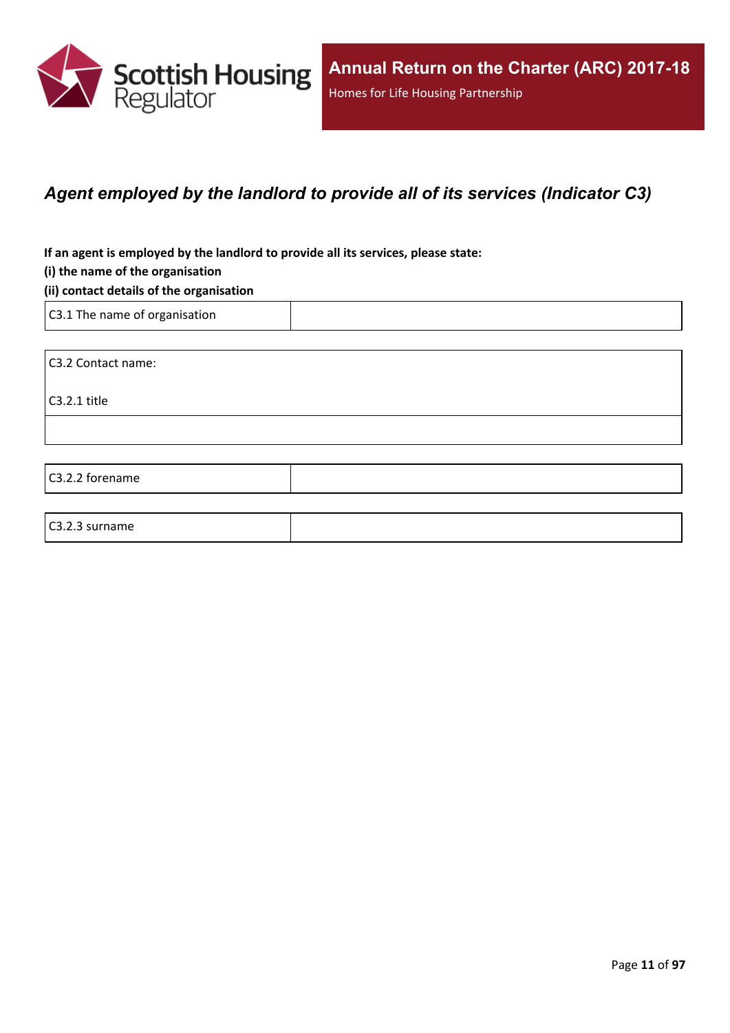## *Agent employed by the landlord to provide all of its services (Indicator C3)*

**If an agent is employed by the landlord to provide all its services, please state:**

**(i) the name of the organisation**

**(ii) contact details of the organisation**

| C3.1 The name of organisation | |
| --- | --- |

| C3.2 Contact name:<br><br>C3.2.1 title |
| --- |
| |

| C3.2.2 forename | |
| --- | --- |

| C3.2.3 surname | |
| --- | --- |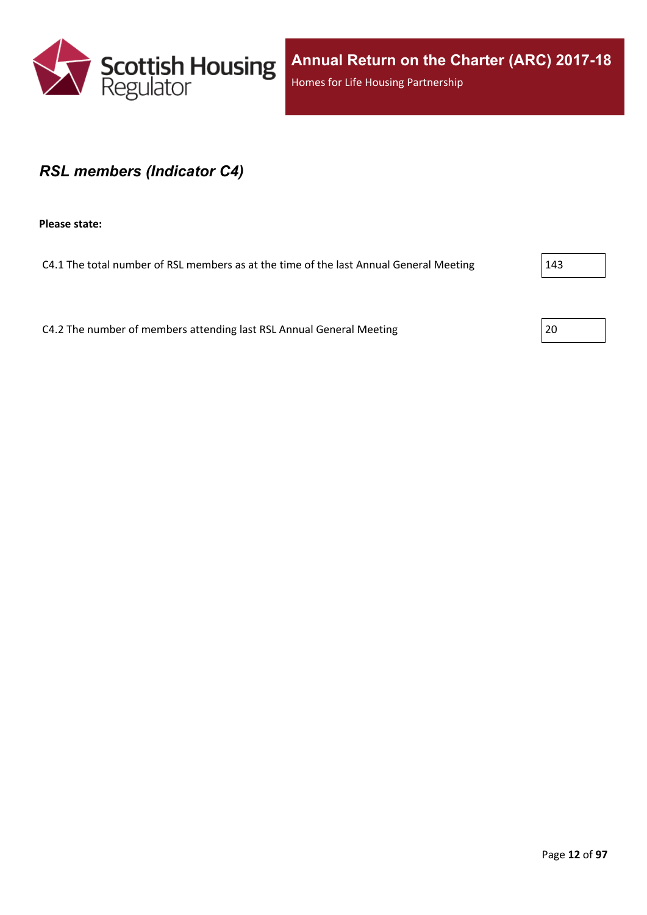## *RSL members (Indicator C4)*

**Please state:**

C4.1 The total number of RSL members as at the time of the last Annual General Meeting: 143

C4.2 The number of members attending last RSL Annual General Meeting: 20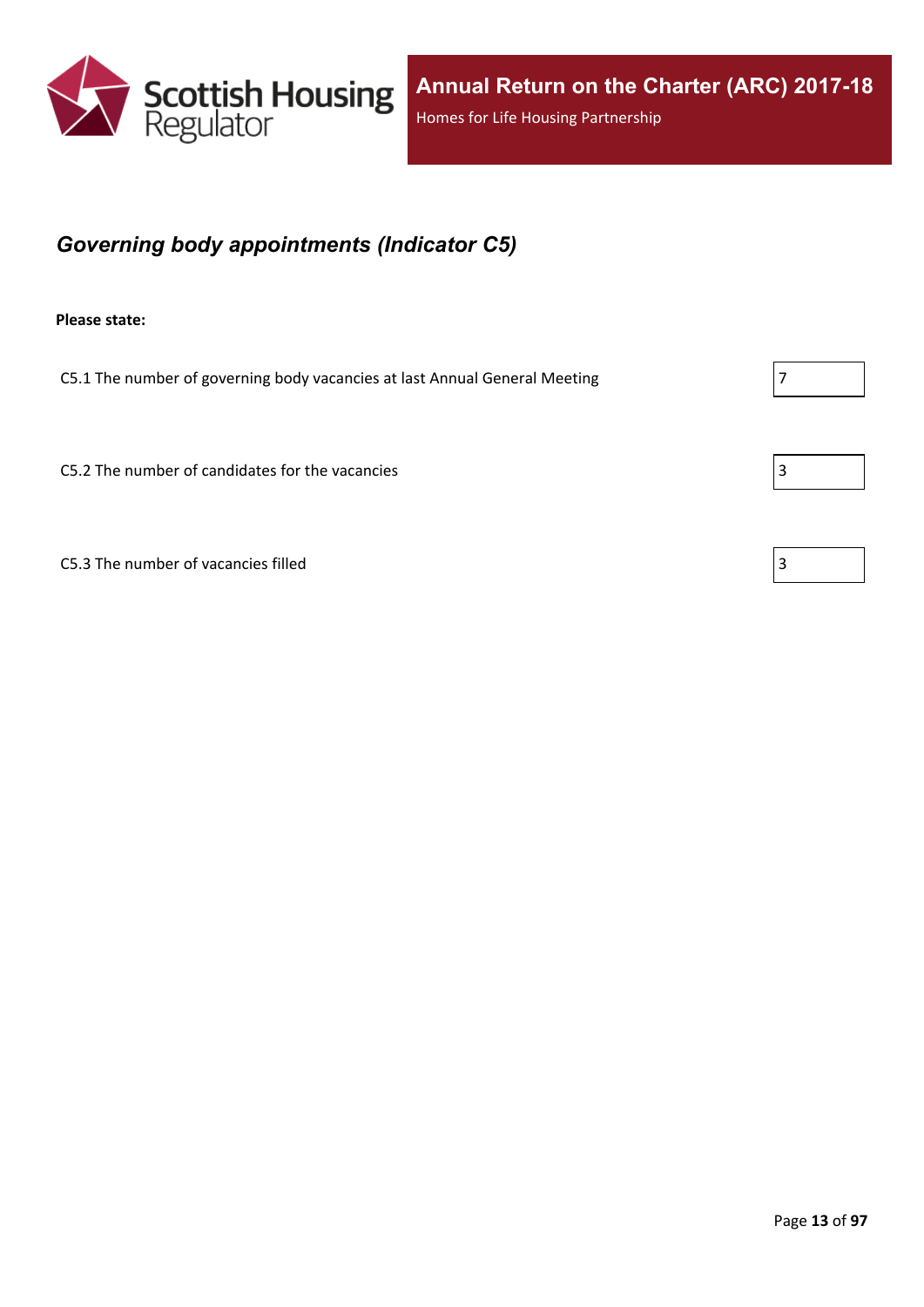## *Governing body appointments (Indicator C5)*

**Please state:**

| | |
|---|---|
| C5.1 The number of governing body vacancies at last Annual General Meeting | 7 |
| C5.2 The number of candidates for the vacancies | 3 |
| C5.3 The number of vacancies filled | 3 |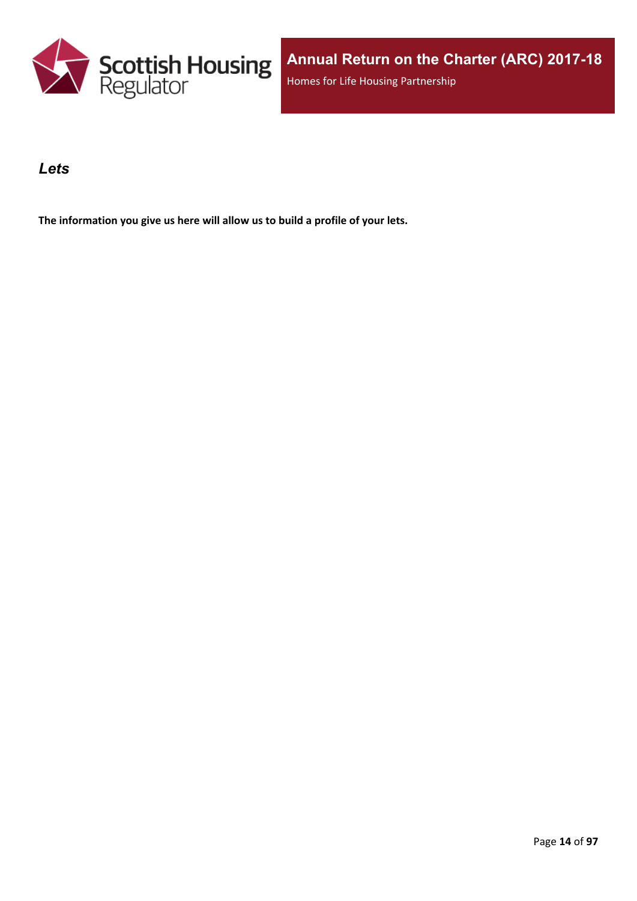## *Lets*

**The information you give us here will allow us to build a profile of your lets.**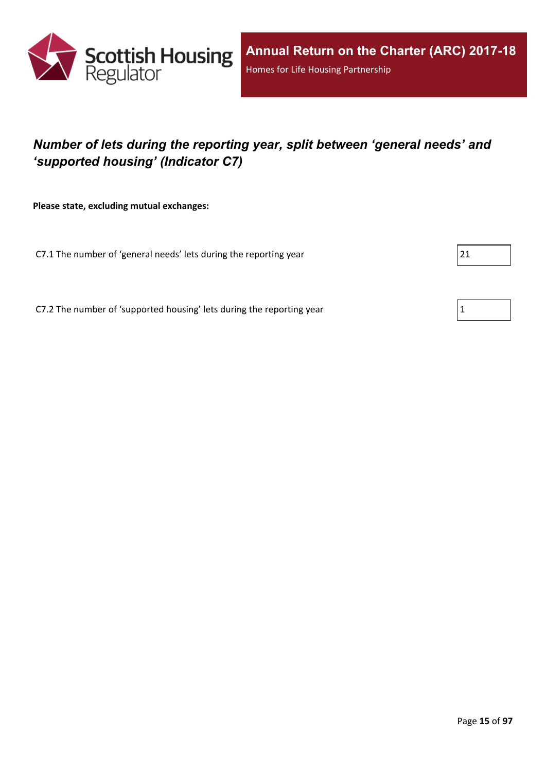## *Number of lets during the reporting year, split between 'general needs' and 'supported housing' (Indicator C7)*

**Please state, excluding mutual exchanges:**

C7.1 The number of 'general needs' lets during the reporting year: 21

C7.2 The number of 'supported housing' lets during the reporting year: 1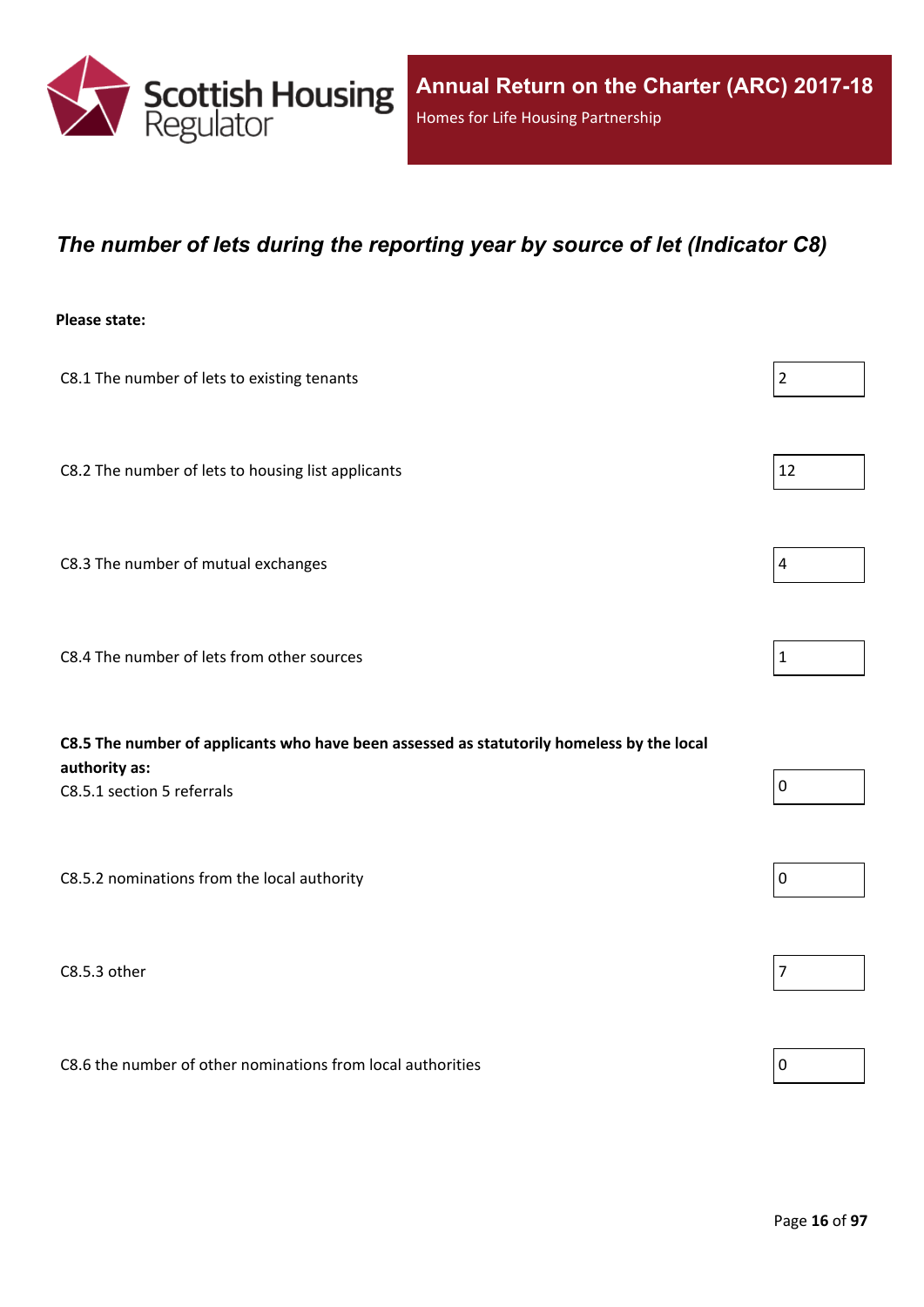Annual Return on the Charter (ARC) 2017-18

Homes for Life Housing Partnership

## *The number of lets during the reporting year by source of let (Indicator C8)*

**Please state:**

| Item | Value |
| --- | --- |
| C8.1 The number of lets to existing tenants | 2 |
| C8.2 The number of lets to housing list applicants | 12 |
| C8.3 The number of mutual exchanges | 4 |
| C8.4 The number of lets from other sources | 1 |
| **C8.5 The number of applicants who have been assessed as statutorily homeless by the local authority as:** | |
| C8.5.1 section 5 referrals | 0 |
| C8.5.2 nominations from the local authority | 0 |
| C8.5.3 other | 7 |
| C8.6 the number of other nominations from local authorities | 0 |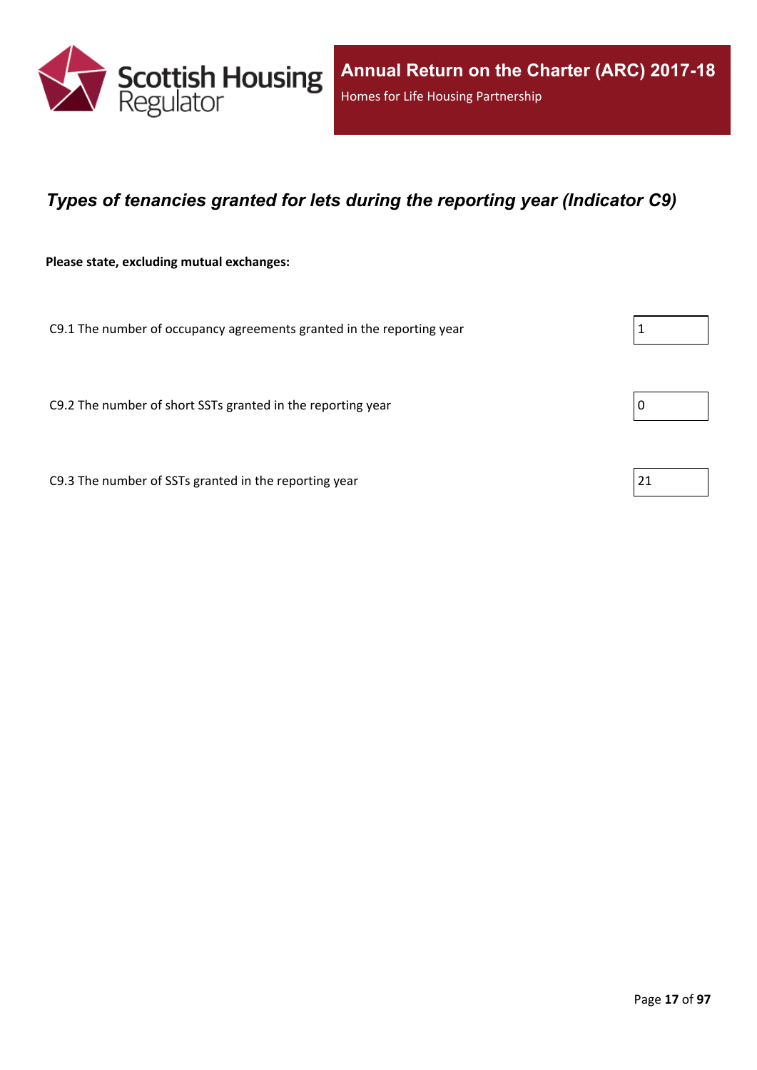## *Types of tenancies granted for lets during the reporting year (Indicator C9)*

**Please state, excluding mutual exchanges:**

| | |
|---|---|
| C9.1 The number of occupancy agreements granted in the reporting year | 1 |
| C9.2 The number of short SSTs granted in the reporting year | 0 |
| C9.3 The number of SSTs granted in the reporting year | 21 |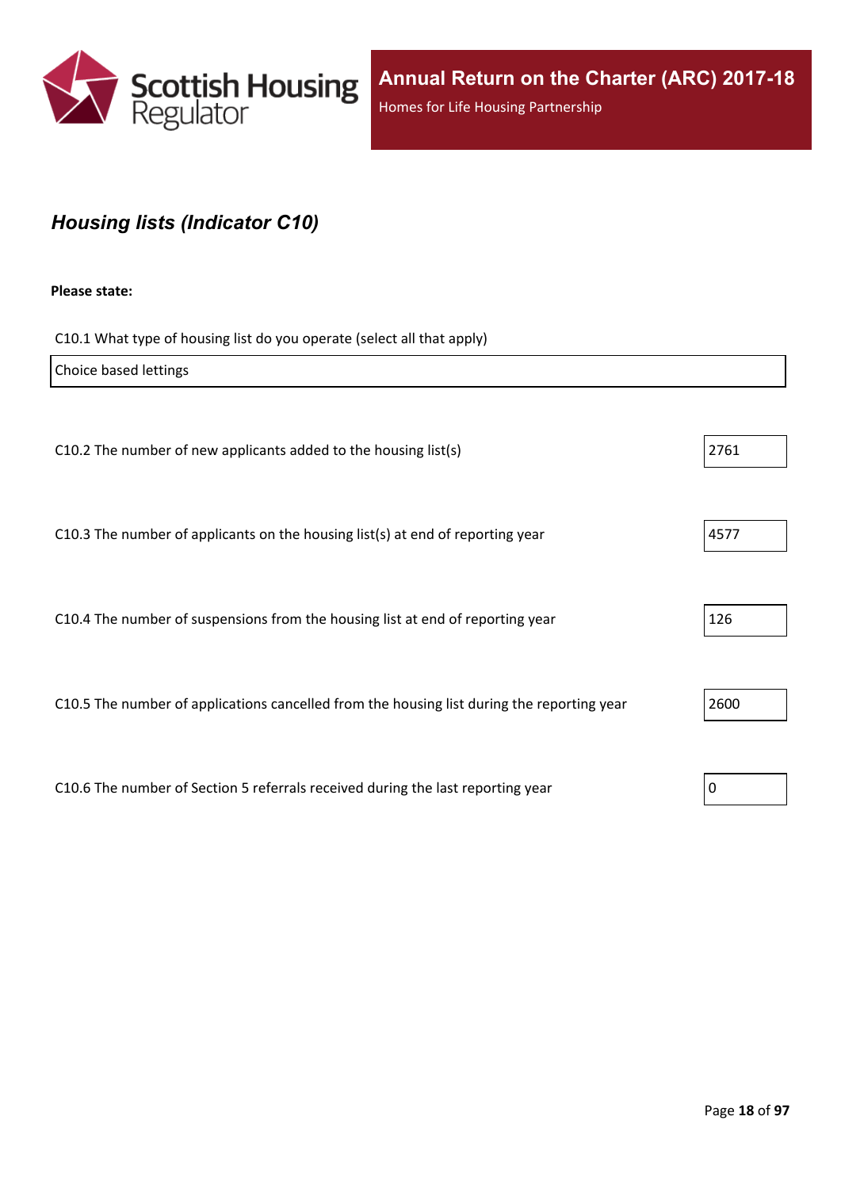## *Housing lists (Indicator C10)*

**Please state:**

C10.1 What type of housing list do you operate (select all that apply)

Choice based lettings

| | |
|---|---|
| C10.2 The number of new applicants added to the housing list(s) | 2761 |
| C10.3 The number of applicants on the housing list(s) at end of reporting year | 4577 |
| C10.4 The number of suspensions from the housing list at end of reporting year | 126 |
| C10.5 The number of applications cancelled from the housing list during the reporting year | 2600 |
| C10.6 The number of Section 5 referrals received during the last reporting year | 0 |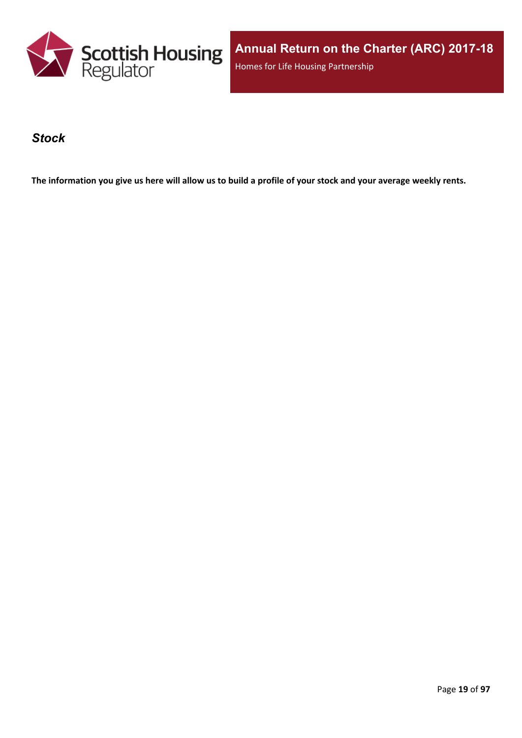## *Stock*

**The information you give us here will allow us to build a profile of your stock and your average weekly rents.**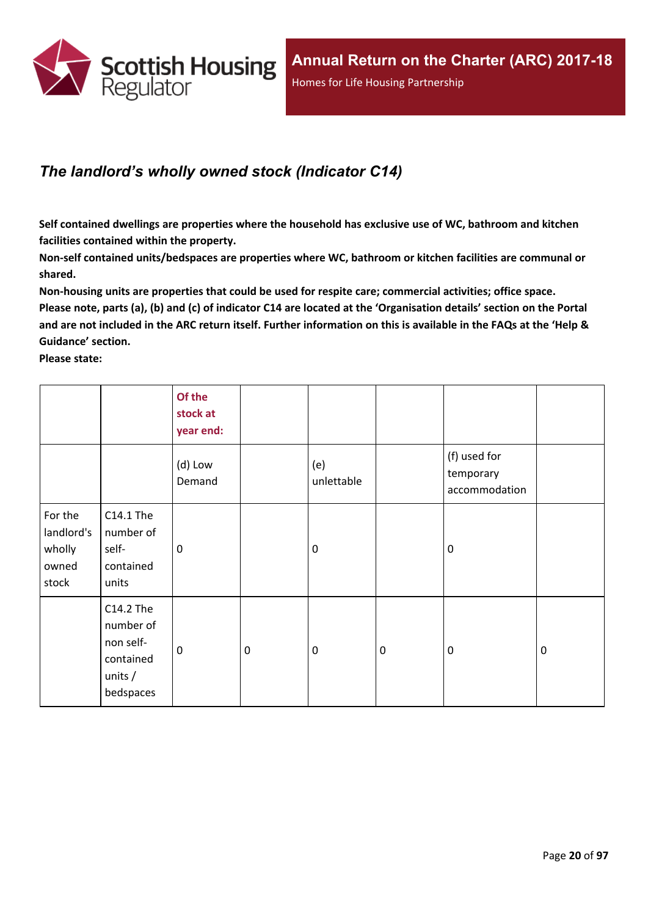## *The landlord’s wholly owned stock (Indicator C14)*

**Self contained dwellings are properties where the household has exclusive use of WC, bathroom and kitchen facilities contained within the property.**

**Non-self contained units/bedspaces are properties where WC, bathroom or kitchen facilities are communal or shared.**

**Non-housing units are properties that could be used for respite care; commercial activities; office space.**

**Please note, parts (a), (b) and (c) of indicator C14 are located at the ‘Organisation details’ section on the Portal and are not included in the ARC return itself. Further information on this is available in the FAQs at the ‘Help & Guidance’ section.**

**Please state:**

| | | Of the stock at year end: | | | | | |
|---|---|---|---|---|---|---|---|
| | | (d) Low Demand | | (e) unlettable | | (f) used for temporary accommodation | |
| For the landlord's wholly owned stock | C14.1 The number of self-contained units | 0 | | 0 | | 0 | |
| | C14.2 The number of non self-contained units / bedspaces | 0 | 0 | 0 | 0 | 0 | 0 |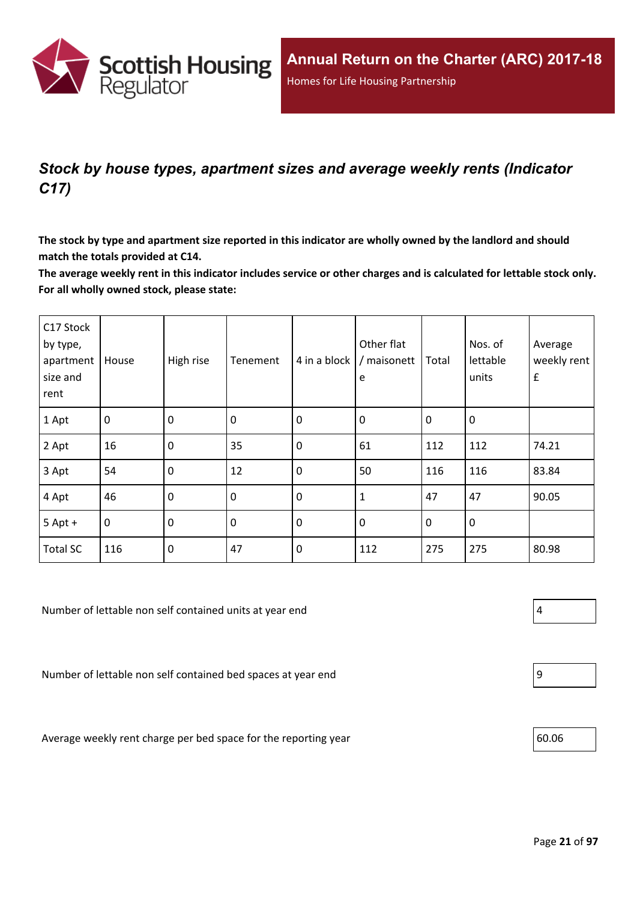## *Stock by house types, apartment sizes and average weekly rents (Indicator C17)*

**The stock by type and apartment size reported in this indicator are wholly owned by the landlord and should match the totals provided at C14.**

**The average weekly rent in this indicator includes service or other charges and is calculated for lettable stock only. For all wholly owned stock, please state:**

| C17 Stock by type, apartment size and rent | House | High rise | Tenement | 4 in a block | Other flat / maisonette | Total | Nos. of lettable units | Average weekly rent £ |
|---|---|---|---|---|---|---|---|---|
| 1 Apt | 0 | 0 | 0 | 0 | 0 | 0 | 0 | |
| 2 Apt | 16 | 0 | 35 | 0 | 61 | 112 | 112 | 74.21 |
| 3 Apt | 54 | 0 | 12 | 0 | 50 | 116 | 116 | 83.84 |
| 4 Apt | 46 | 0 | 0 | 0 | 1 | 47 | 47 | 90.05 |
| 5 Apt + | 0 | 0 | 0 | 0 | 0 | 0 | 0 | |
| Total SC | 116 | 0 | 47 | 0 | 112 | 275 | 275 | 80.98 |

Number of lettable non self contained units at year end: 4

Number of lettable non self contained bed spaces at year end: 9

Average weekly rent charge per bed space for the reporting year: 60.06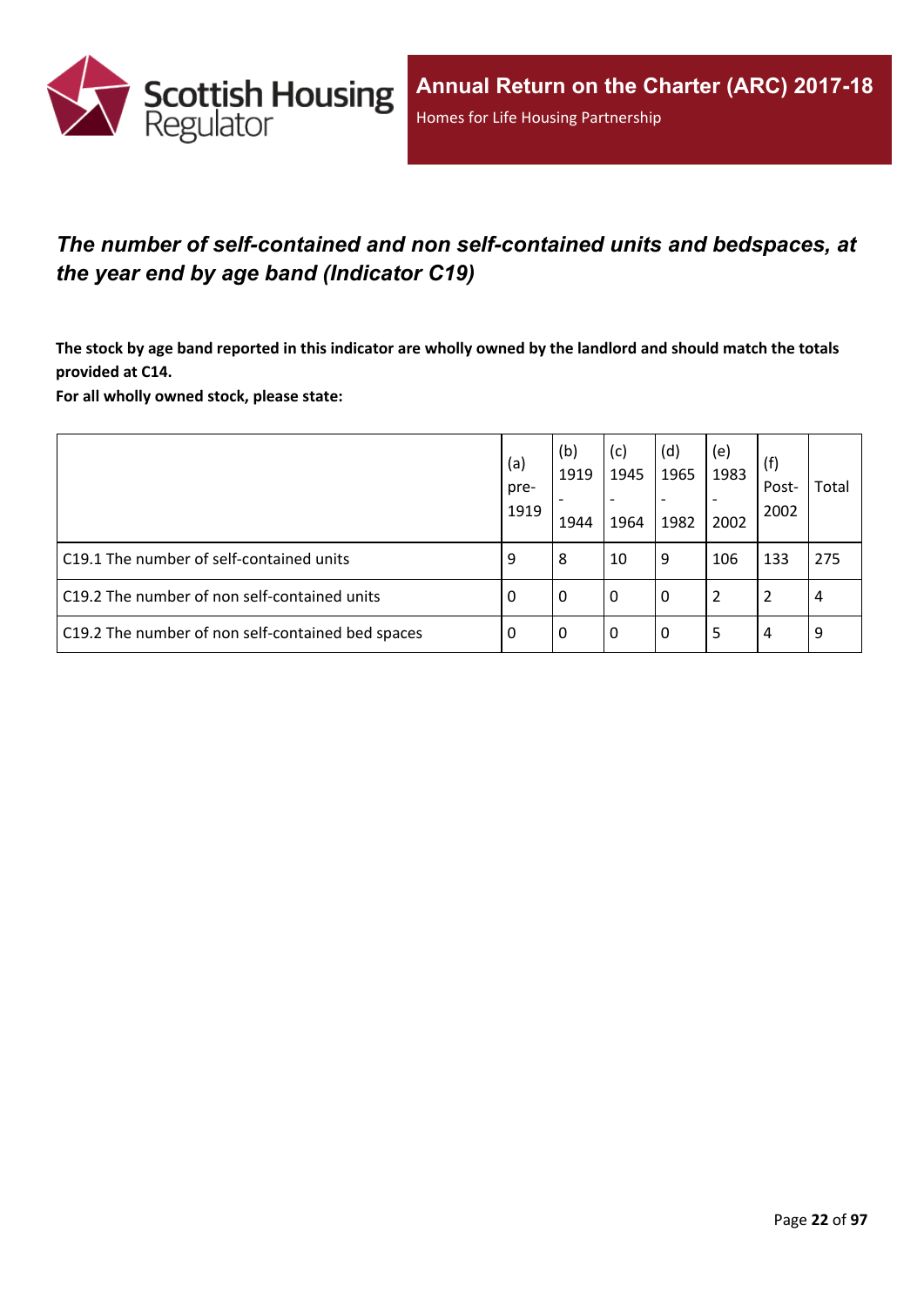## *The number of self-contained and non self-contained units and bedspaces, at the year end by age band (Indicator C19)*

**The stock by age band reported in this indicator are wholly owned by the landlord and should match the totals provided at C14.**

**For all wholly owned stock, please state:**

| | (a) pre-1919 | (b) 1919 - 1944 | (c) 1945 - 1964 | (d) 1965 - 1982 | (e) 1983 - 2002 | (f) Post-2002 | Total |
|---|---|---|---|---|---|---|---|
| C19.1 The number of self-contained units | 9 | 8 | 10 | 9 | 106 | 133 | 275 |
| C19.2 The number of non self-contained units | 0 | 0 | 0 | 0 | 2 | 2 | 4 |
| C19.2 The number of non self-contained bed spaces | 0 | 0 | 0 | 0 | 5 | 4 | 9 |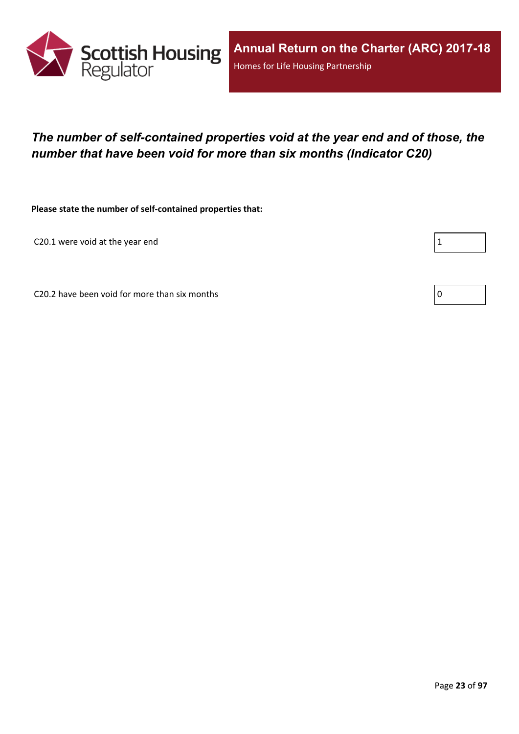## *The number of self-contained properties void at the year end and of those, the number that have been void for more than six months (Indicator C20)*

**Please state the number of self-contained properties that:**

| | |
|---|---|
| C20.1 were void at the year end | 1 |
| C20.2 have been void for more than six months | 0 |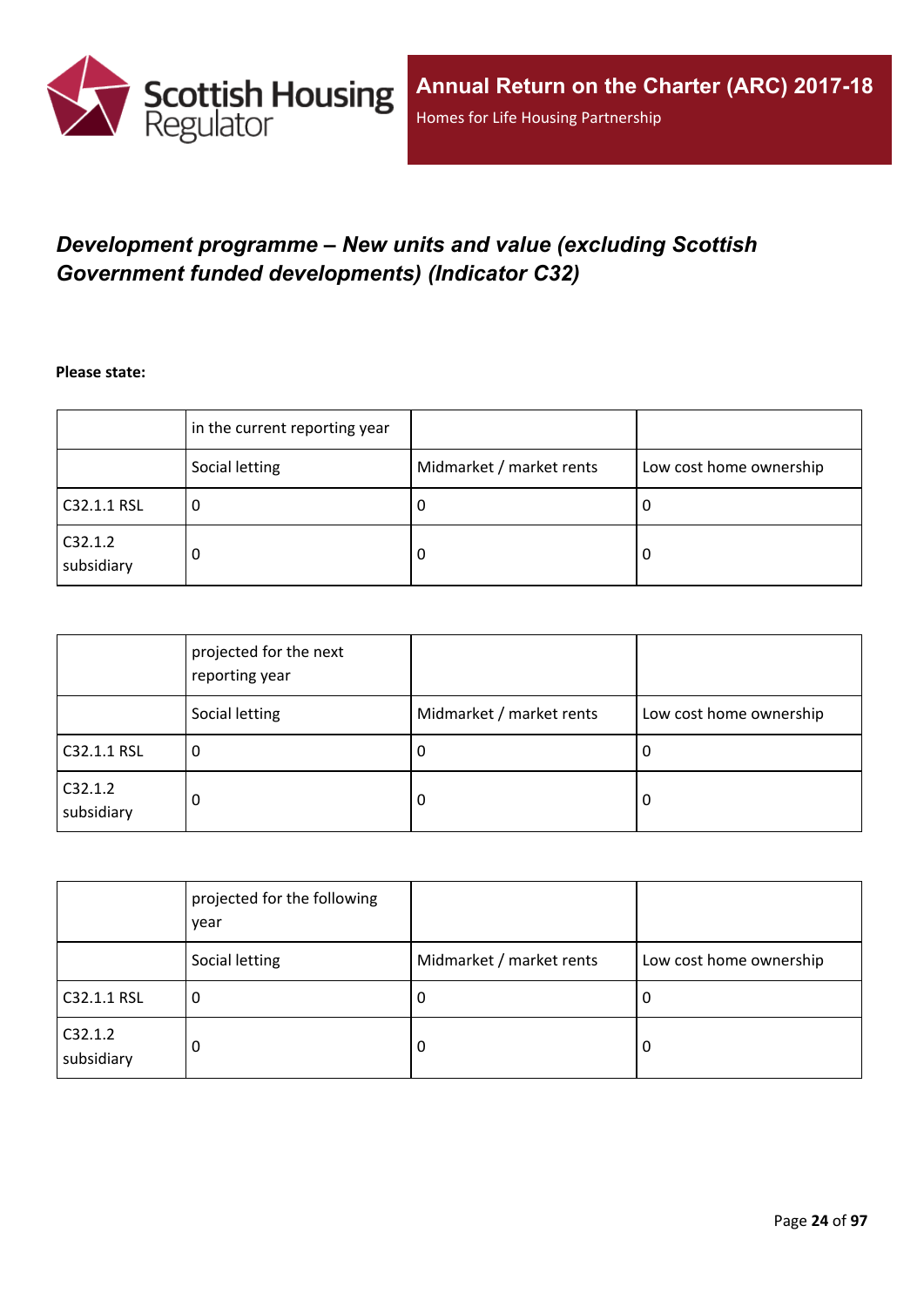## *Development programme – New units and value (excluding Scottish Government funded developments) (Indicator C32)*

**Please state:**

| | in the current reporting year | | |
|---|---|---|---|
| | Social letting | Midmarket / market rents | Low cost home ownership |
| C32.1.1 RSL | 0 | 0 | 0 |
| C32.1.2 subsidiary | 0 | 0 | 0 |

| | projected for the next reporting year | | |
|---|---|---|---|
| | Social letting | Midmarket / market rents | Low cost home ownership |
| C32.1.1 RSL | 0 | 0 | 0 |
| C32.1.2 subsidiary | 0 | 0 | 0 |

| | projected for the following year | | |
|---|---|---|---|
| | Social letting | Midmarket / market rents | Low cost home ownership |
| C32.1.1 RSL | 0 | 0 | 0 |
| C32.1.2 subsidiary | 0 | 0 | 0 |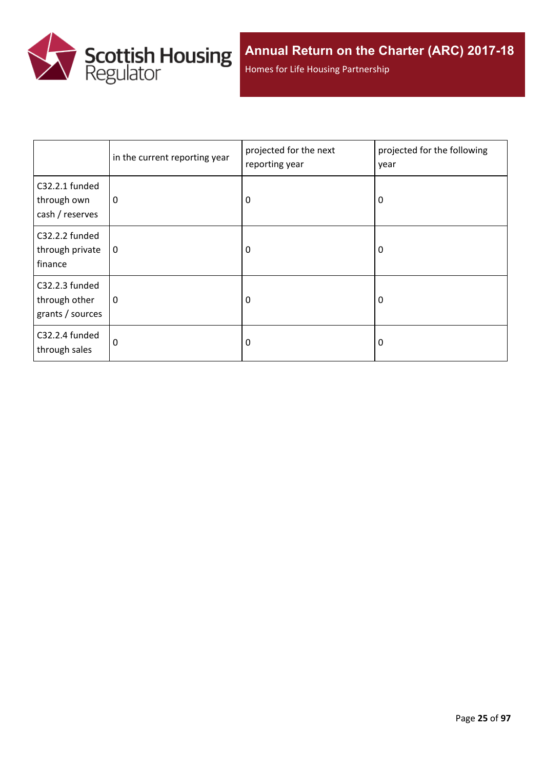|  | in the current reporting year | projected for the next reporting year | projected for the following year |
| --- | --- | --- | --- |
| C32.2.1 funded through own cash / reserves | 0 | 0 | 0 |
| C32.2.2 funded through private finance | 0 | 0 | 0 |
| C32.2.3 funded through other grants / sources | 0 | 0 | 0 |
| C32.2.4 funded through sales | 0 | 0 | 0 |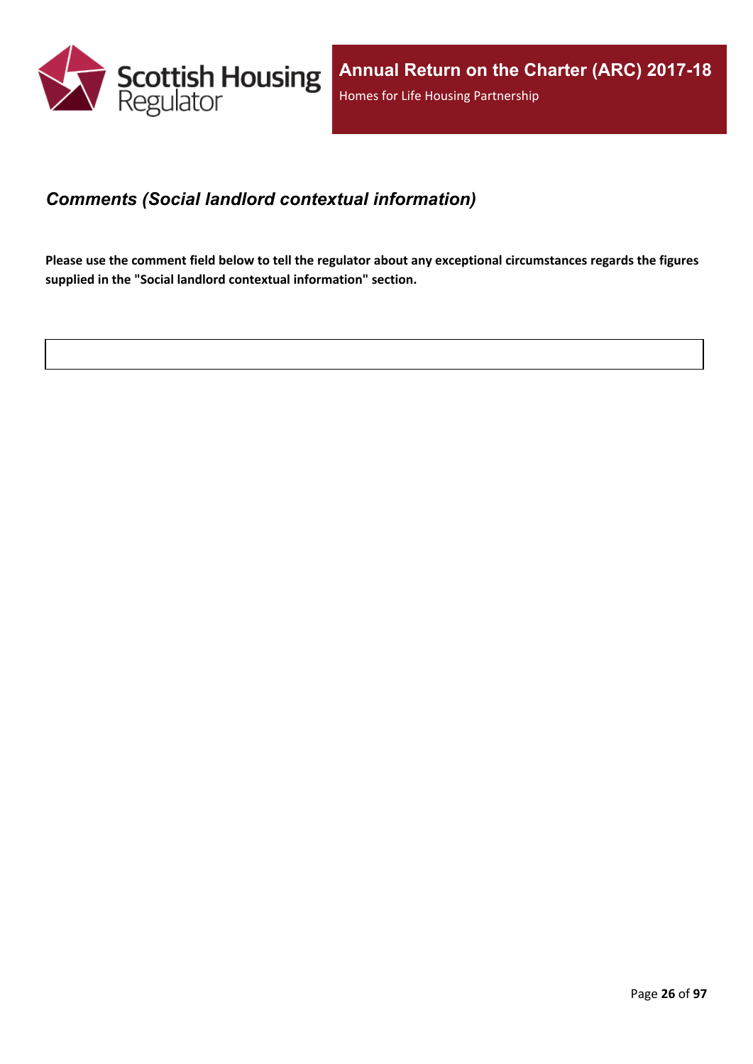## *Comments (Social landlord contextual information)*

**Please use the comment field below to tell the regulator about any exceptional circumstances regards the figures supplied in the "Social landlord contextual information" section.**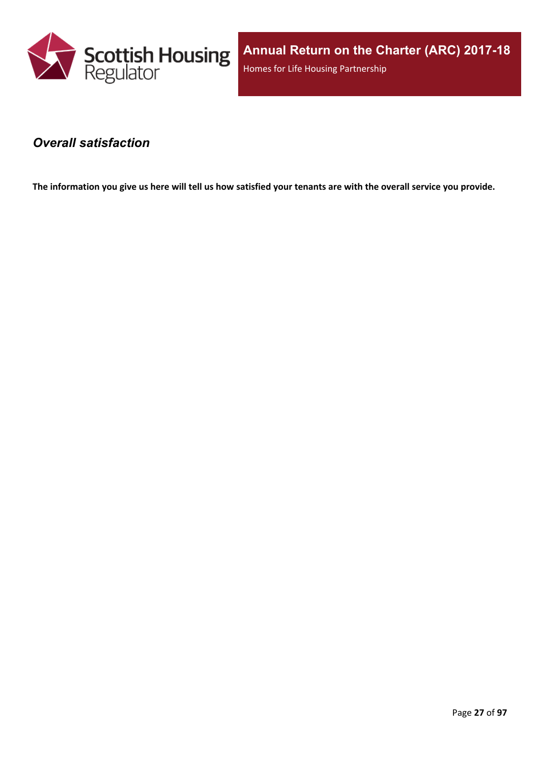## *Overall satisfaction*

**The information you give us here will tell us how satisfied your tenants are with the overall service you provide.**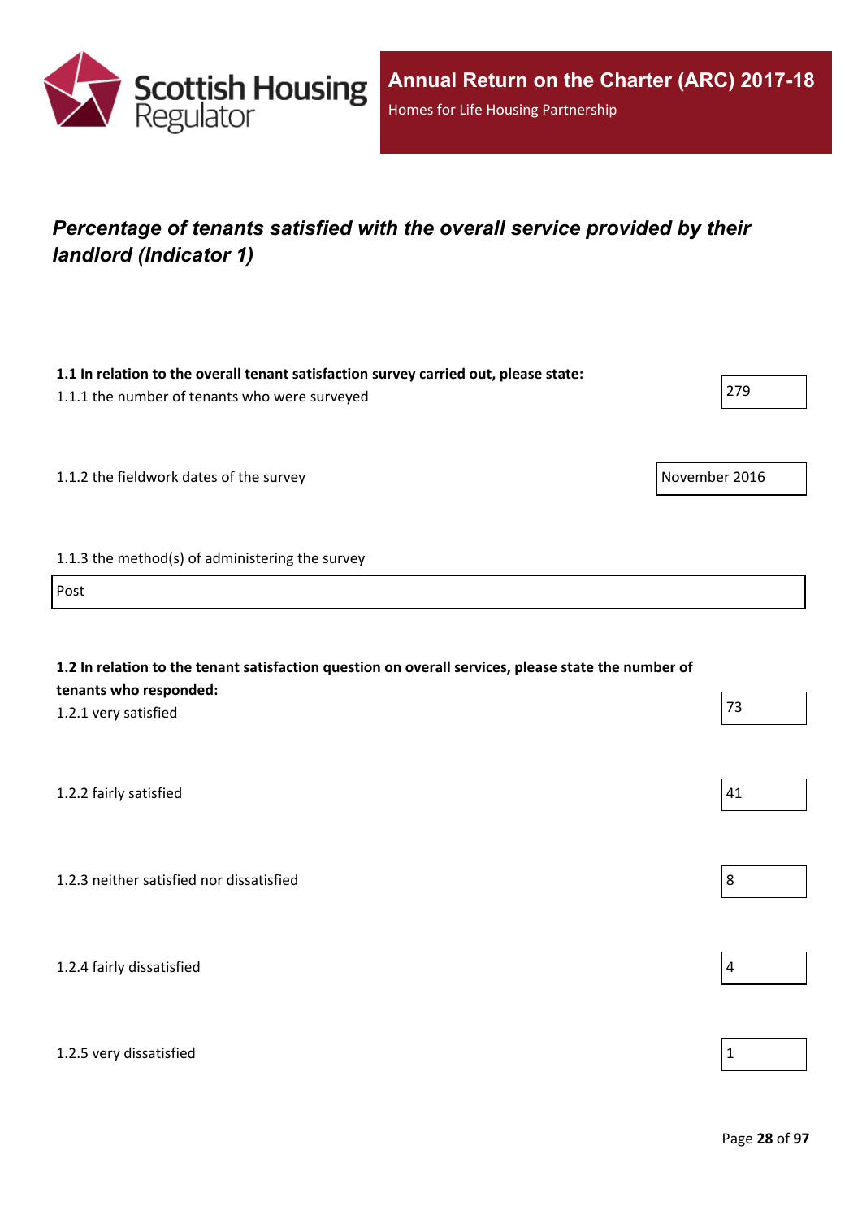## *Percentage of tenants satisfied with the overall service provided by their landlord (Indicator 1)*

**1.1 In relation to the overall tenant satisfaction survey carried out, please state:**

1.1.1 the number of tenants who were surveyed

279

1.1.2 the fieldwork dates of the survey

November 2016

1.1.3 the method(s) of administering the survey

Post

**1.2 In relation to the tenant satisfaction question on overall services, please state the number of tenants who responded:**

1.2.1 very satisfied

73

1.2.2 fairly satisfied

41

1.2.3 neither satisfied nor dissatisfied

8

1.2.4 fairly dissatisfied

4

1.2.5 very dissatisfied

1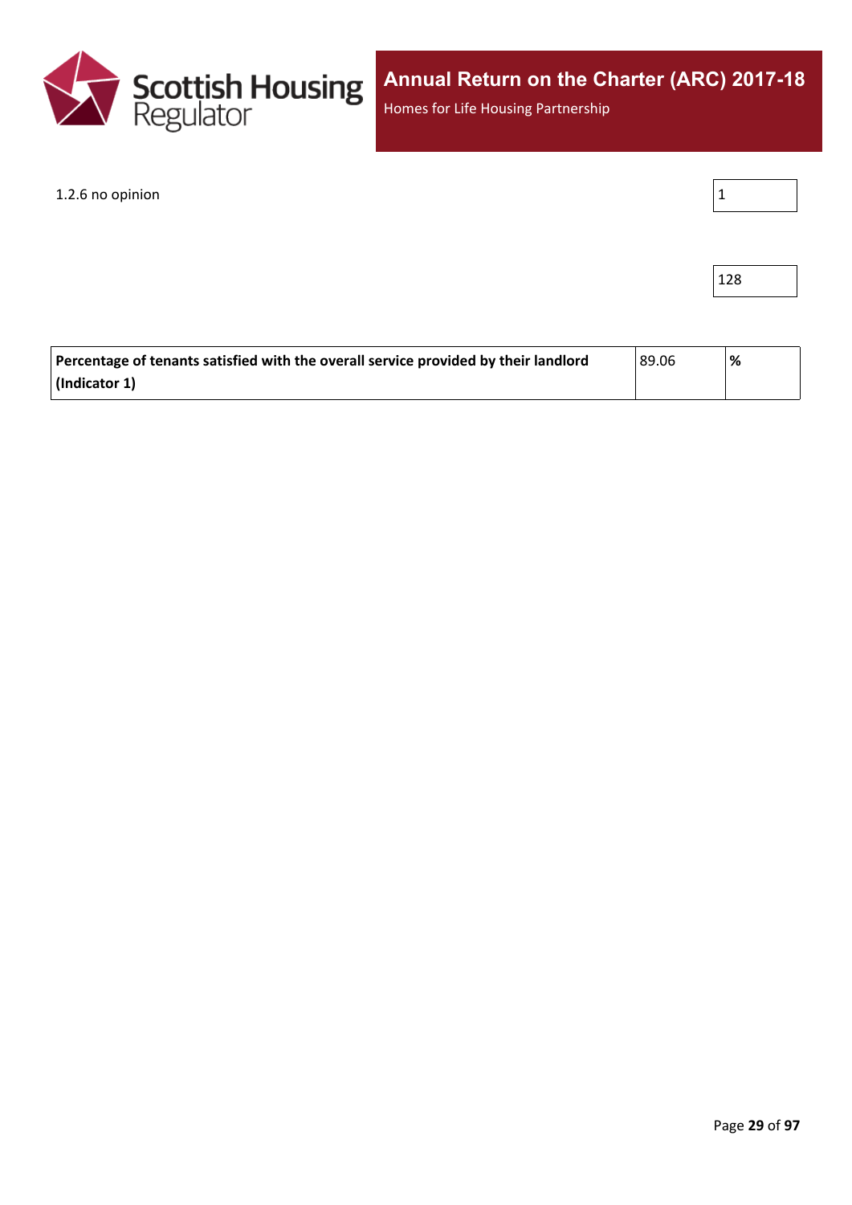1.2.6 no opinion | 1

| 128 |

| Percentage of tenants satisfied with the overall service provided by their landlord (Indicator 1) | 89.06 | % |
|---|---|---|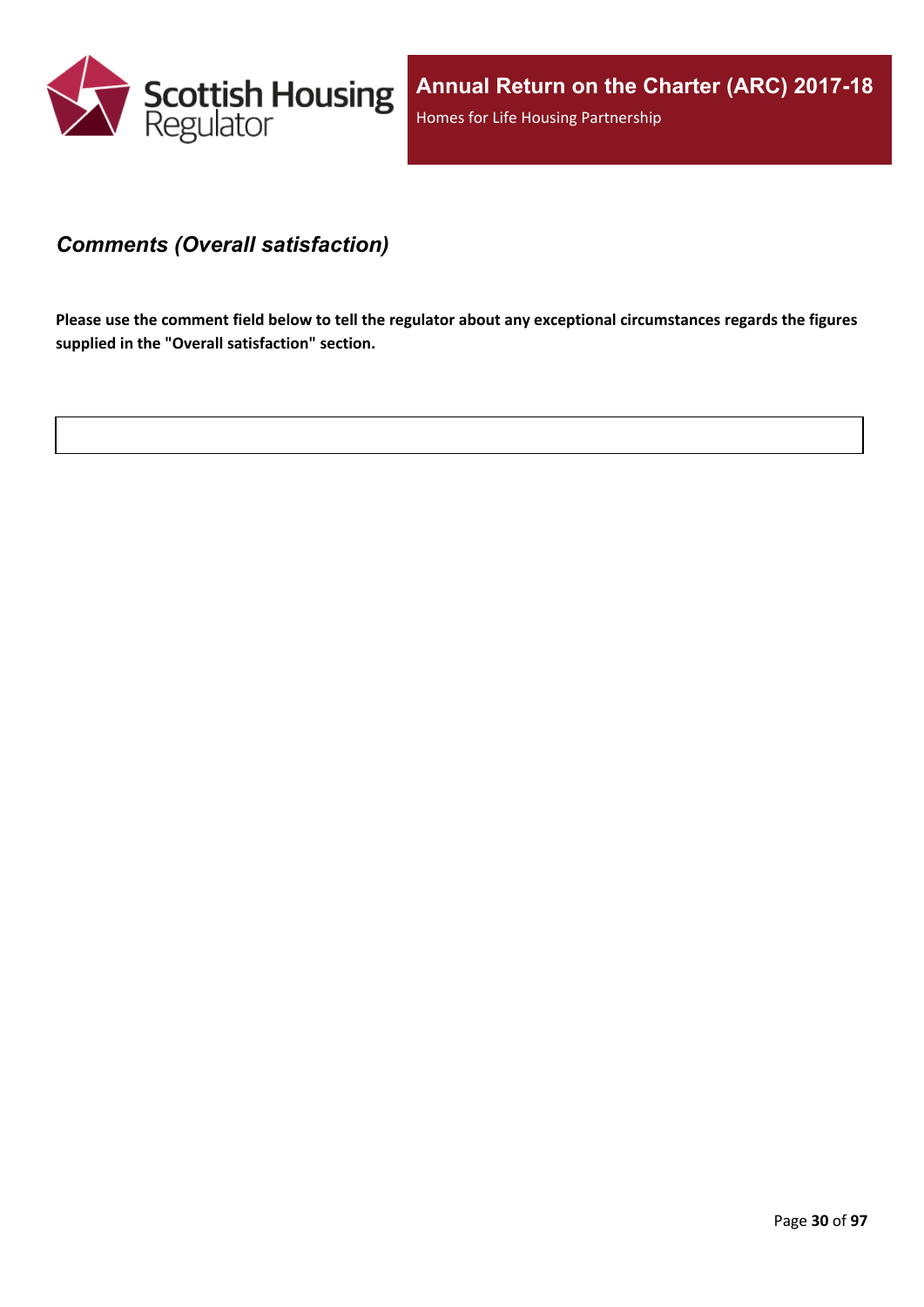### *Comments (Overall satisfaction)*

**Please use the comment field below to tell the regulator about any exceptional circumstances regards the figures supplied in the "Overall satisfaction" section.**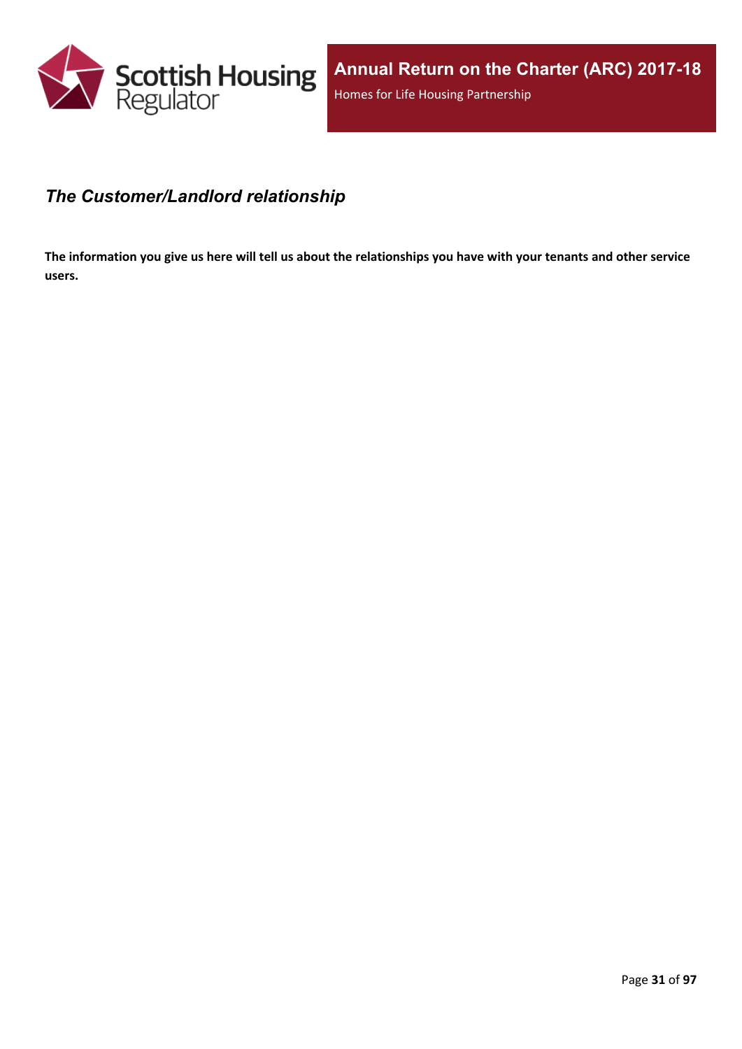## *The Customer/Landlord relationship*

**The information you give us here will tell us about the relationships you have with your tenants and other service users.**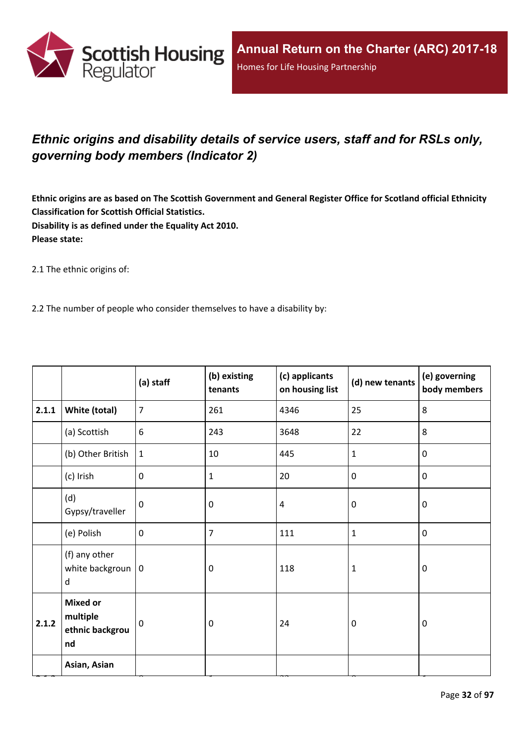## *Ethnic origins and disability details of service users, staff and for RSLs only, governing body members (Indicator 2)*

**Ethnic origins are as based on The Scottish Government and General Register Office for Scotland official Ethnicity Classification for Scottish Official Statistics.**
**Disability is as defined under the Equality Act 2010.**
**Please state:**

2.1 The ethnic origins of:

2.2 The number of people who consider themselves to have a disability by:

| | | (a) staff | (b) existing tenants | (c) applicants on housing list | (d) new tenants | (e) governing body members |
|---|---|---|---|---|---|---|
| **2.1.1** | **White (total)** | 7 | 261 | 4346 | 25 | 8 |
| | (a) Scottish | 6 | 243 | 3648 | 22 | 8 |
| | (b) Other British | 1 | 10 | 445 | 1 | 0 |
| | (c) Irish | 0 | 1 | 20 | 0 | 0 |
| | (d) Gypsy/traveller | 0 | 0 | 4 | 0 | 0 |
| | (e) Polish | 0 | 7 | 111 | 1 | 0 |
| | (f) any other white background | 0 | 0 | 118 | 1 | 0 |
| **2.1.2** | **Mixed or multiple ethnic background** | 0 | 0 | 24 | 0 | 0 |
| | **Asian, Asian** | | | | | |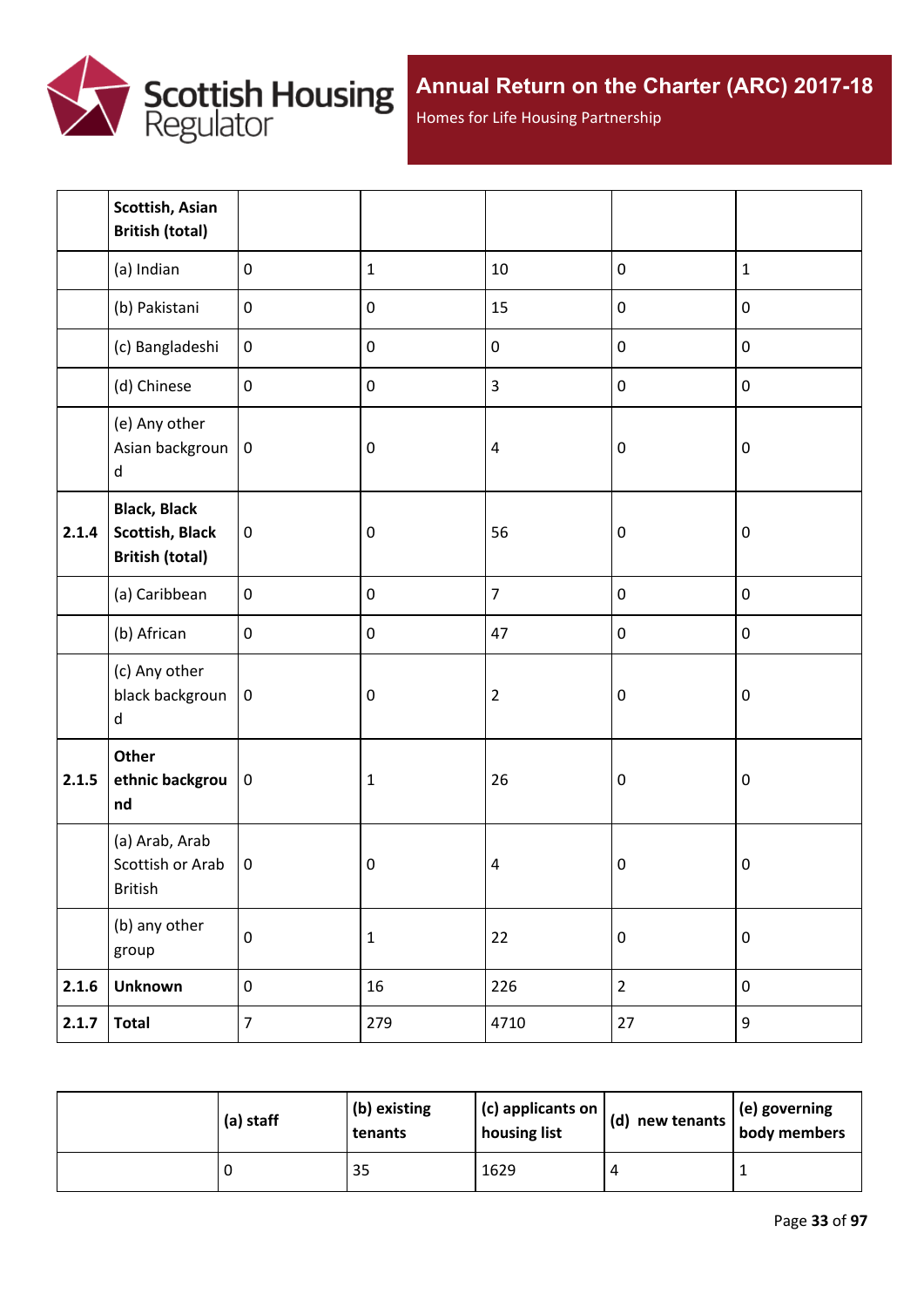| | Scottish, Asian British (total) | | | | | |
|---|---|---|---|---|---|---|
| | (a) Indian | 0 | 1 | 10 | 0 | 1 |
| | (b) Pakistani | 0 | 0 | 15 | 0 | 0 |
| | (c) Bangladeshi | 0 | 0 | 0 | 0 | 0 |
| | (d) Chinese | 0 | 0 | 3 | 0 | 0 |
| | (e) Any other Asian background | 0 | 0 | 4 | 0 | 0 |
| 2.1.4 | **Black, Black Scottish, Black British (total)** | 0 | 0 | 56 | 0 | 0 |
| | (a) Caribbean | 0 | 0 | 7 | 0 | 0 |
| | (b) African | 0 | 0 | 47 | 0 | 0 |
| | (c) Any other black background | 0 | 0 | 2 | 0 | 0 |
| 2.1.5 | **Other ethnic background** | 0 | 1 | 26 | 0 | 0 |
| | (a) Arab, Arab Scottish or Arab British | 0 | 0 | 4 | 0 | 0 |
| | (b) any other group | 0 | 1 | 22 | 0 | 0 |
| 2.1.6 | **Unknown** | 0 | 16 | 226 | 2 | 0 |
| 2.1.7 | **Total** | 7 | 279 | 4710 | 27 | 9 |

| | (a) staff | (b) existing tenants | (c) applicants on housing list | (d) new tenants | (e) governing body members |
|---|---|---|---|---|---|
| | 0 | 35 | 1629 | 4 | 1 |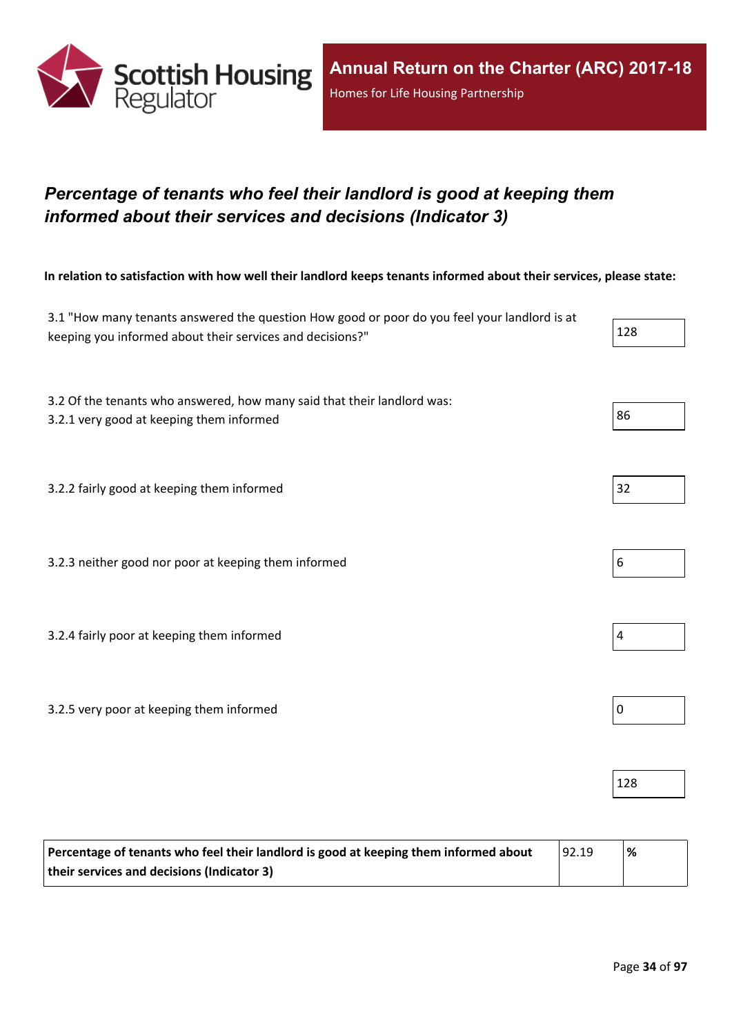## *Percentage of tenants who feel their landlord is good at keeping them informed about their services and decisions (Indicator 3)*

**In relation to satisfaction with how well their landlord keeps tenants informed about their services, please state:**

| | |
|---|---|
| 3.1 "How many tenants answered the question How good or poor do you feel your landlord is at keeping you informed about their services and decisions?" | 128 |
| 3.2 Of the tenants who answered, how many said that their landlord was:<br>3.2.1 very good at keeping them informed | 86 |
| 3.2.2 fairly good at keeping them informed | 32 |
| 3.2.3 neither good nor poor at keeping them informed | 6 |
| 3.2.4 fairly poor at keeping them informed | 4 |
| 3.2.5 very poor at keeping them informed | 0 |
| | 128 |

| | | |
|---|---|---|
| **Percentage of tenants who feel their landlord is good at keeping them informed about their services and decisions (Indicator 3)** | 92.19 | **%** |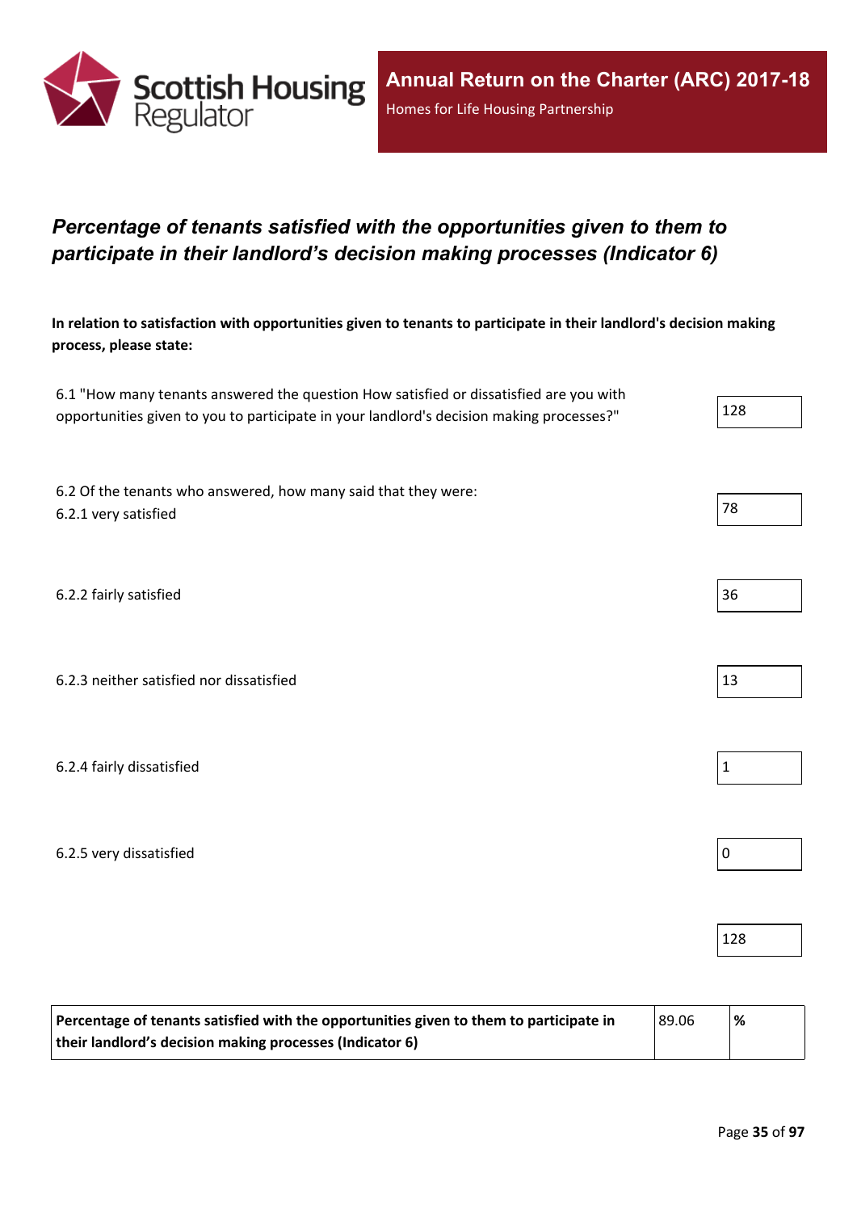## *Percentage of tenants satisfied with the opportunities given to them to participate in their landlord's decision making processes (Indicator 6)*

**In relation to satisfaction with opportunities given to tenants to participate in their landlord's decision making process, please state:**

6.1 "How many tenants answered the question How satisfied or dissatisfied are you with opportunities given to you to participate in your landlord's decision making processes?" 128

6.2 Of the tenants who answered, how many said that they were:

6.2.1 very satisfied 78

6.2.2 fairly satisfied 36

6.2.3 neither satisfied nor dissatisfied 13

6.2.4 fairly dissatisfied 1

6.2.5 very dissatisfied 0

128

| **Percentage of tenants satisfied with the opportunities given to them to participate in their landlord's decision making processes (Indicator 6)** | 89.06 | **%** |
|---|---|---|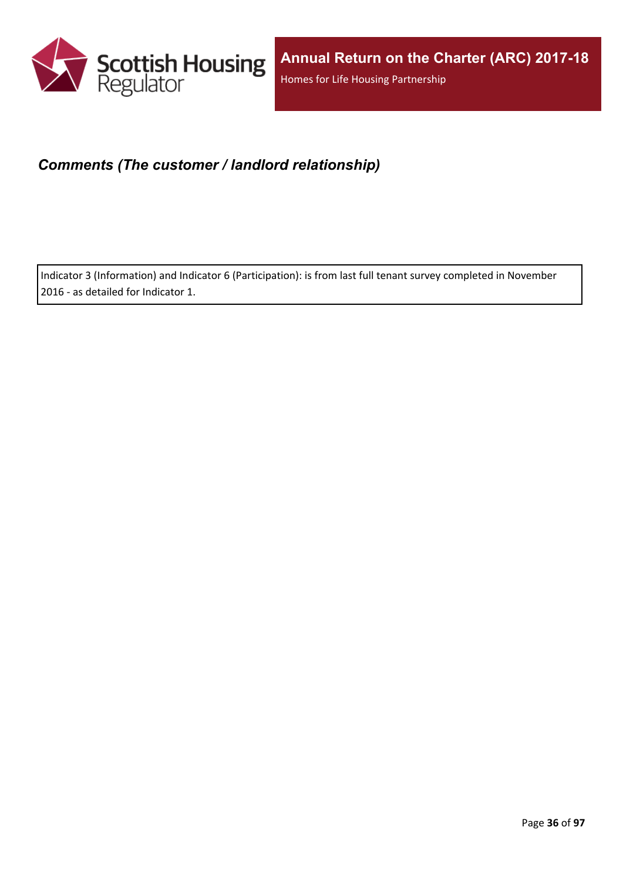## *Comments (The customer / landlord relationship)*

Indicator 3 (Information) and Indicator 6 (Participation): is from last full tenant survey completed in November 2016 - as detailed for Indicator 1.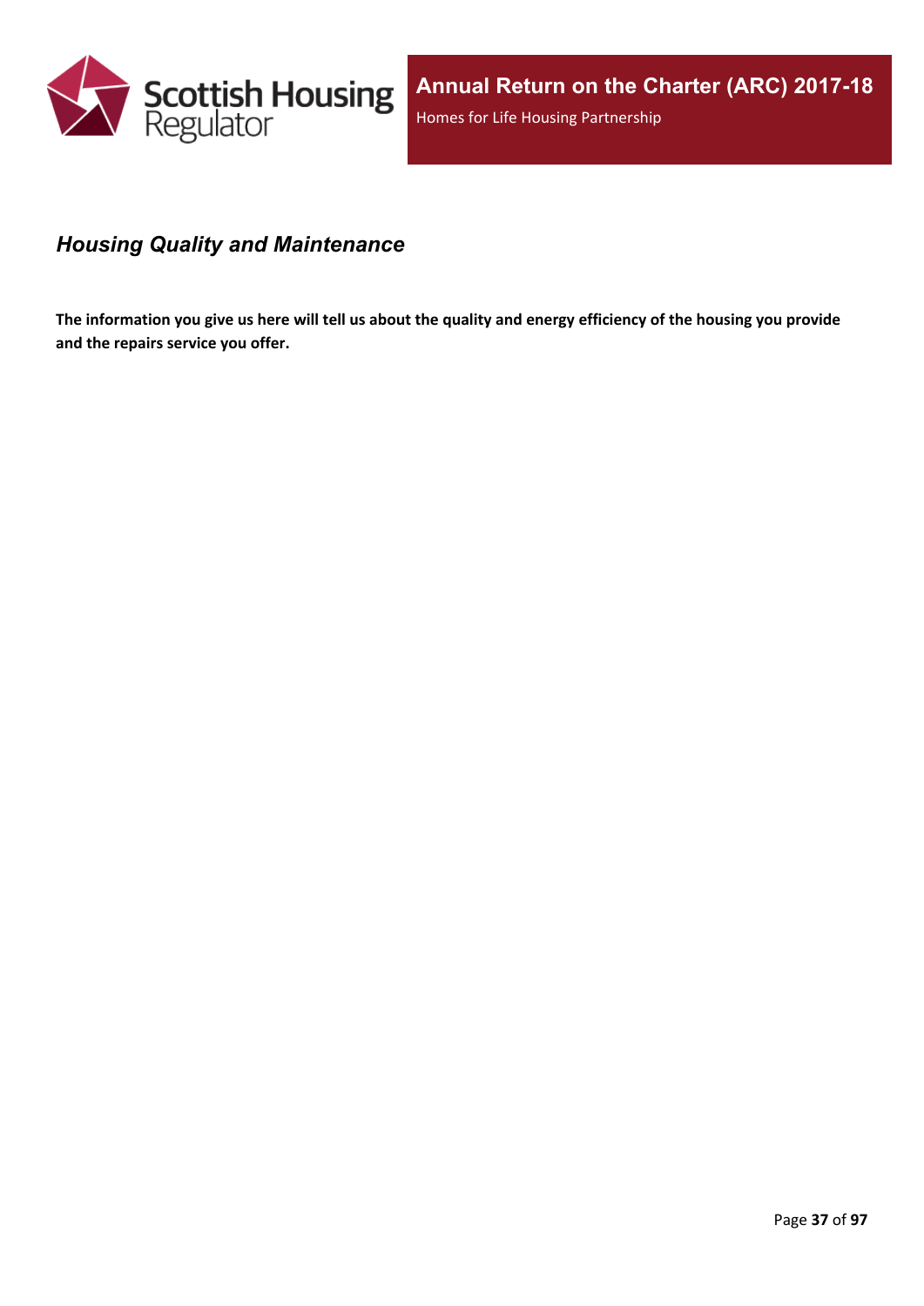## *Housing Quality and Maintenance*

**The information you give us here will tell us about the quality and energy efficiency of the housing you provide and the repairs service you offer.**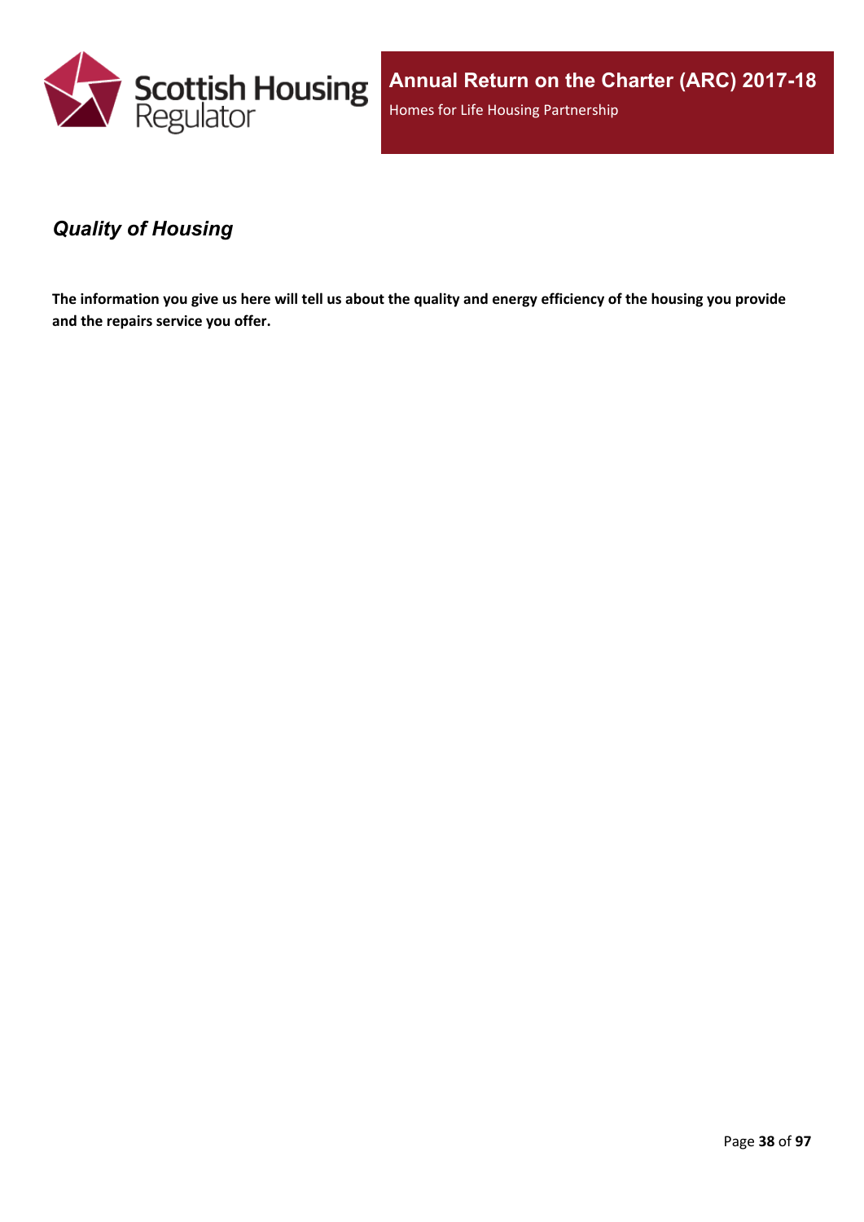## *Quality of Housing*

**The information you give us here will tell us about the quality and energy efficiency of the housing you provide and the repairs service you offer.**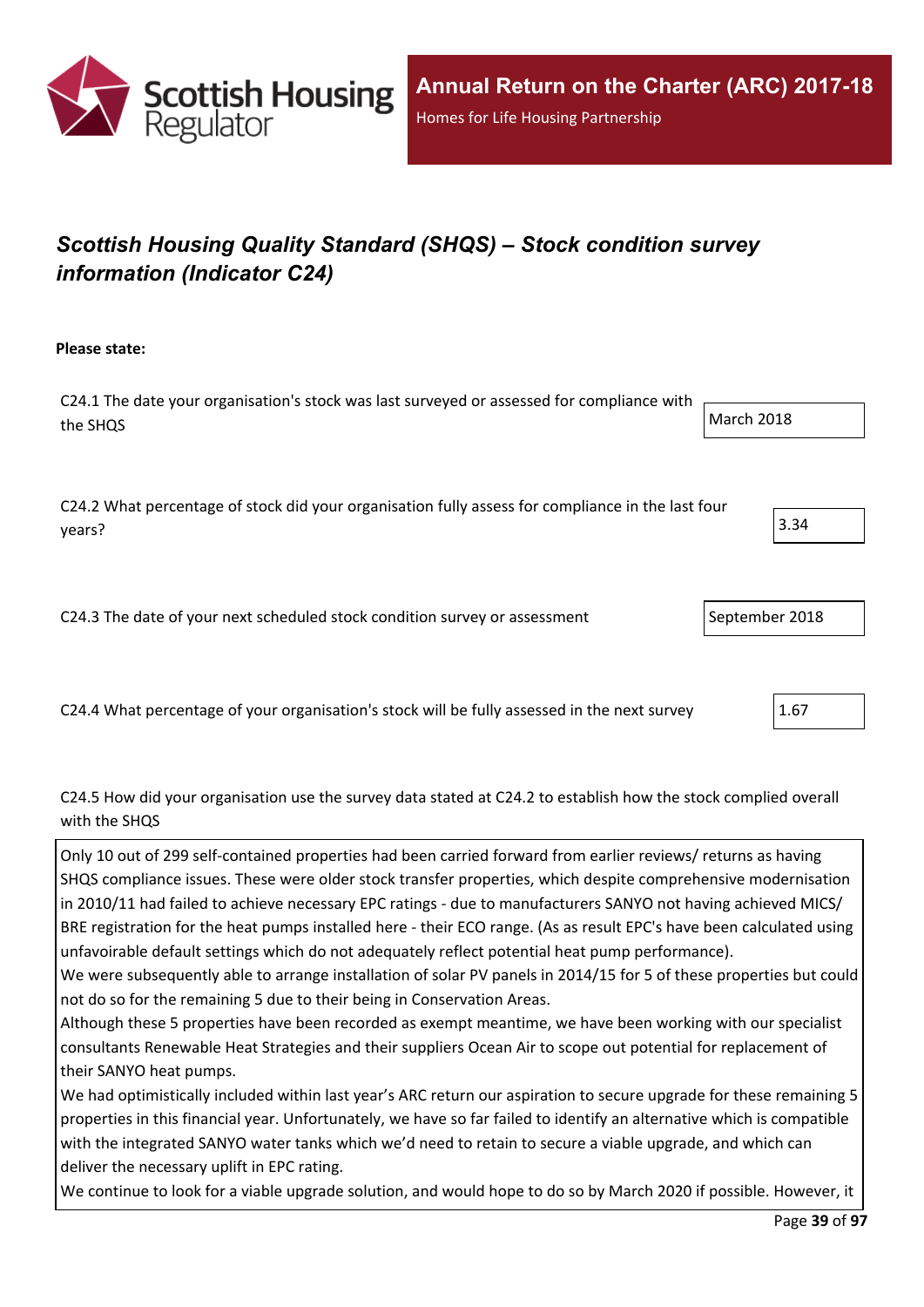## *Scottish Housing Quality Standard (SHQS) – Stock condition survey information (Indicator C24)*

**Please state:**

| | |
|---|---|
| C24.1 The date your organisation's stock was last surveyed or assessed for compliance with the SHQS | March 2018 |
| C24.2 What percentage of stock did your organisation fully assess for compliance in the last four years? | 3.34 |
| C24.3 The date of your next scheduled stock condition survey or assessment | September 2018 |
| C24.4 What percentage of your organisation's stock will be fully assessed in the next survey | 1.67 |

C24.5 How did your organisation use the survey data stated at C24.2 to establish how the stock complied overall with the SHQS

Only 10 out of 299 self-contained properties had been carried forward from earlier reviews/ returns as having SHQS compliance issues. These were older stock transfer properties, which despite comprehensive modernisation in 2010/11 had failed to achieve necessary EPC ratings - due to manufacturers SANYO not having achieved MICS/ BRE registration for the heat pumps installed here - their ECO range. (As as result EPC's have been calculated using unfavoirable default settings which do not adequately reflect potential heat pump performance).
We were subsequently able to arrange installation of solar PV panels in 2014/15 for 5 of these properties but could not do so for the remaining 5 due to their being in Conservation Areas.
Although these 5 properties have been recorded as exempt meantime, we have been working with our specialist consultants Renewable Heat Strategies and their suppliers Ocean Air to scope out potential for replacement of their SANYO heat pumps.
We had optimistically included within last year's ARC return our aspiration to secure upgrade for these remaining 5 properties in this financial year. Unfortunately, we have so far failed to identify an alternative which is compatible with the integrated SANYO water tanks which we'd need to retain to secure a viable upgrade, and which can deliver the necessary uplift in EPC rating.
We continue to look for a viable upgrade solution, and would hope to do so by March 2020 if possible. However, it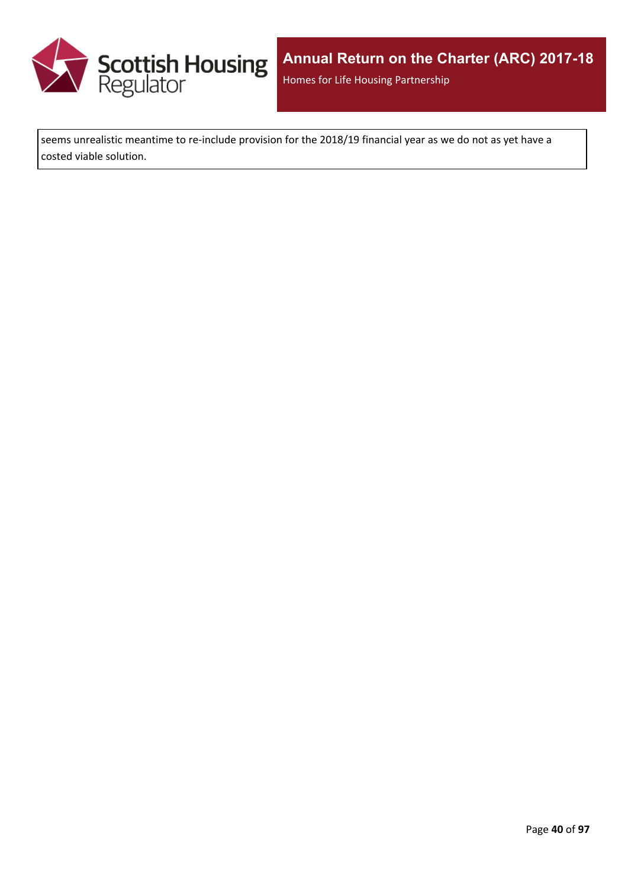seems unrealistic meantime to re-include provision for the 2018/19 financial year as we do not as yet have a costed viable solution.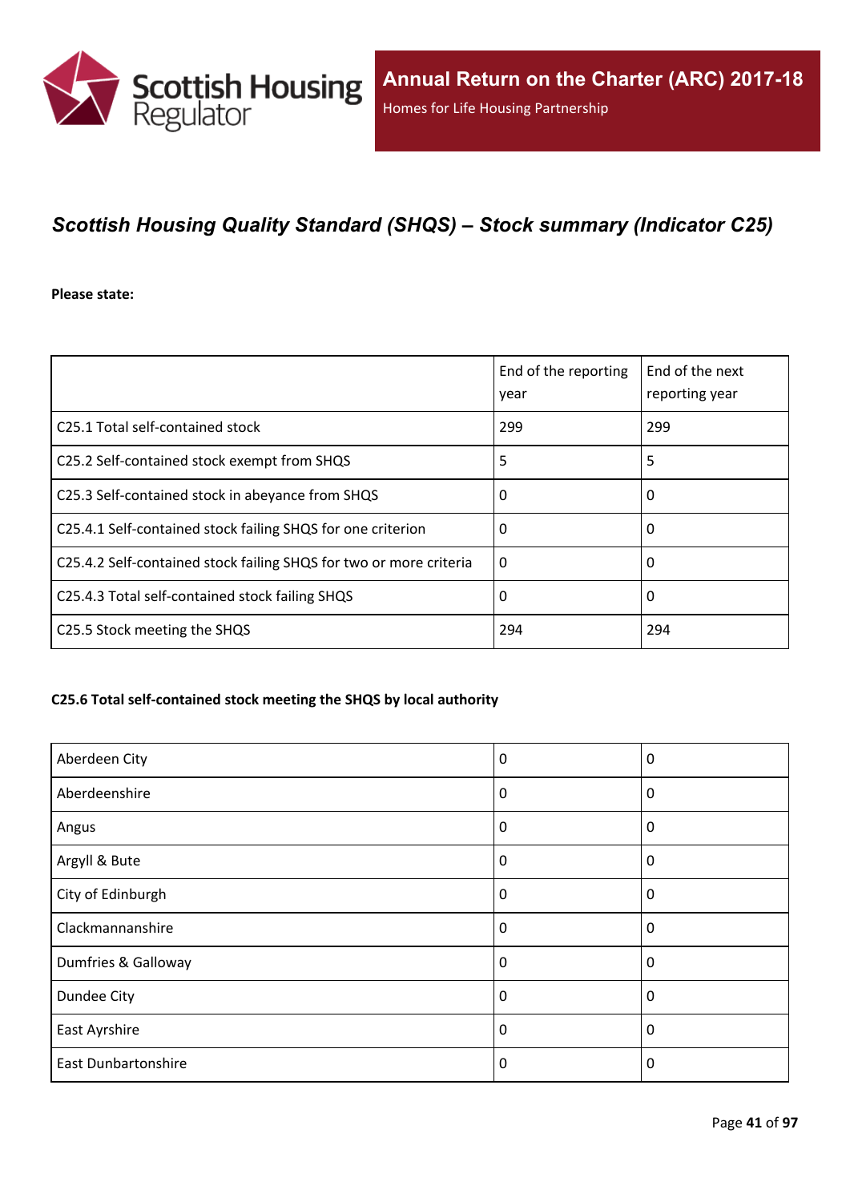## *Scottish Housing Quality Standard (SHQS) – Stock summary (Indicator C25)*

**Please state:**

| | End of the reporting year | End of the next reporting year |
|---|---|---|
| C25.1 Total self-contained stock | 299 | 299 |
| C25.2 Self-contained stock exempt from SHQS | 5 | 5 |
| C25.3 Self-contained stock in abeyance from SHQS | 0 | 0 |
| C25.4.1 Self-contained stock failing SHQS for one criterion | 0 | 0 |
| C25.4.2 Self-contained stock failing SHQS for two or more criteria | 0 | 0 |
| C25.4.3 Total self-contained stock failing SHQS | 0 | 0 |
| C25.5 Stock meeting the SHQS | 294 | 294 |

**C25.6 Total self-contained stock meeting the SHQS by local authority**

| | | |
|---|---|---|
| Aberdeen City | 0 | 0 |
| Aberdeenshire | 0 | 0 |
| Angus | 0 | 0 |
| Argyll & Bute | 0 | 0 |
| City of Edinburgh | 0 | 0 |
| Clackmannanshire | 0 | 0 |
| Dumfries & Galloway | 0 | 0 |
| Dundee City | 0 | 0 |
| East Ayrshire | 0 | 0 |
| East Dunbartonshire | 0 | 0 |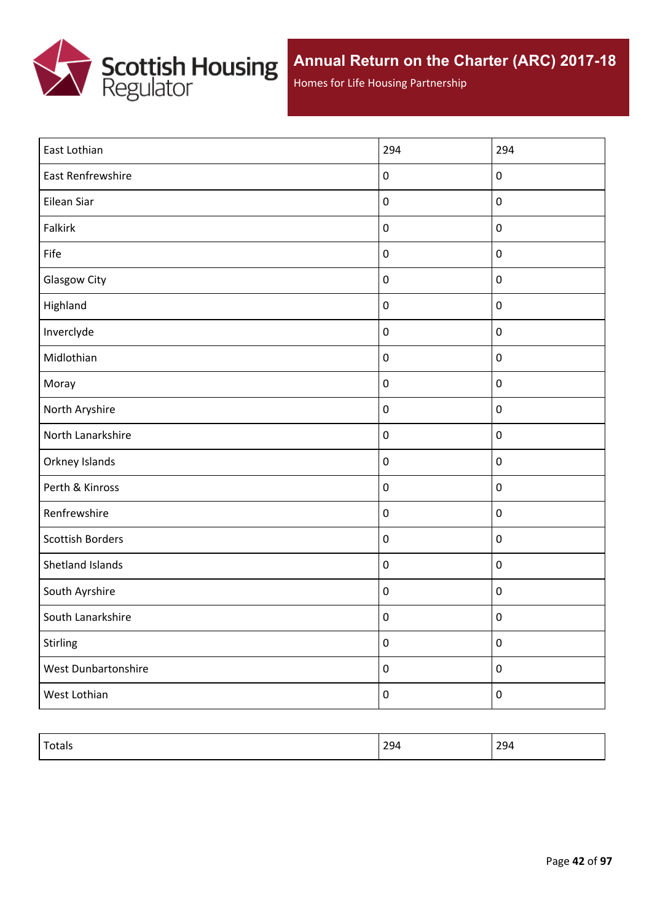| | | |
|---|---|---|
| East Lothian | 294 | 294 |
| East Renfrewshire | 0 | 0 |
| Eilean Siar | 0 | 0 |
| Falkirk | 0 | 0 |
| Fife | 0 | 0 |
| Glasgow City | 0 | 0 |
| Highland | 0 | 0 |
| Inverclyde | 0 | 0 |
| Midlothian | 0 | 0 |
| Moray | 0 | 0 |
| North Aryshire | 0 | 0 |
| North Lanarkshire | 0 | 0 |
| Orkney Islands | 0 | 0 |
| Perth & Kinross | 0 | 0 |
| Renfrewshire | 0 | 0 |
| Scottish Borders | 0 | 0 |
| Shetland Islands | 0 | 0 |
| South Ayrshire | 0 | 0 |
| South Lanarkshire | 0 | 0 |
| Stirling | 0 | 0 |
| West Dunbartonshire | 0 | 0 |
| West Lothian | 0 | 0 |

| | | |
|---|---|---|
| Totals | 294 | 294 |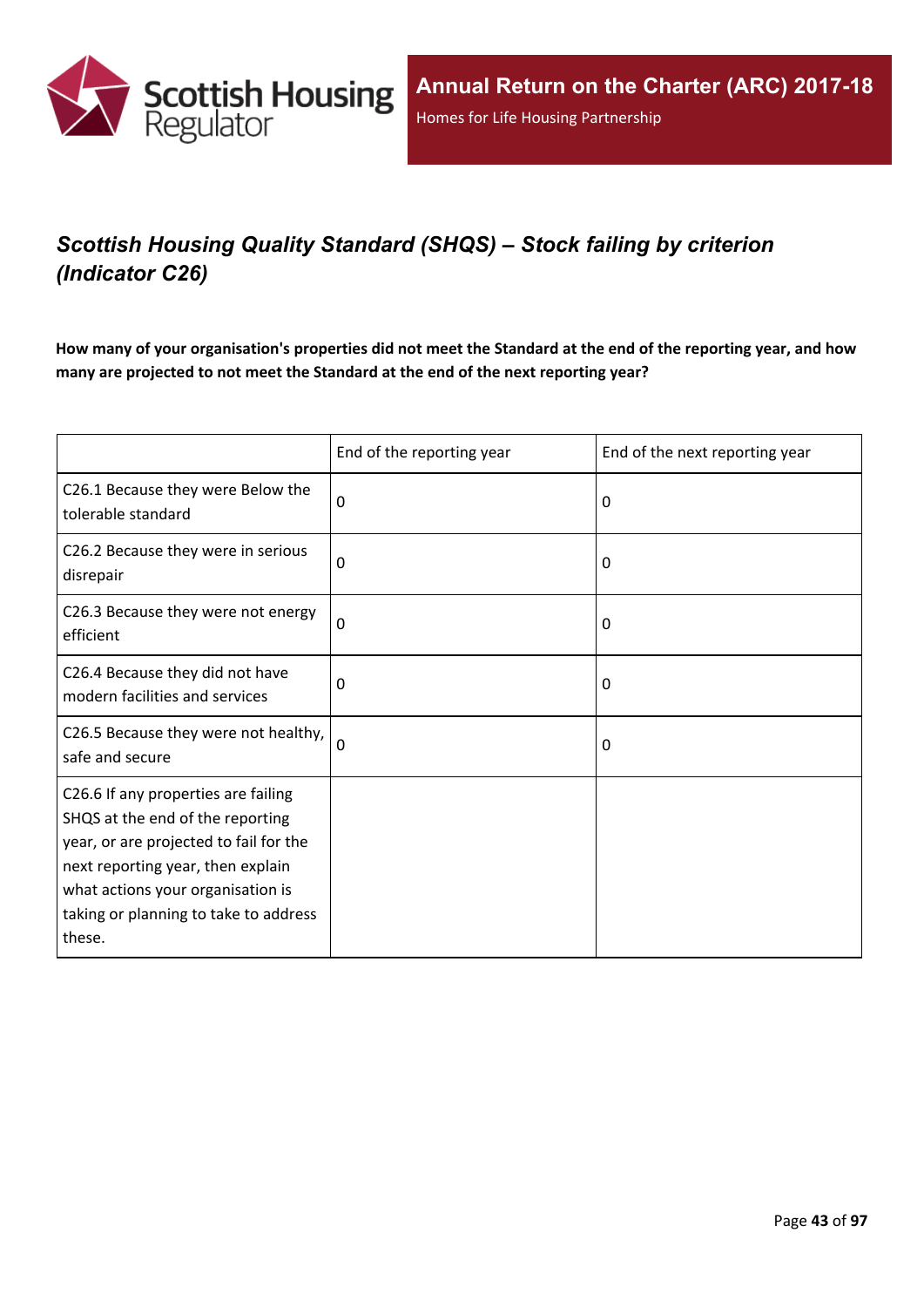## *Scottish Housing Quality Standard (SHQS) – Stock failing by criterion (Indicator C26)*

**How many of your organisation's properties did not meet the Standard at the end of the reporting year, and how many are projected to not meet the Standard at the end of the next reporting year?**

| | End of the reporting year | End of the next reporting year |
|---|---|---|
| C26.1 Because they were Below the tolerable standard | 0 | 0 |
| C26.2 Because they were in serious disrepair | 0 | 0 |
| C26.3 Because they were not energy efficient | 0 | 0 |
| C26.4 Because they did not have modern facilities and services | 0 | 0 |
| C26.5 Because they were not healthy, safe and secure | 0 | 0 |
| C26.6 If any properties are failing SHQS at the end of the reporting year, or are projected to fail for the next reporting year, then explain what actions your organisation is taking or planning to take to address these. | | |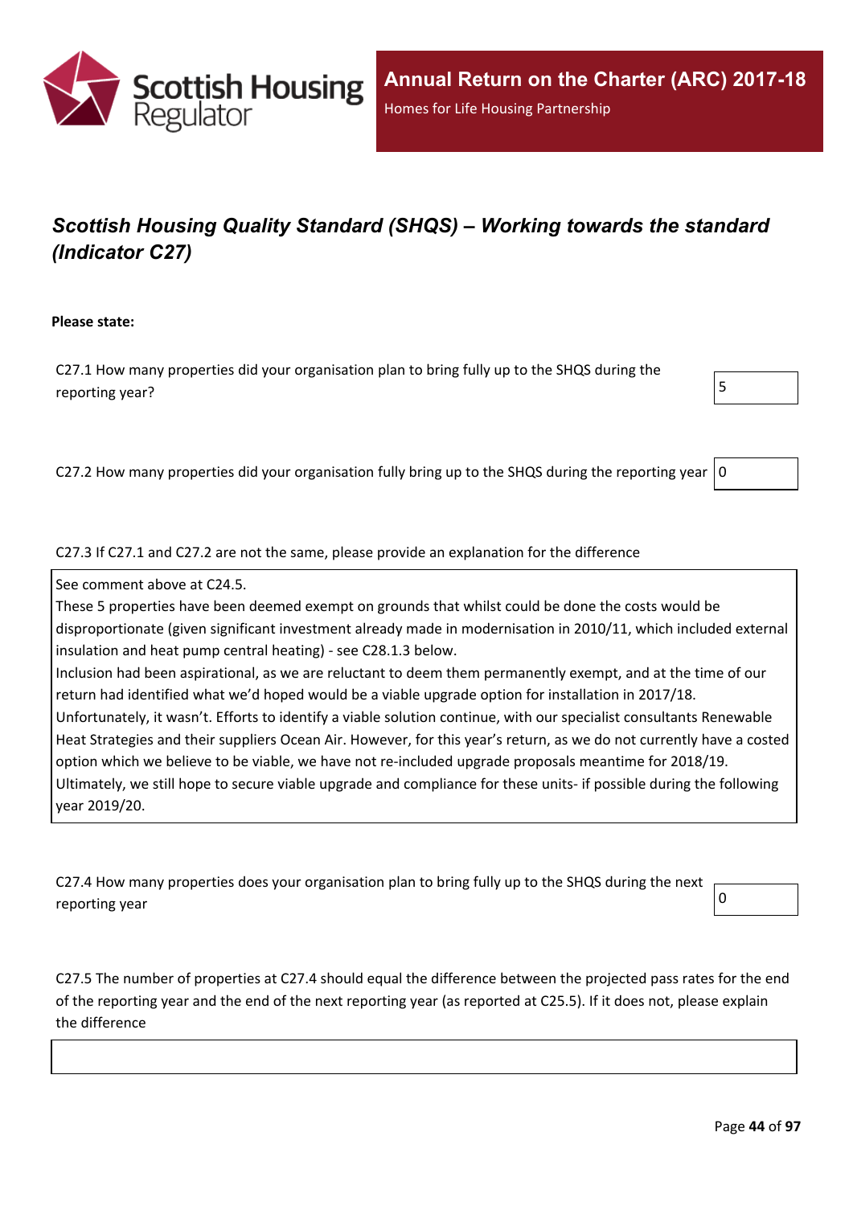## *Scottish Housing Quality Standard (SHQS) – Working towards the standard (Indicator C27)*

**Please state:**

C27.1 How many properties did your organisation plan to bring fully up to the SHQS during the reporting year?

5

C27.2 How many properties did your organisation fully bring up to the SHQS during the reporting year

0

C27.3 If C27.1 and C27.2 are not the same, please provide an explanation for the difference

See comment above at C24.5.
These 5 properties have been deemed exempt on grounds that whilst could be done the costs would be disproportionate (given significant investment already made in modernisation in 2010/11, which included external insulation and heat pump central heating) - see C28.1.3 below.
Inclusion had been aspirational, as we are reluctant to deem them permanently exempt, and at the time of our return had identified what we'd hoped would be a viable upgrade option for installation in 2017/18.
Unfortunately, it wasn't. Efforts to identify a viable solution continue, with our specialist consultants Renewable Heat Strategies and their suppliers Ocean Air. However, for this year's return, as we do not currently have a costed option which we believe to be viable, we have not re-included upgrade proposals meantime for 2018/19.
Ultimately, we still hope to secure viable upgrade and compliance for these units- if possible during the following year 2019/20.

C27.4 How many properties does your organisation plan to bring fully up to the SHQS during the next reporting year

0

C27.5 The number of properties at C27.4 should equal the difference between the projected pass rates for the end of the reporting year and the end of the next reporting year (as reported at C25.5). If it does not, please explain the difference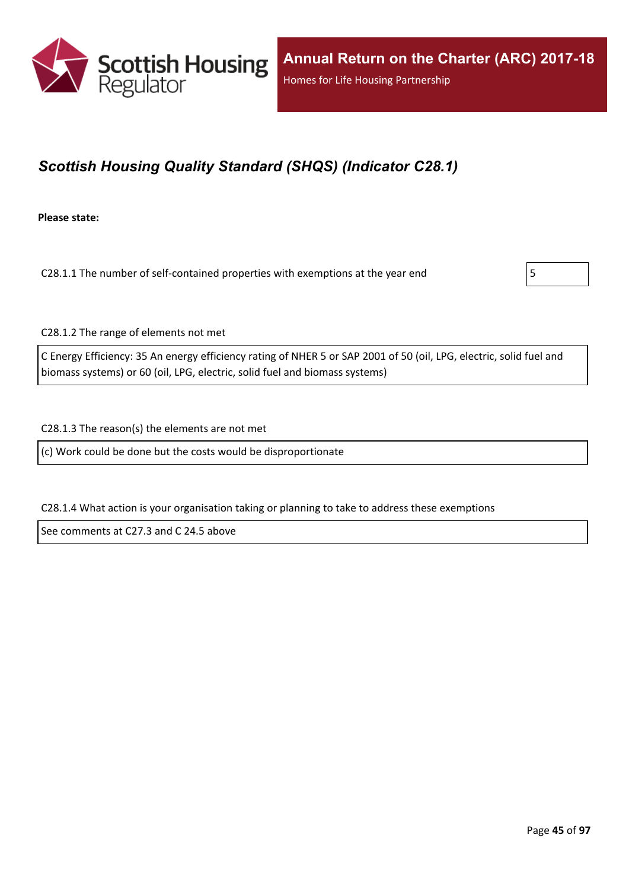## *Scottish Housing Quality Standard (SHQS) (Indicator C28.1)*

**Please state:**

C28.1.1 The number of self-contained properties with exemptions at the year end

5

C28.1.2 The range of elements not met

C Energy Efficiency: 35 An energy efficiency rating of NHER 5 or SAP 2001 of 50 (oil, LPG, electric, solid fuel and biomass systems) or 60 (oil, LPG, electric, solid fuel and biomass systems)

C28.1.3 The reason(s) the elements are not met

(c) Work could be done but the costs would be disproportionate

C28.1.4 What action is your organisation taking or planning to take to address these exemptions

See comments at C27.3 and C 24.5 above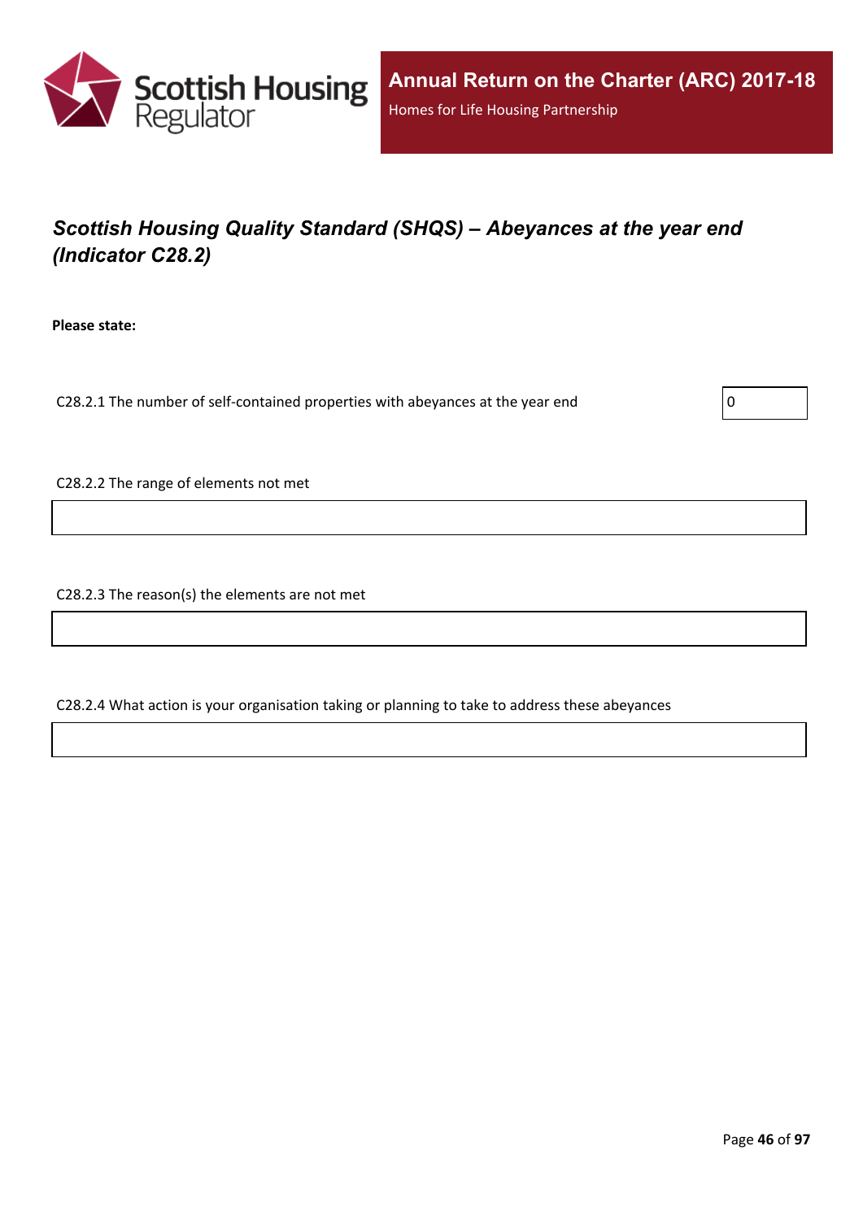# *Scottish Housing Quality Standard (SHQS) – Abeyances at the year end (Indicator C28.2)*

**Please state:**

C28.2.1 The number of self-contained properties with abeyances at the year end: 0

C28.2.2 The range of elements not met

C28.2.3 The reason(s) the elements are not met

C28.2.4 What action is your organisation taking or planning to take to address these abeyances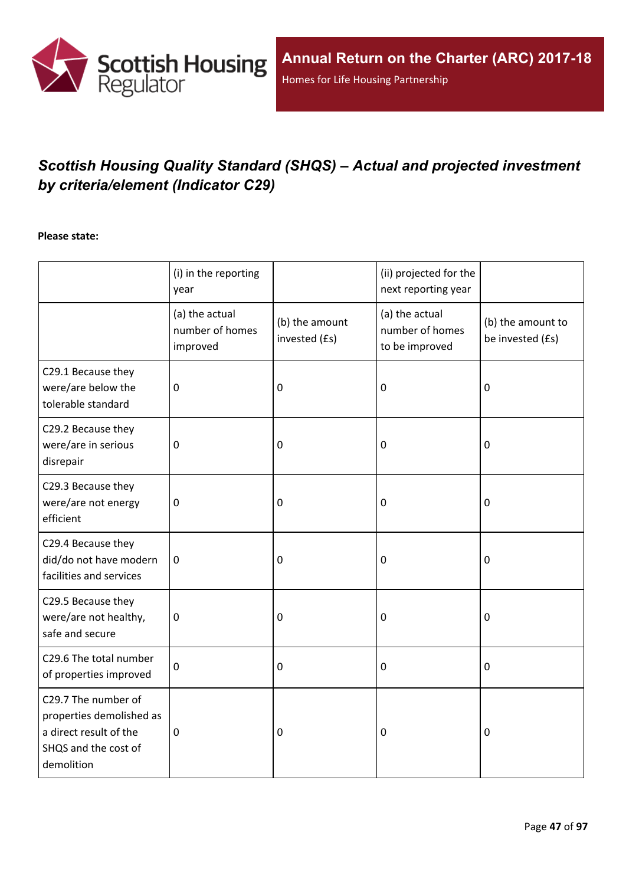## *Scottish Housing Quality Standard (SHQS) – Actual and projected investment by criteria/element (Indicator C29)*

**Please state:**

| | (i) in the reporting year | | (ii) projected for the next reporting year | |
|---|---|---|---|---|
| | (a) the actual number of homes improved | (b) the amount invested (£s) | (a) the actual number of homes to be improved | (b) the amount to be invested (£s) |
| C29.1 Because they were/are below the tolerable standard | 0 | 0 | 0 | 0 |
| C29.2 Because they were/are in serious disrepair | 0 | 0 | 0 | 0 |
| C29.3 Because they were/are not energy efficient | 0 | 0 | 0 | 0 |
| C29.4 Because they did/do not have modern facilities and services | 0 | 0 | 0 | 0 |
| C29.5 Because they were/are not healthy, safe and secure | 0 | 0 | 0 | 0 |
| C29.6 The total number of properties improved | 0 | 0 | 0 | 0 |
| C29.7 The number of properties demolished as a direct result of the SHQS and the cost of demolition | 0 | 0 | 0 | 0 |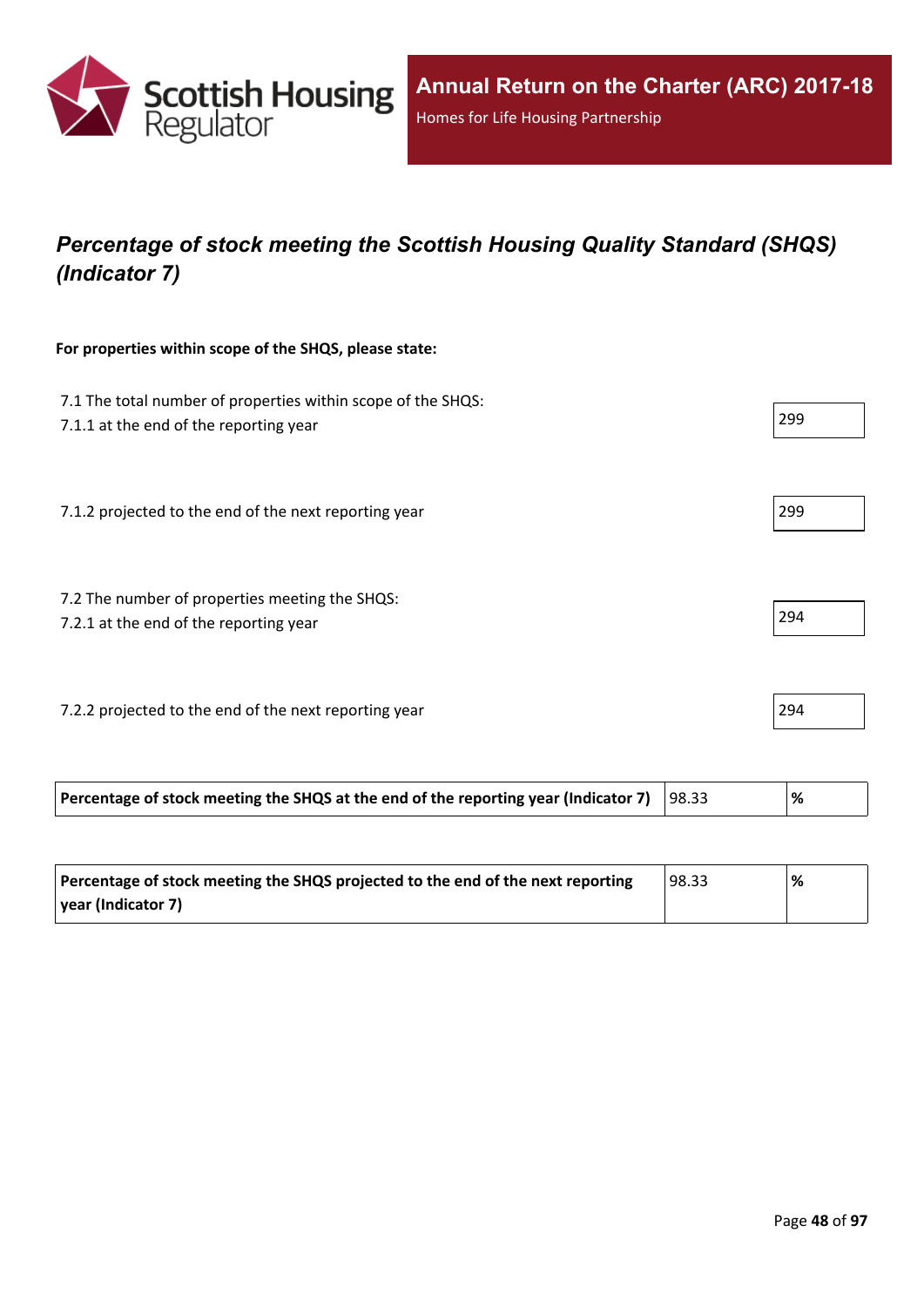# *Percentage of stock meeting the Scottish Housing Quality Standard (SHQS) (Indicator 7)*

**For properties within scope of the SHQS, please state:**

| | |
|---|---|
| 7.1 The total number of properties within scope of the SHQS:<br>7.1.1 at the end of the reporting year | 299 |
| 7.1.2 projected to the end of the next reporting year | 299 |
| 7.2 The number of properties meeting the SHQS:<br>7.2.1 at the end of the reporting year | 294 |
| 7.2.2 projected to the end of the next reporting year | 294 |

| | | |
|---|---|---|
| **Percentage of stock meeting the SHQS at the end of the reporting year (Indicator 7)** | 98.33 | **%** |

| | | |
|---|---|---|
| **Percentage of stock meeting the SHQS projected to the end of the next reporting year (Indicator 7)** | 98.33 | **%** |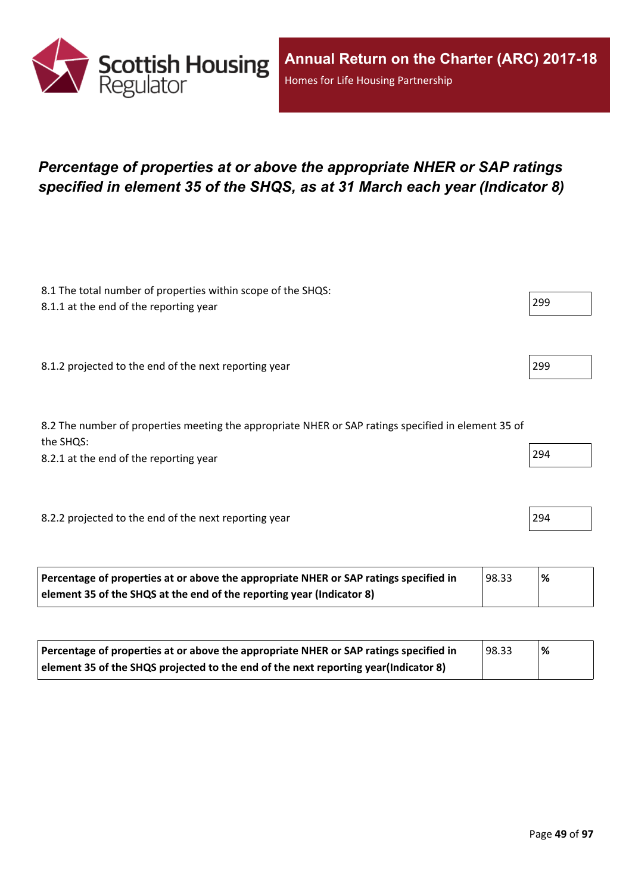## Percentage of properties at or above the appropriate NHER or SAP ratings specified in element 35 of the SHQS, as at 31 March each year (Indicator 8)

8.1 The total number of properties within scope of the SHQS:

8.1.1 at the end of the reporting year: 299

8.1.2 projected to the end of the next reporting year: 299

8.2 The number of properties meeting the appropriate NHER or SAP ratings specified in element 35 of the SHQS:

8.2.1 at the end of the reporting year: 294

8.2.2 projected to the end of the next reporting year: 294

| | | |
|---|---|---|
| **Percentage of properties at or above the appropriate NHER or SAP ratings specified in element 35 of the SHQS at the end of the reporting year (Indicator 8)** | 98.33 | **%** |

| | | |
|---|---|---|
| **Percentage of properties at or above the appropriate NHER or SAP ratings specified in element 35 of the SHQS projected to the end of the next reporting year(Indicator 8)** | 98.33 | **%** |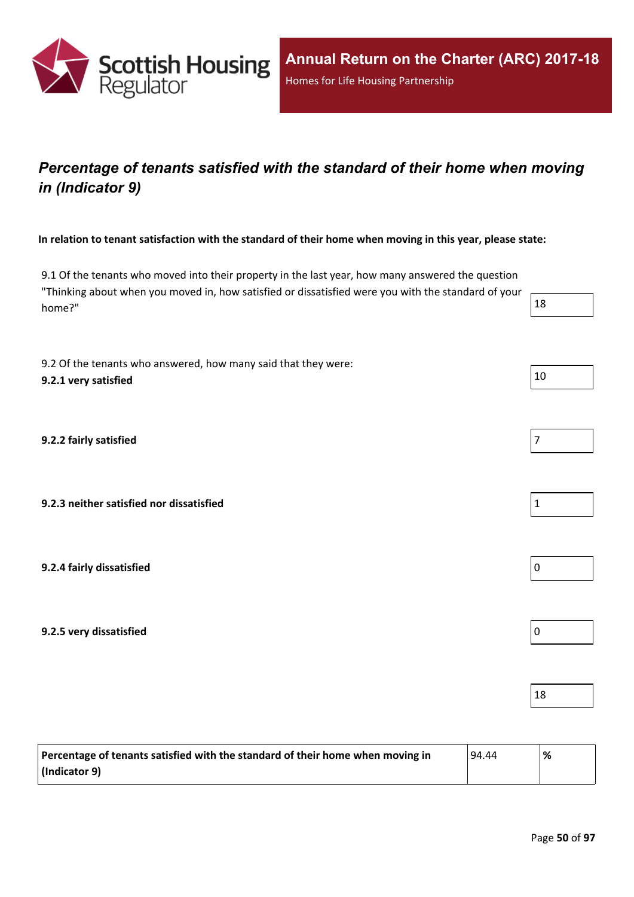## *Percentage of tenants satisfied with the standard of their home when moving in (Indicator 9)*

**In relation to tenant satisfaction with the standard of their home when moving in this year, please state:**

| | |
|---|---|
| 9.1 Of the tenants who moved into their property in the last year, how many answered the question "Thinking about when you moved in, how satisfied or dissatisfied were you with the standard of your home?" | 18 |
| 9.2 Of the tenants who answered, how many said that they were: **9.2.1 very satisfied** | 10 |
| **9.2.2 fairly satisfied** | 7 |
| **9.2.3 neither satisfied nor dissatisfied** | 1 |
| **9.2.4 fairly dissatisfied** | 0 |
| **9.2.5 very dissatisfied** | 0 |
| | 18 |

| | | |
|---|---|---|
| **Percentage of tenants satisfied with the standard of their home when moving in (Indicator 9)** | 94.44 | **%** |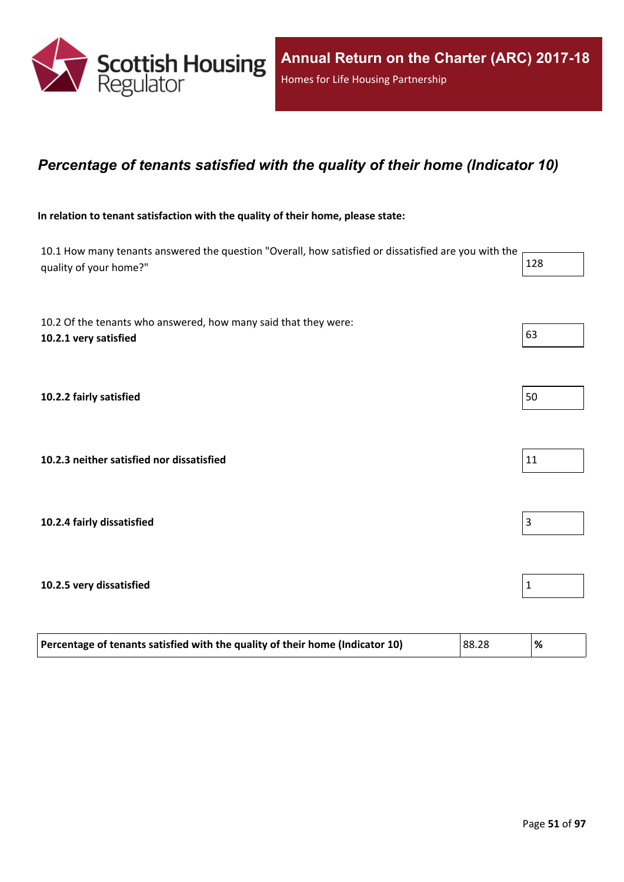## *Percentage of tenants satisfied with the quality of their home (Indicator 10)*

**In relation to tenant satisfaction with the quality of their home, please state:**

| | |
|---|---|
| 10.1 How many tenants answered the question "Overall, how satisfied or dissatisfied are you with the quality of your home?" | 128 |
| 10.2 Of the tenants who answered, how many said that they were: **10.2.1 very satisfied** | 63 |
| **10.2.2 fairly satisfied** | 50 |
| **10.2.3 neither satisfied nor dissatisfied** | 11 |
| **10.2.4 fairly dissatisfied** | 3 |
| **10.2.5 very dissatisfied** | 1 |

| | | |
|---|---|---|
| **Percentage of tenants satisfied with the quality of their home (Indicator 10)** | 88.28 | **%** |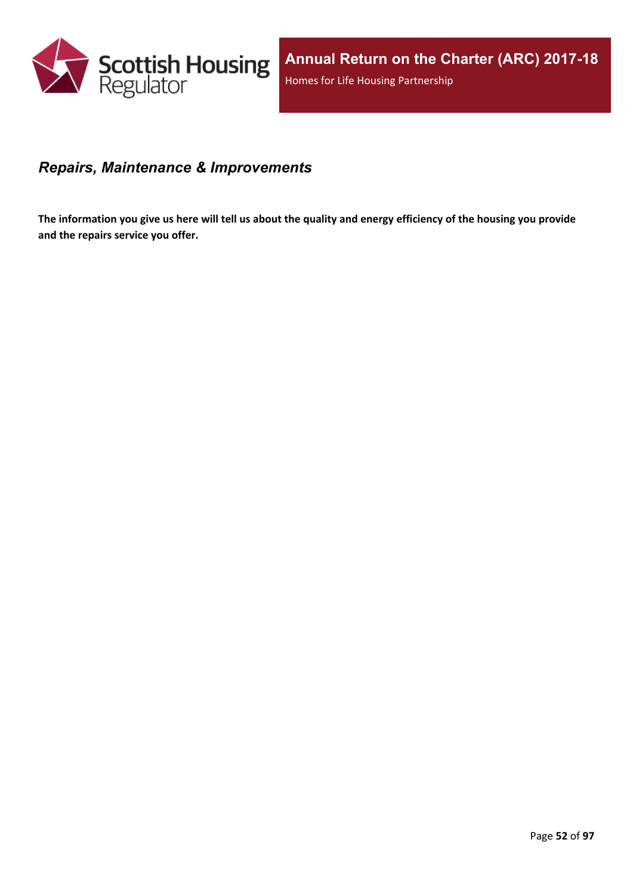## *Repairs, Maintenance & Improvements*

**The information you give us here will tell us about the quality and energy efficiency of the housing you provide and the repairs service you offer.**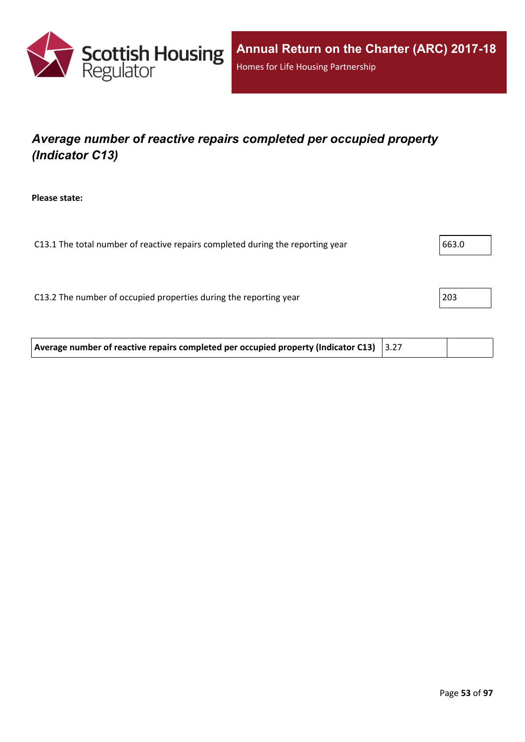## *Average number of reactive repairs completed per occupied property (Indicator C13)*

**Please state:**

| | |
|---|---|
| C13.1 The total number of reactive repairs completed during the reporting year | 663.0 |
| C13.2 The number of occupied properties during the reporting year | 203 |

| | | |
|---|---|---|
| **Average number of reactive repairs completed per occupied property (Indicator C13)** | 3.27 | |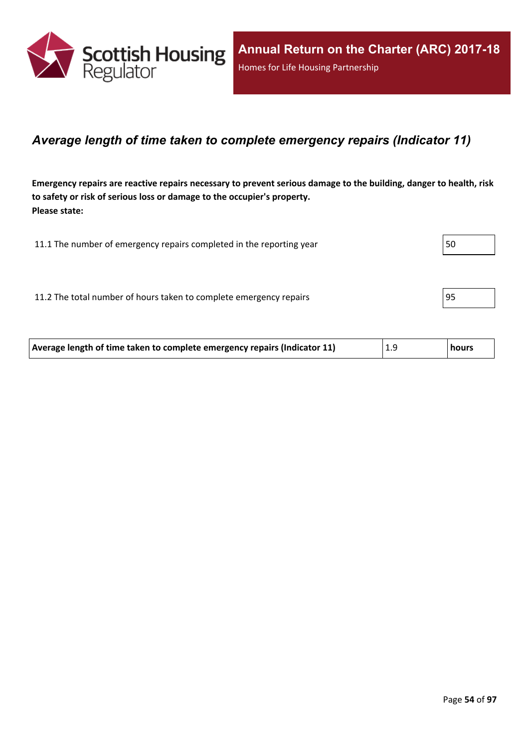## *Average length of time taken to complete emergency repairs (Indicator 11)*

**Emergency repairs are reactive repairs necessary to prevent serious damage to the building, danger to health, risk to safety or risk of serious loss or damage to the occupier's property.**
**Please state:**

| | |
|---|---|
| 11.1 The number of emergency repairs completed in the reporting year | 50 |
| 11.2 The total number of hours taken to complete emergency repairs | 95 |

| | | |
|---|---|---|
| **Average length of time taken to complete emergency repairs (Indicator 11)** | 1.9 | **hours** |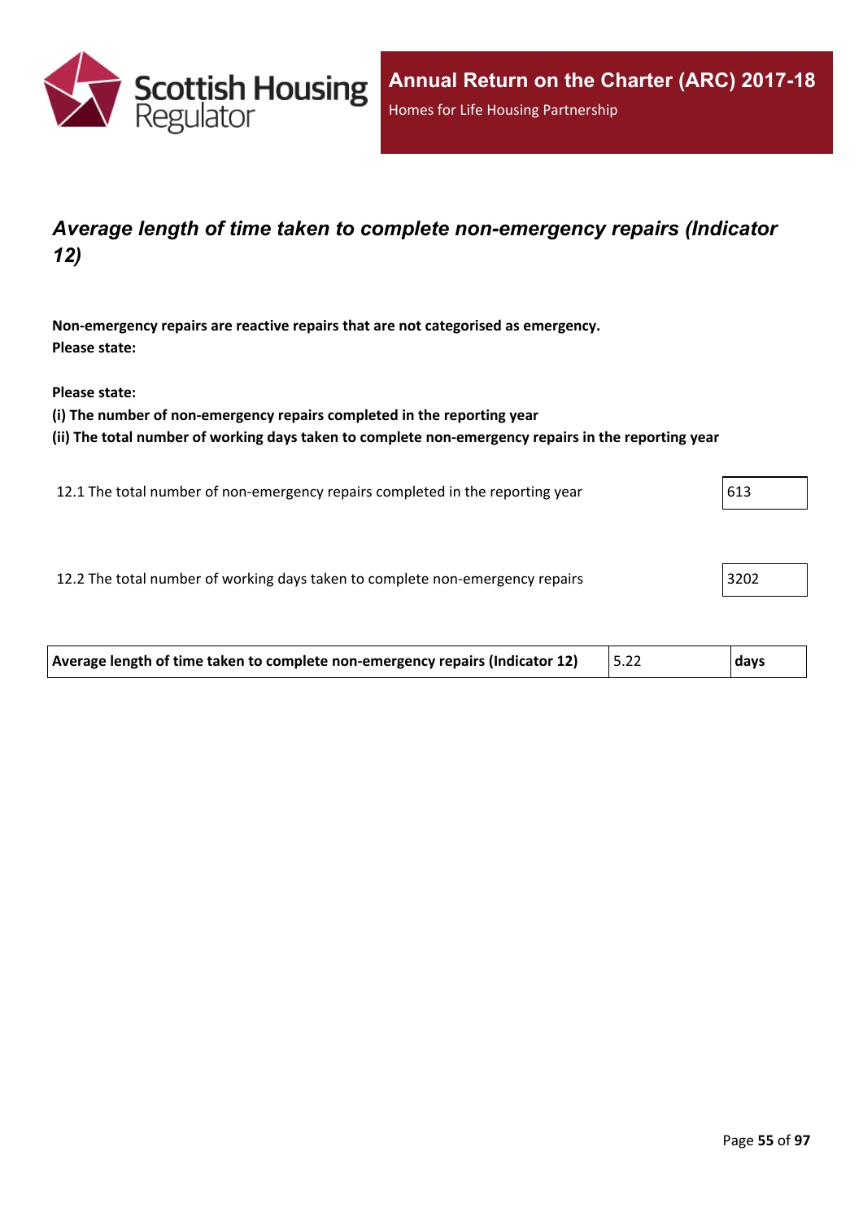## *Average length of time taken to complete non-emergency repairs (Indicator 12)*

**Non-emergency repairs are reactive repairs that are not categorised as emergency.**
**Please state:**

**Please state:**
**(i) The number of non-emergency repairs completed in the reporting year**
**(ii) The total number of working days taken to complete non-emergency repairs in the reporting year**

| | |
|---|---|
| 12.1 The total number of non-emergency repairs completed in the reporting year | 613 |
| 12.2 The total number of working days taken to complete non-emergency repairs | 3202 |

| | | |
|---|---|---|
| **Average length of time taken to complete non-emergency repairs (Indicator 12)** | 5.22 | **days** |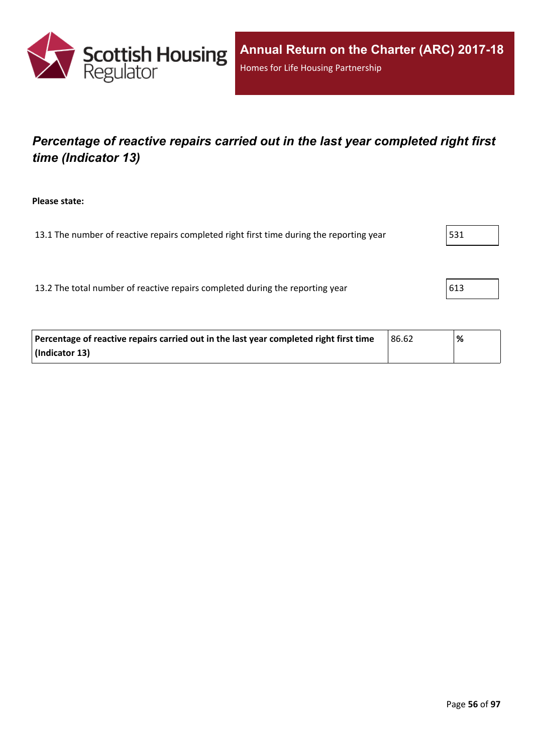## *Percentage of reactive repairs carried out in the last year completed right first time (Indicator 13)*

**Please state:**

| | |
|---|---|
| 13.1 The number of reactive repairs completed right first time during the reporting year | 531 |
| 13.2 The total number of reactive repairs completed during the reporting year | 613 |

| | | |
|---|---|---|
| **Percentage of reactive repairs carried out in the last year completed right first time (Indicator 13)** | 86.62 | **%** |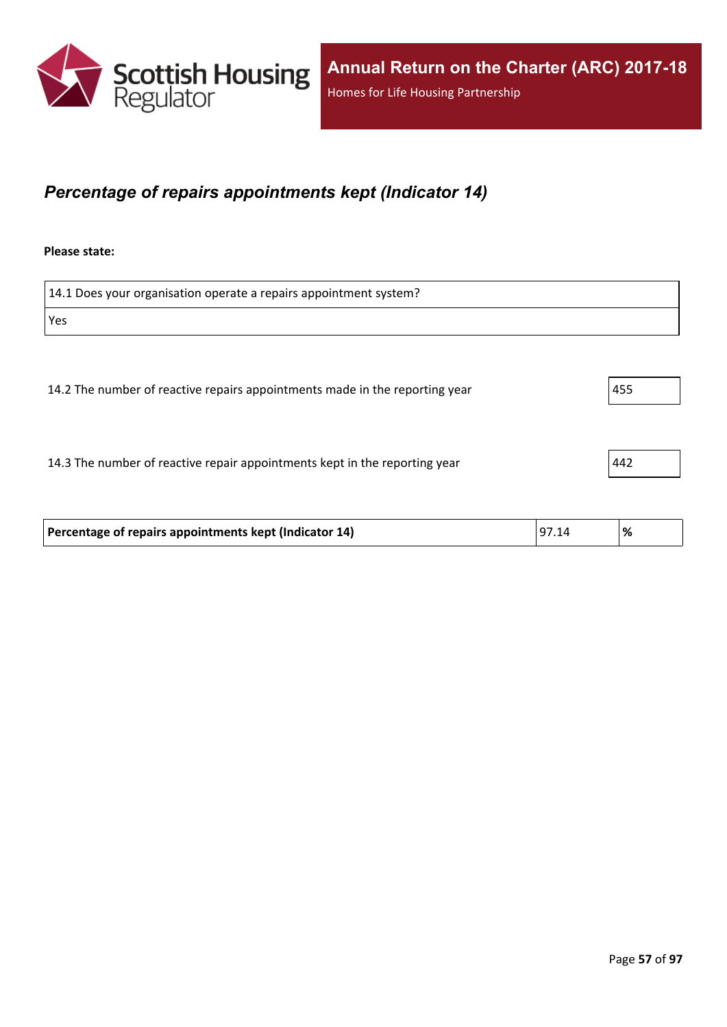## *Percentage of repairs appointments kept (Indicator 14)*

**Please state:**

| 14.1 Does your organisation operate a repairs appointment system? |
| --- |
| Yes |

| | |
| --- | --- |
| 14.2 The number of reactive repairs appointments made in the reporting year | 455 |
| 14.3 The number of reactive repair appointments kept in the reporting year | 442 |

| | | |
| --- | --- | --- |
| **Percentage of repairs appointments kept (Indicator 14)** | 97.14 | **%** |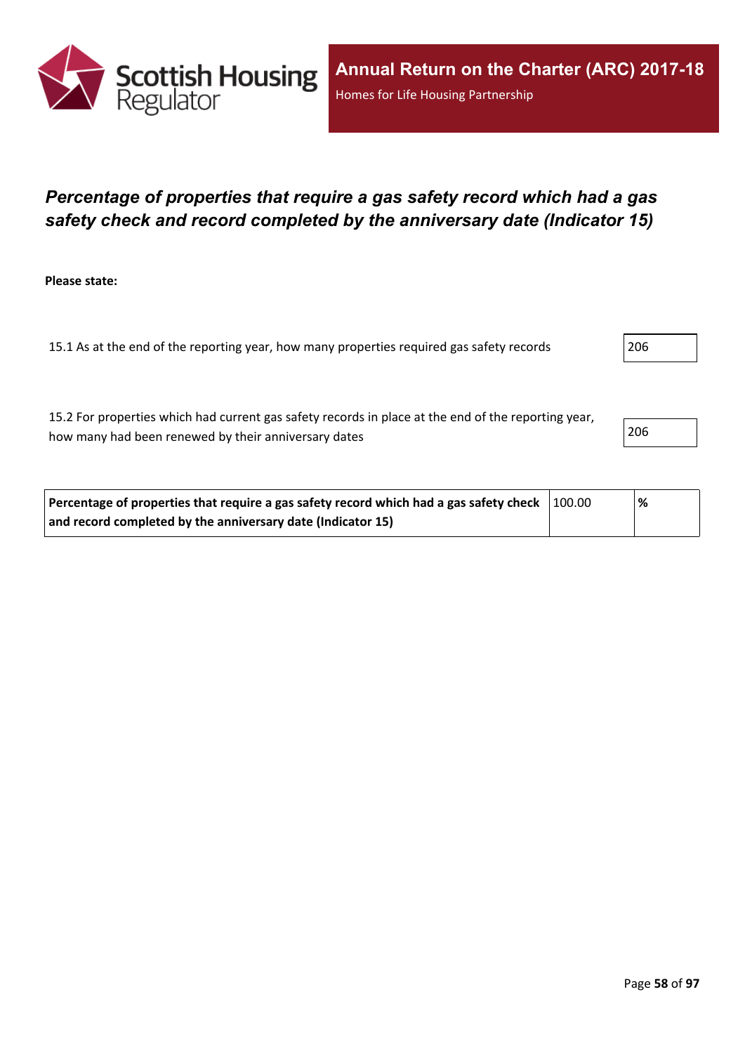# *Percentage of properties that require a gas safety record which had a gas safety check and record completed by the anniversary date (Indicator 15)*

**Please state:**

| | |
|---|---|
| 15.1 As at the end of the reporting year, how many properties required gas safety records | 206 |
| 15.2 For properties which had current gas safety records in place at the end of the reporting year, how many had been renewed by their anniversary dates | 206 |

| | | |
|---|---|---|
| **Percentage of properties that require a gas safety record which had a gas safety check and record completed by the anniversary date (Indicator 15)** | 100.00 | **%** |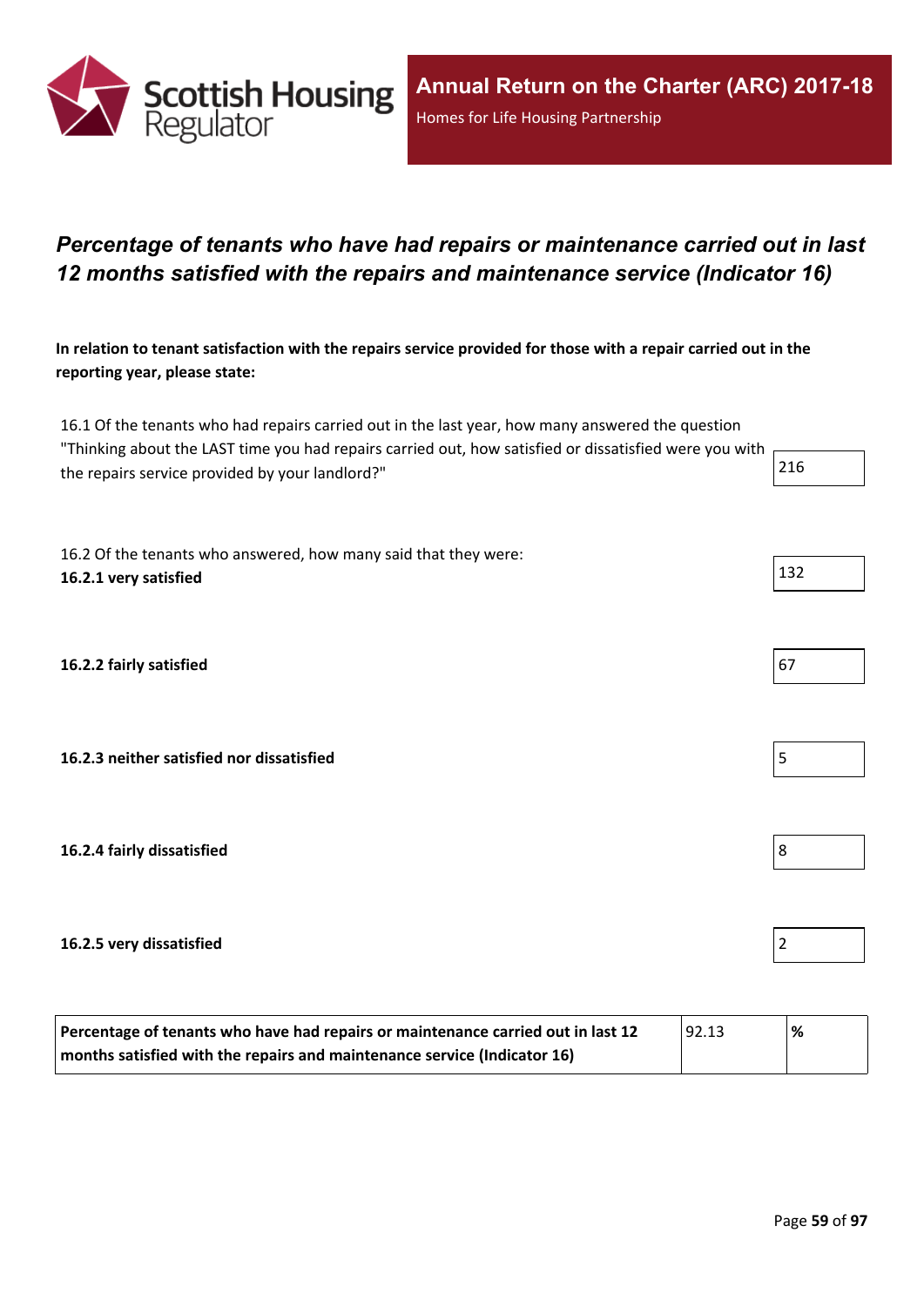# *Percentage of tenants who have had repairs or maintenance carried out in last 12 months satisfied with the repairs and maintenance service (Indicator 16)*

**In relation to tenant satisfaction with the repairs service provided for those with a repair carried out in the reporting year, please state:**

| | |
|---|---|
| 16.1 Of the tenants who had repairs carried out in the last year, how many answered the question "Thinking about the LAST time you had repairs carried out, how satisfied or dissatisfied were you with the repairs service provided by your landlord?" | 216 |
| 16.2 Of the tenants who answered, how many said that they were: **16.2.1 very satisfied** | 132 |
| **16.2.2 fairly satisfied** | 67 |
| **16.2.3 neither satisfied nor dissatisfied** | 5 |
| **16.2.4 fairly dissatisfied** | 8 |
| **16.2.5 very dissatisfied** | 2 |

| | | |
|---|---|---|
| **Percentage of tenants who have had repairs or maintenance carried out in last 12 months satisfied with the repairs and maintenance service (Indicator 16)** | 92.13 | **%** |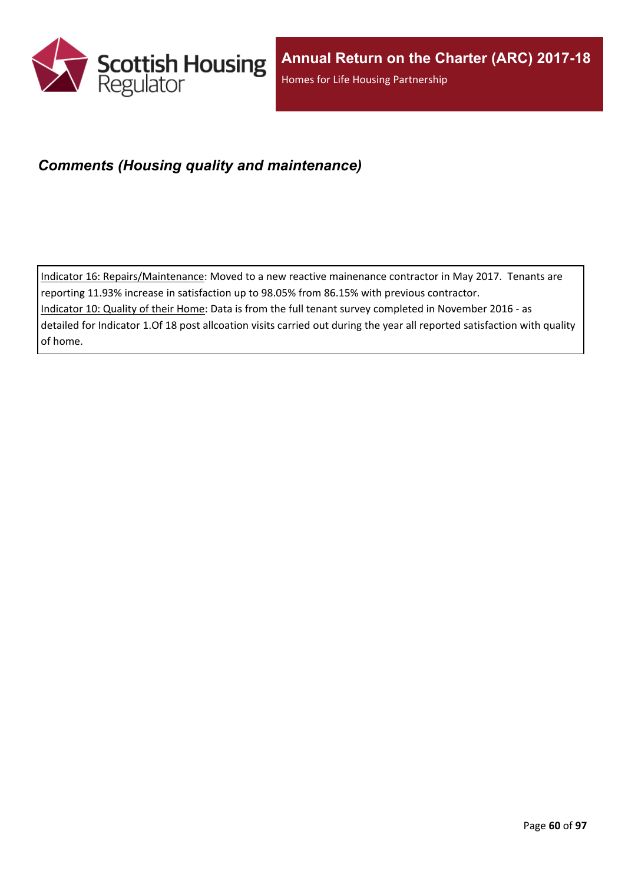## *Comments (Housing quality and maintenance)*

Indicator 16: Repairs/Maintenance: Moved to a new reactive mainenance contractor in May 2017. Tenants are reporting 11.93% increase in satisfaction up to 98.05% from 86.15% with previous contractor.
Indicator 10: Quality of their Home: Data is from the full tenant survey completed in November 2016 - as detailed for Indicator 1.Of 18 post allcoation visits carried out during the year all reported satisfaction with quality of home.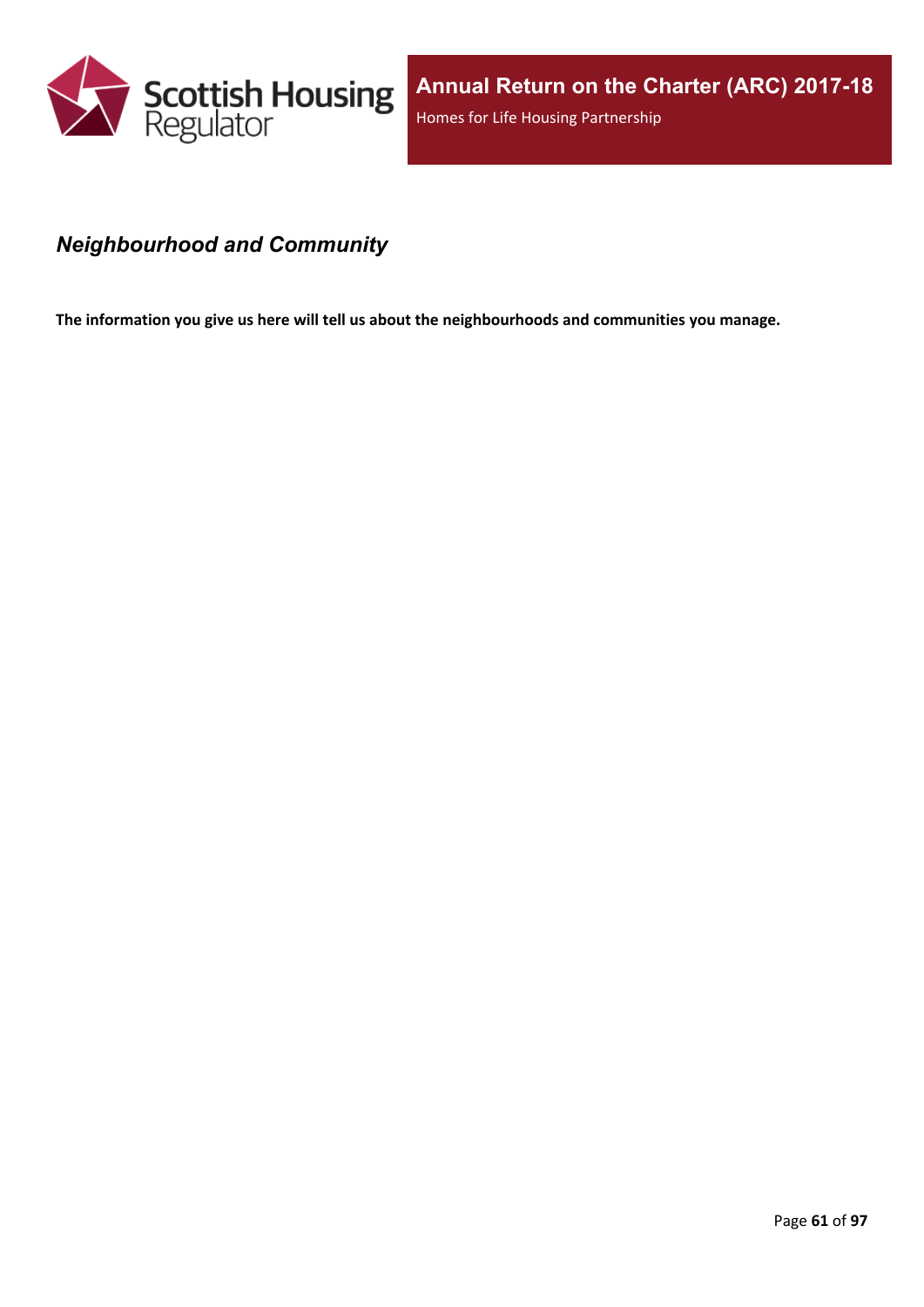## *Neighbourhood and Community*

**The information you give us here will tell us about the neighbourhoods and communities you manage.**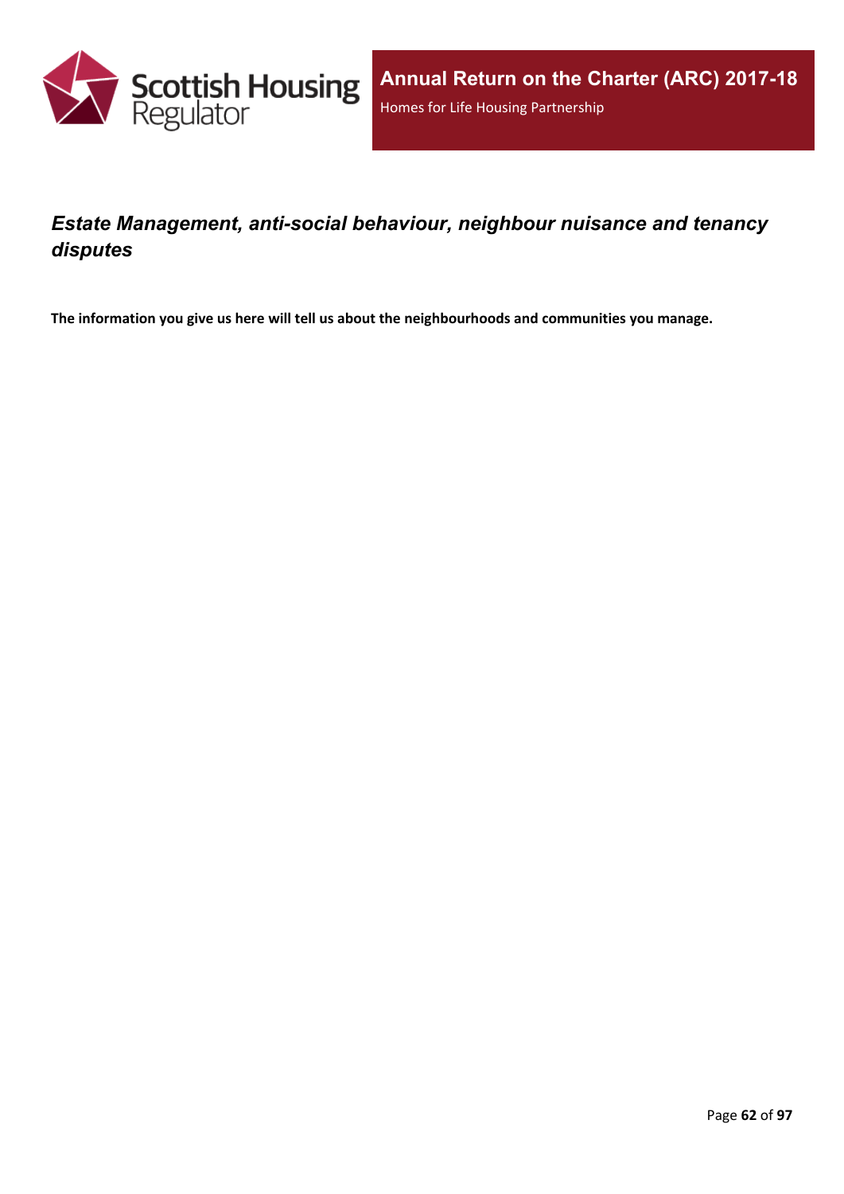## *Estate Management, anti-social behaviour, neighbour nuisance and tenancy disputes*

**The information you give us here will tell us about the neighbourhoods and communities you manage.**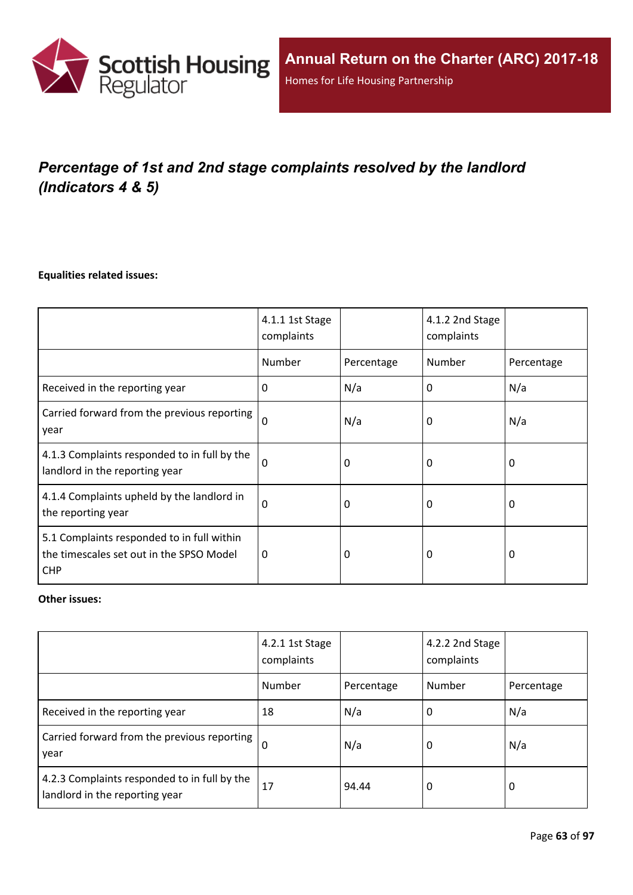## *Percentage of 1st and 2nd stage complaints resolved by the landlord (Indicators 4 & 5)*

**Equalities related issues:**

| | 4.1.1 1st Stage complaints | | 4.1.2 2nd Stage complaints | |
|---|---|---|---|---|
| | Number | Percentage | Number | Percentage |
| Received in the reporting year | 0 | N/a | 0 | N/a |
| Carried forward from the previous reporting year | 0 | N/a | 0 | N/a |
| 4.1.3 Complaints responded to in full by the landlord in the reporting year | 0 | 0 | 0 | 0 |
| 4.1.4 Complaints upheld by the landlord in the reporting year | 0 | 0 | 0 | 0 |
| 5.1 Complaints responded to in full within the timescales set out in the SPSO Model CHP | 0 | 0 | 0 | 0 |

**Other issues:**

| | 4.2.1 1st Stage complaints | | 4.2.2 2nd Stage complaints | |
|---|---|---|---|---|
| | Number | Percentage | Number | Percentage |
| Received in the reporting year | 18 | N/a | 0 | N/a |
| Carried forward from the previous reporting year | 0 | N/a | 0 | N/a |
| 4.2.3 Complaints responded to in full by the landlord in the reporting year | 17 | 94.44 | 0 | 0 |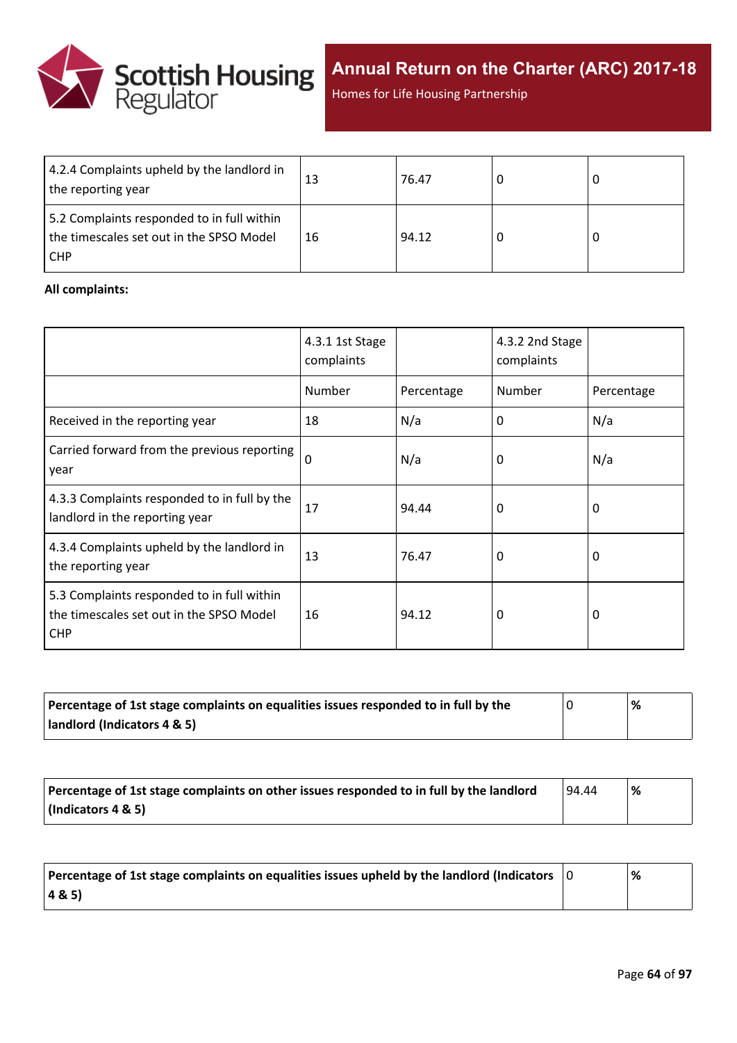| | | | | |
|---|---|---|---|---|
| 4.2.4 Complaints upheld by the landlord in the reporting year | 13 | 76.47 | 0 | 0 |
| 5.2 Complaints responded to in full within the timescales set out in the SPSO Model CHP | 16 | 94.12 | 0 | 0 |

**All complaints:**

| | 4.3.1 1st Stage complaints | | 4.3.2 2nd Stage complaints | |
|---|---|---|---|---|
| | Number | Percentage | Number | Percentage |
| Received in the reporting year | 18 | N/a | 0 | N/a |
| Carried forward from the previous reporting year | 0 | N/a | 0 | N/a |
| 4.3.3 Complaints responded to in full by the landlord in the reporting year | 17 | 94.44 | 0 | 0 |
| 4.3.4 Complaints upheld by the landlord in the reporting year | 13 | 76.47 | 0 | 0 |
| 5.3 Complaints responded to in full within the timescales set out in the SPSO Model CHP | 16 | 94.12 | 0 | 0 |

| | | |
|---|---|---|
| **Percentage of 1st stage complaints on equalities issues responded to in full by the landlord (Indicators 4 & 5)** | 0 | **%** |

| | | |
|---|---|---|
| **Percentage of 1st stage complaints on other issues responded to in full by the landlord (Indicators 4 & 5)** | 94.44 | **%** |

| | | |
|---|---|---|
| **Percentage of 1st stage complaints on equalities issues upheld by the landlord (Indicators 4 & 5)** | 0 | **%** |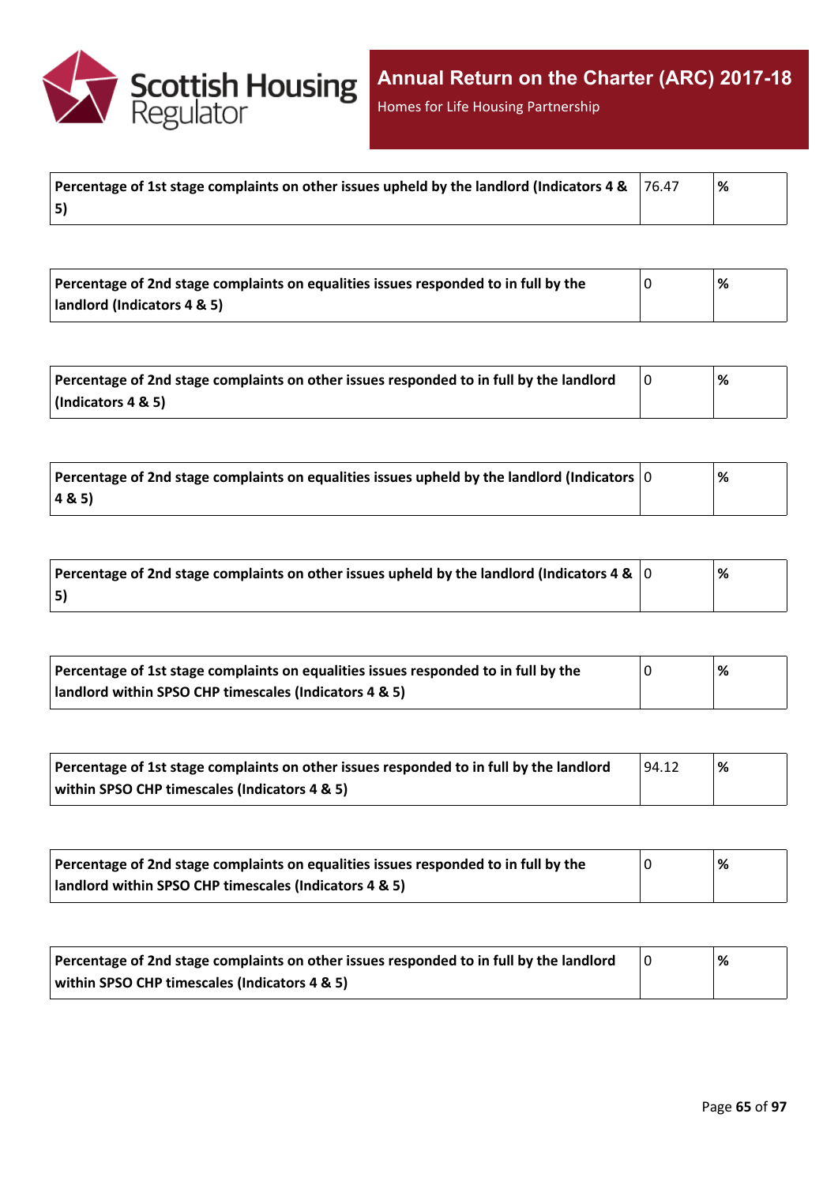| Percentage of 1st stage complaints on other issues upheld by the landlord (Indicators 4 & 5) | 76.47 | % |
|---|---|---|

| Percentage of 2nd stage complaints on equalities issues responded to in full by the landlord (Indicators 4 & 5) | 0 | % |
|---|---|---|

| Percentage of 2nd stage complaints on other issues responded to in full by the landlord (Indicators 4 & 5) | 0 | % |
|---|---|---|

| Percentage of 2nd stage complaints on equalities issues upheld by the landlord (Indicators 4 & 5) | 0 | % |
|---|---|---|

| Percentage of 2nd stage complaints on other issues upheld by the landlord (Indicators 4 & 5) | 0 | % |
|---|---|---|

| Percentage of 1st stage complaints on equalities issues responded to in full by the landlord within SPSO CHP timescales (Indicators 4 & 5) | 0 | % |
|---|---|---|

| Percentage of 1st stage complaints on other issues responded to in full by the landlord within SPSO CHP timescales (Indicators 4 & 5) | 94.12 | % |
|---|---|---|

| Percentage of 2nd stage complaints on equalities issues responded to in full by the landlord within SPSO CHP timescales (Indicators 4 & 5) | 0 | % |
|---|---|---|

| Percentage of 2nd stage complaints on other issues responded to in full by the landlord within SPSO CHP timescales (Indicators 4 & 5) | 0 | % |
|---|---|---|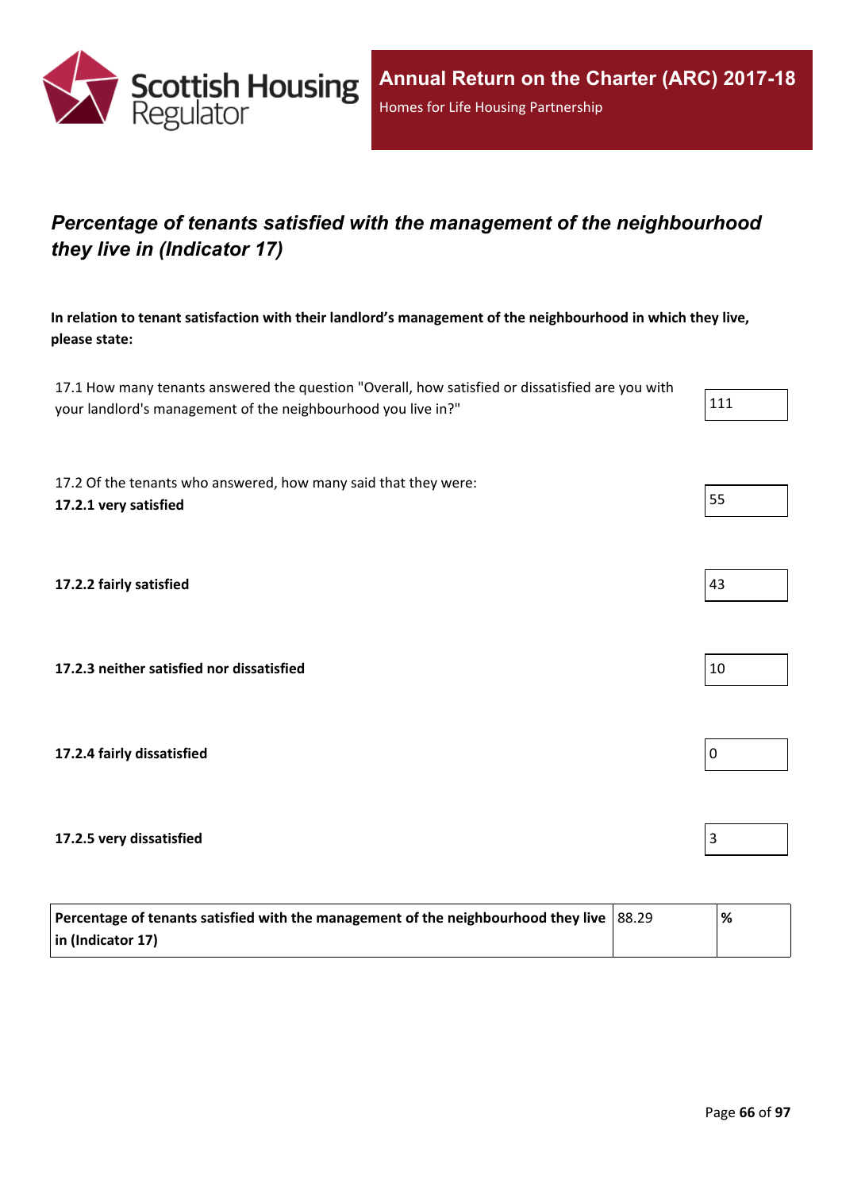## *Percentage of tenants satisfied with the management of the neighbourhood they live in (Indicator 17)*

**In relation to tenant satisfaction with their landlord's management of the neighbourhood in which they live, please state:**

| Question | Value |
| --- | --- |
| 17.1 How many tenants answered the question "Overall, how satisfied or dissatisfied are you with your landlord's management of the neighbourhood you live in?" | 111 |
| 17.2 Of the tenants who answered, how many said that they were: **17.2.1 very satisfied** | 55 |
| **17.2.2 fairly satisfied** | 43 |
| **17.2.3 neither satisfied nor dissatisfied** | 10 |
| **17.2.4 fairly dissatisfied** | 0 |
| **17.2.5 very dissatisfied** | 3 |

| Indicator | Value | Unit |
| --- | --- | --- |
| **Percentage of tenants satisfied with the management of the neighbourhood they live in (Indicator 17)** | 88.29 | **%** |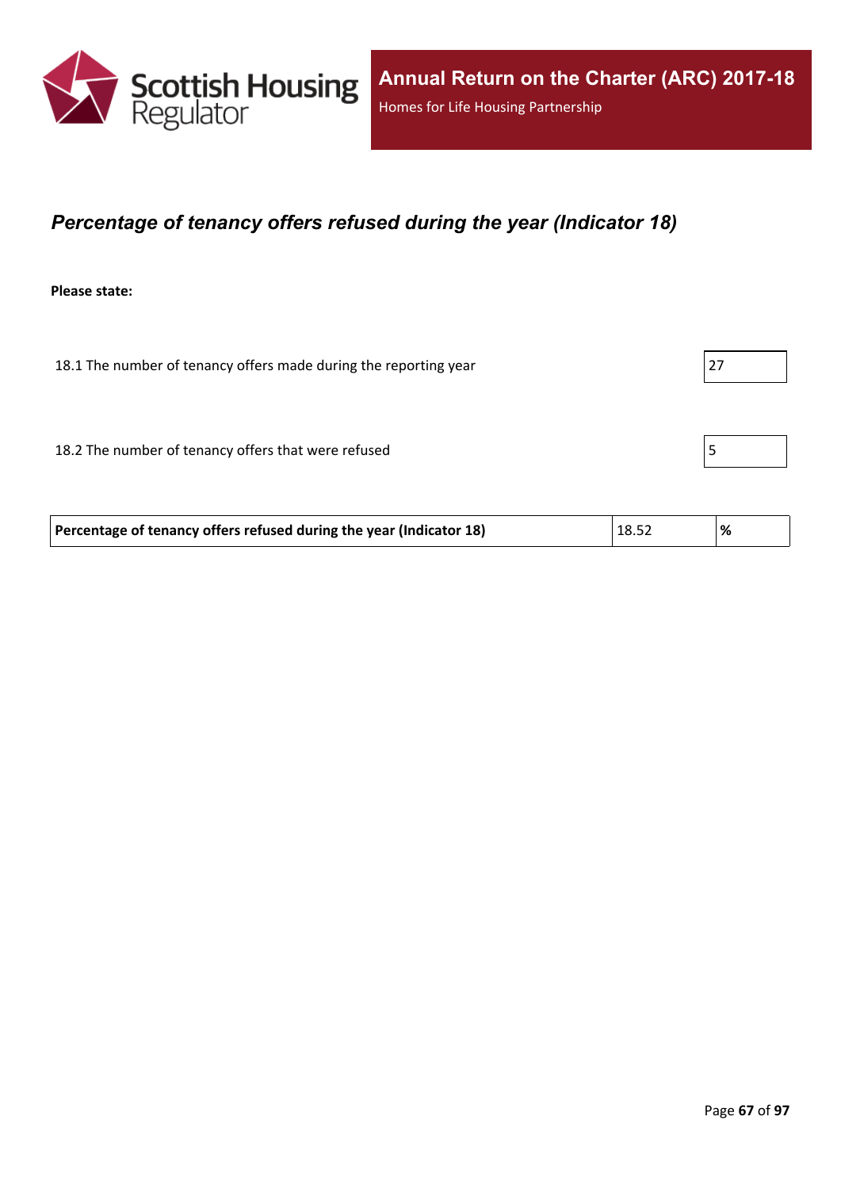## *Percentage of tenancy offers refused during the year (Indicator 18)*

**Please state:**

18.1 The number of tenancy offers made during the reporting year: 27

18.2 The number of tenancy offers that were refused: 5

| **Percentage of tenancy offers refused during the year (Indicator 18)** | 18.52 | **%** |
|---|---|---|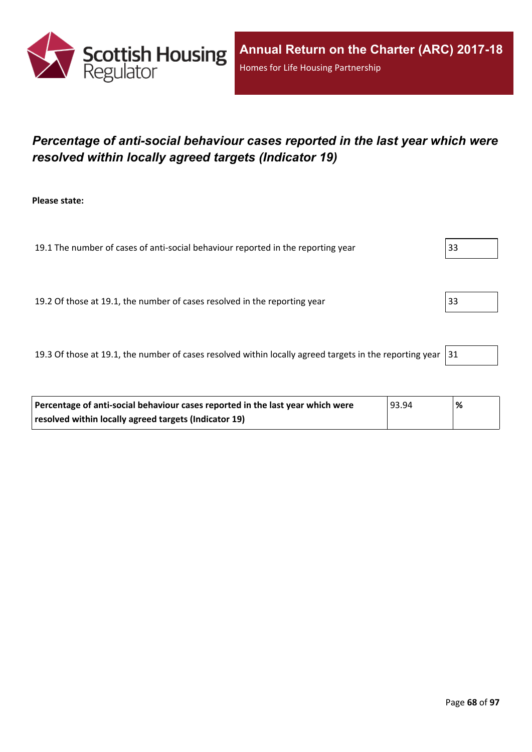## *Percentage of anti-social behaviour cases reported in the last year which were resolved within locally agreed targets (Indicator 19)*

**Please state:**

| | |
|---|---|
| 19.1 The number of cases of anti-social behaviour reported in the reporting year | 33 |
| 19.2 Of those at 19.1, the number of cases resolved in the reporting year | 33 |
| 19.3 Of those at 19.1, the number of cases resolved within locally agreed targets in the reporting year | 31 |

| | | |
|---|---|---|
| **Percentage of anti-social behaviour cases reported in the last year which were resolved within locally agreed targets (Indicator 19)** | 93.94 | **%** |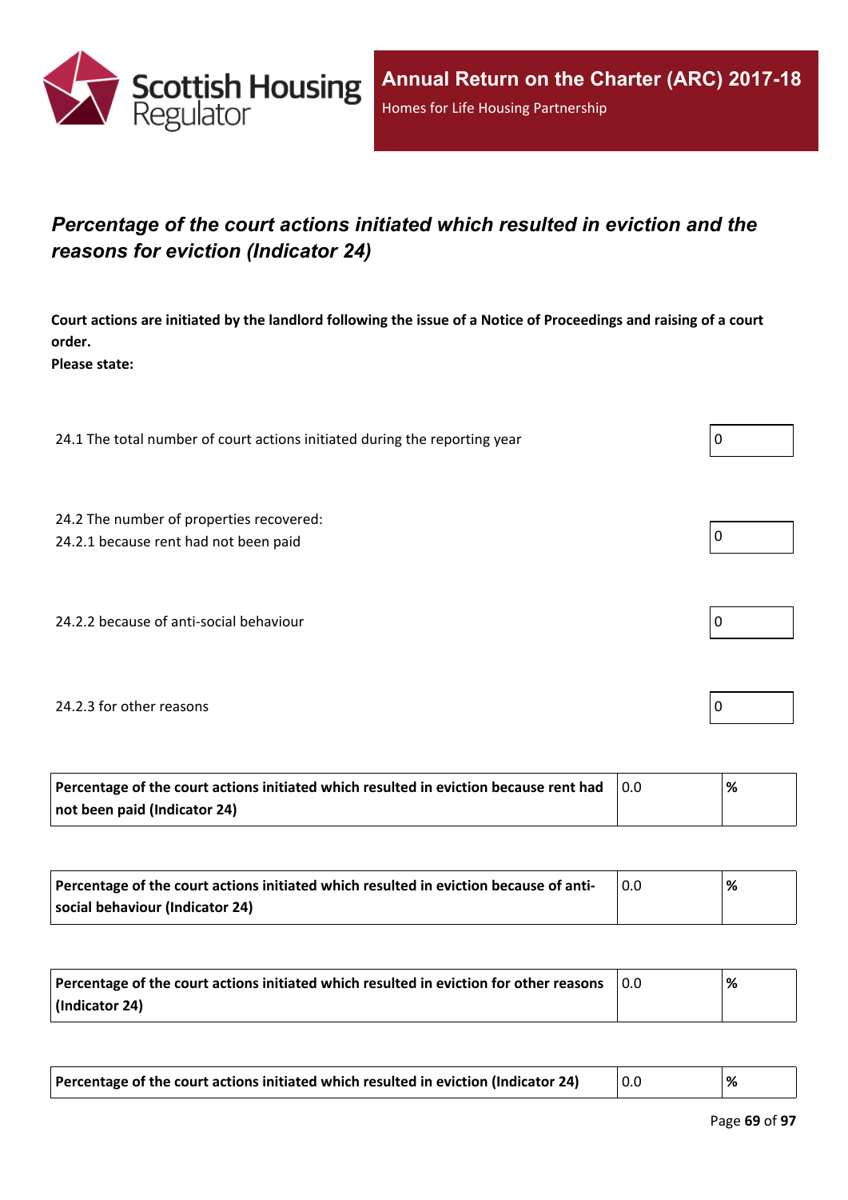## *Percentage of the court actions initiated which resulted in eviction and the reasons for eviction (Indicator 24)*

**Court actions are initiated by the landlord following the issue of a Notice of Proceedings and raising of a court order.**
**Please state:**

| | |
|---|---|
| 24.1 The total number of court actions initiated during the reporting year | 0 |
| 24.2 The number of properties recovered:<br>24.2.1 because rent had not been paid | 0 |
| 24.2.2 because of anti-social behaviour | 0 |
| 24.2.3 for other reasons | 0 |

| | | |
|---|---|---|
| **Percentage of the court actions initiated which resulted in eviction because rent had not been paid (Indicator 24)** | 0.0 | **%** |

| | | |
|---|---|---|
| **Percentage of the court actions initiated which resulted in eviction because of anti-social behaviour (Indicator 24)** | 0.0 | **%** |

| | | |
|---|---|---|
| **Percentage of the court actions initiated which resulted in eviction for other reasons (Indicator 24)** | 0.0 | **%** |

| | | |
|---|---|---|
| **Percentage of the court actions initiated which resulted in eviction (Indicator 24)** | 0.0 | **%** |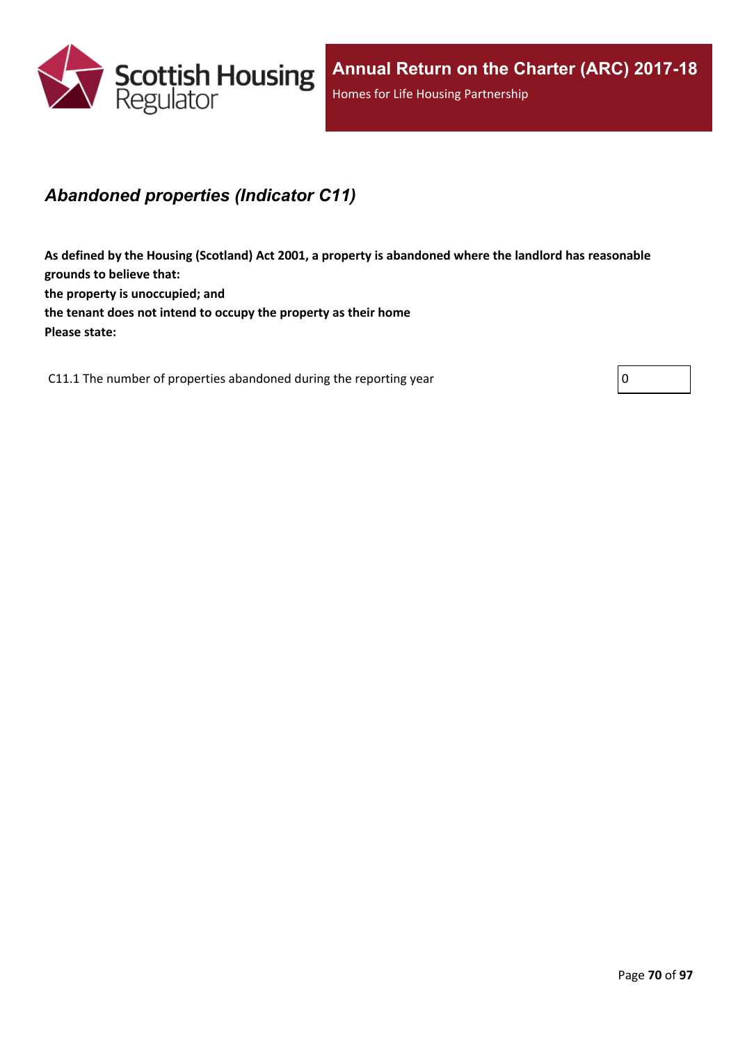## *Abandoned properties (Indicator C11)*

**As defined by the Housing (Scotland) Act 2001, a property is abandoned where the landlord has reasonable grounds to believe that:**
**the property is unoccupied; and**
**the tenant does not intend to occupy the property as their home**
**Please state:**

| | |
|---|---|
| C11.1 The number of properties abandoned during the reporting year | 0 |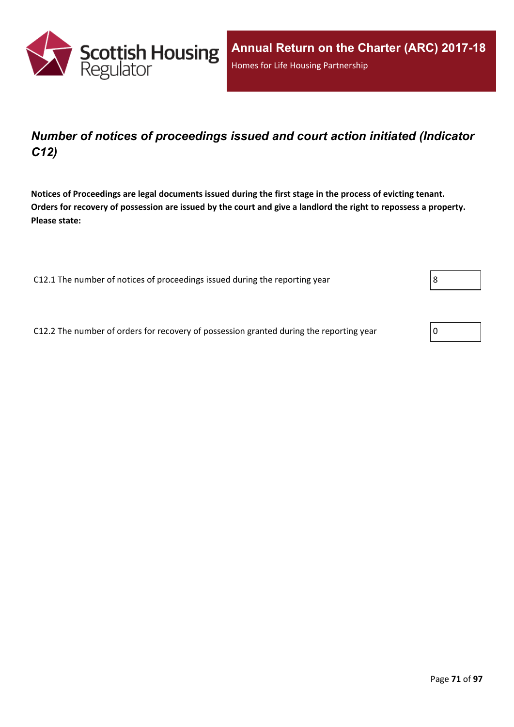## *Number of notices of proceedings issued and court action initiated (Indicator C12)*

**Notices of Proceedings are legal documents issued during the first stage in the process of evicting tenant. Orders for recovery of possession are issued by the court and give a landlord the right to repossess a property. Please state:**

| | |
|---|---|
| C12.1 The number of notices of proceedings issued during the reporting year | 8 |
| C12.2 The number of orders for recovery of possession granted during the reporting year | 0 |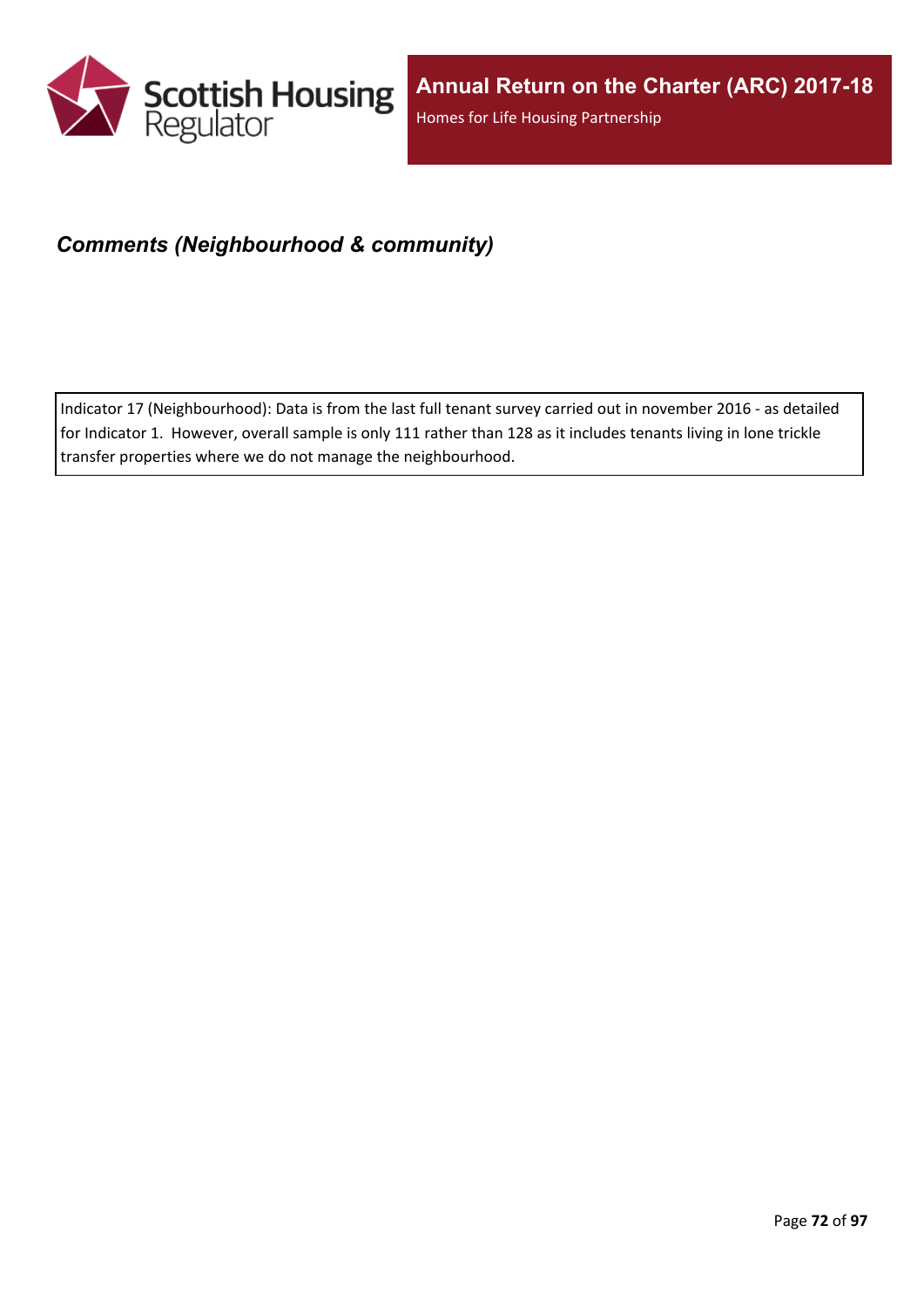## *Comments (Neighbourhood & community)*

Indicator 17 (Neighbourhood): Data is from the last full tenant survey carried out in november 2016 - as detailed for Indicator 1. However, overall sample is only 111 rather than 128 as it includes tenants living in lone trickle transfer properties where we do not manage the neighbourhood.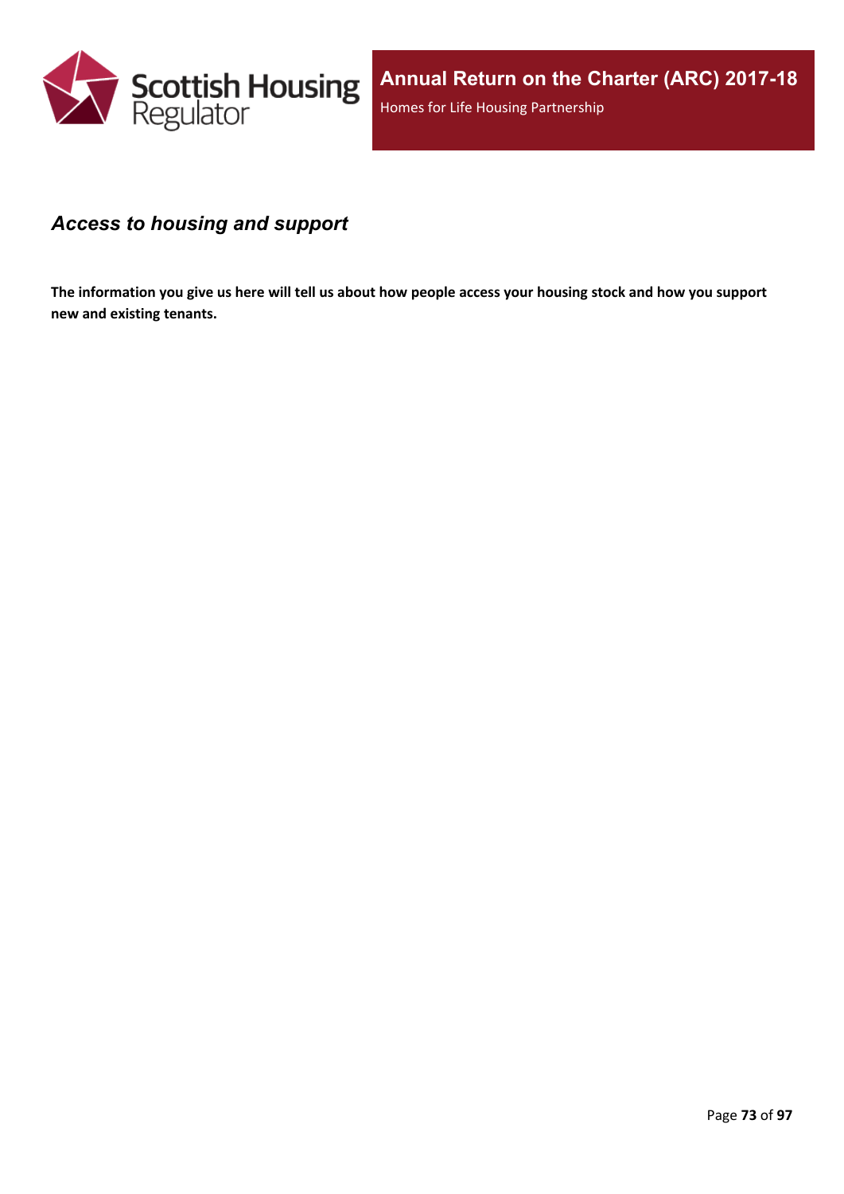## *Access to housing and support*

**The information you give us here will tell us about how people access your housing stock and how you support new and existing tenants.**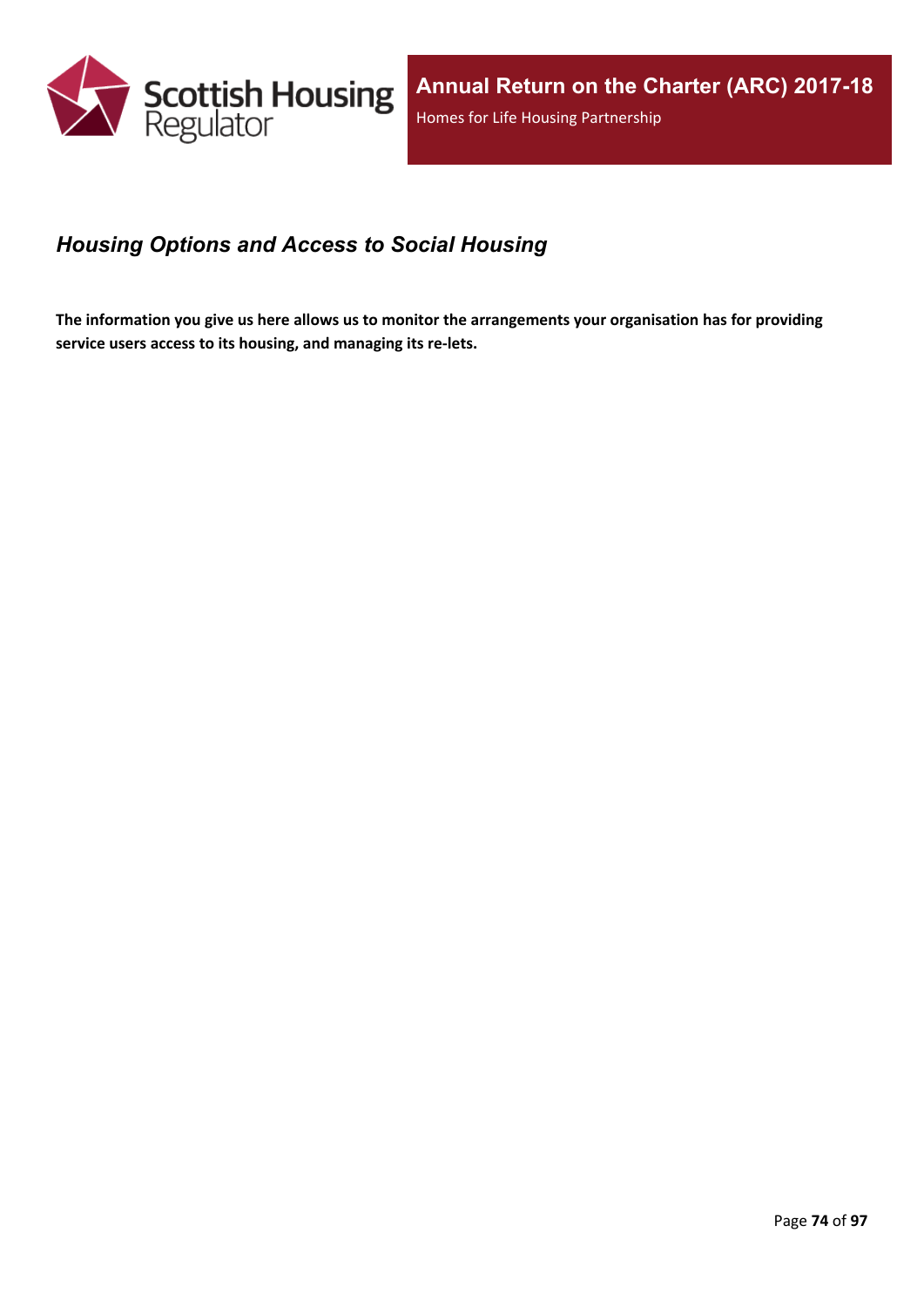## *Housing Options and Access to Social Housing*

**The information you give us here allows us to monitor the arrangements your organisation has for providing service users access to its housing, and managing its re-lets.**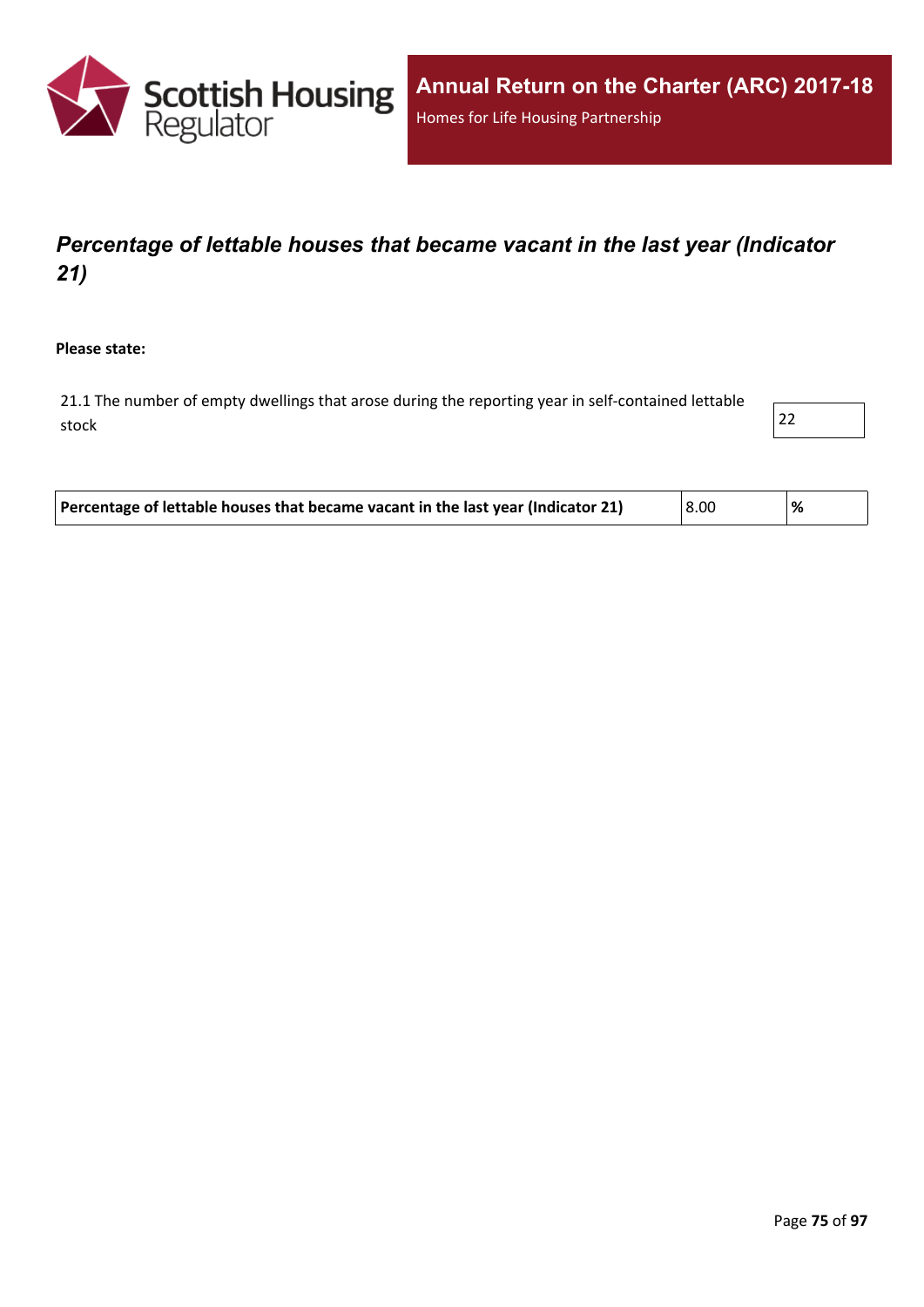## *Percentage of lettable houses that became vacant in the last year (Indicator 21)*

**Please state:**

| | |
|---|---|
| 21.1 The number of empty dwellings that arose during the reporting year in self-contained lettable stock | 22 |

| | | |
|---|---|---|
| **Percentage of lettable houses that became vacant in the last year (Indicator 21)** | 8.00 | **%** |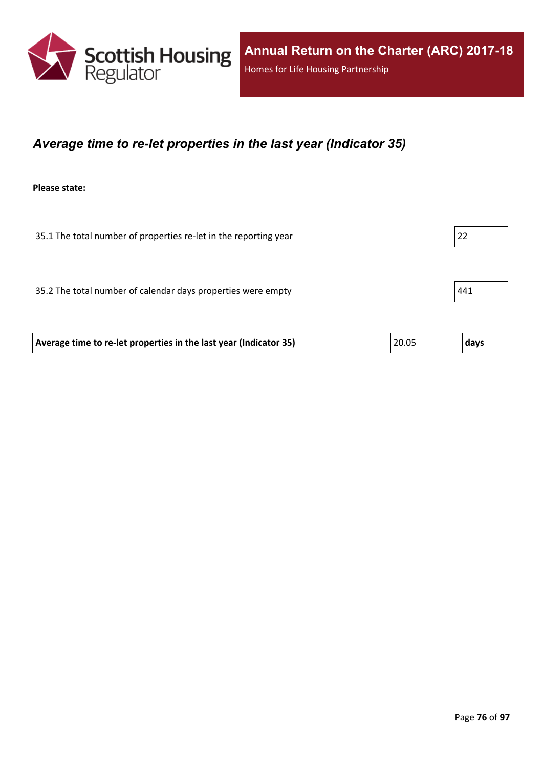## *Average time to re-let properties in the last year (Indicator 35)*

**Please state:**

| | |
|---|---|
| 35.1 The total number of properties re-let in the reporting year | 22 |
| 35.2 The total number of calendar days properties were empty | 441 |

| | | |
|---|---|---|
| **Average time to re-let properties in the last year (Indicator 35)** | 20.05 | **days** |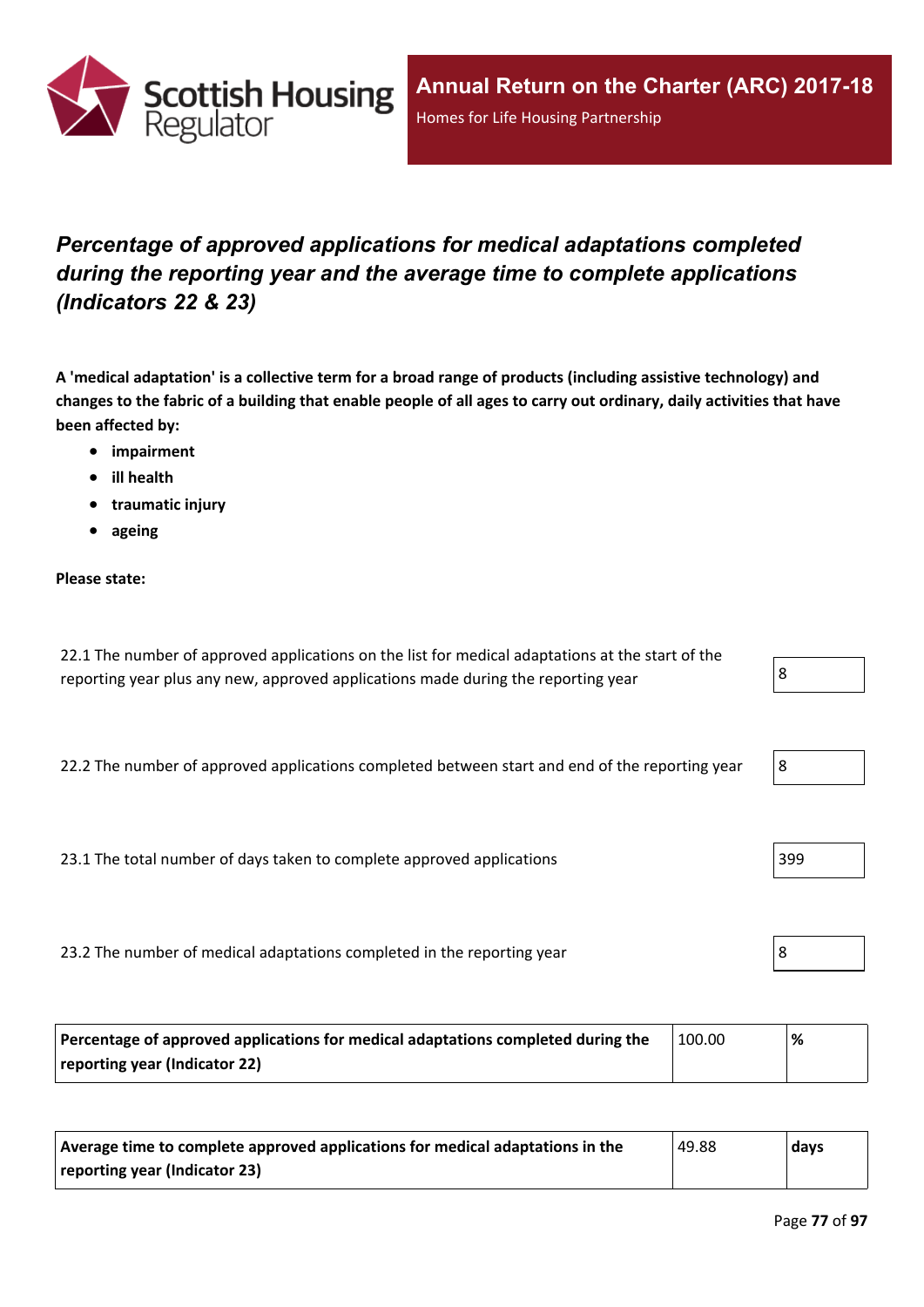# *Percentage of approved applications for medical adaptations completed during the reporting year and the average time to complete applications (Indicators 22 & 23)*

**A 'medical adaptation' is a collective term for a broad range of products (including assistive technology) and changes to the fabric of a building that enable people of all ages to carry out ordinary, daily activities that have been affected by:**

- **impairment**
- **ill health**
- **traumatic injury**
- **ageing**

**Please state:**

| | |
|---|---|
| 22.1 The number of approved applications on the list for medical adaptations at the start of the reporting year plus any new, approved applications made during the reporting year | 8 |
| 22.2 The number of approved applications completed between start and end of the reporting year | 8 |
| 23.1 The total number of days taken to complete approved applications | 399 |
| 23.2 The number of medical adaptations completed in the reporting year | 8 |

| | | |
|---|---|---|
| **Percentage of approved applications for medical adaptations completed during the reporting year (Indicator 22)** | 100.00 | **%** |

| | | |
|---|---|---|
| **Average time to complete approved applications for medical adaptations in the reporting year (Indicator 23)** | 49.88 | **days** |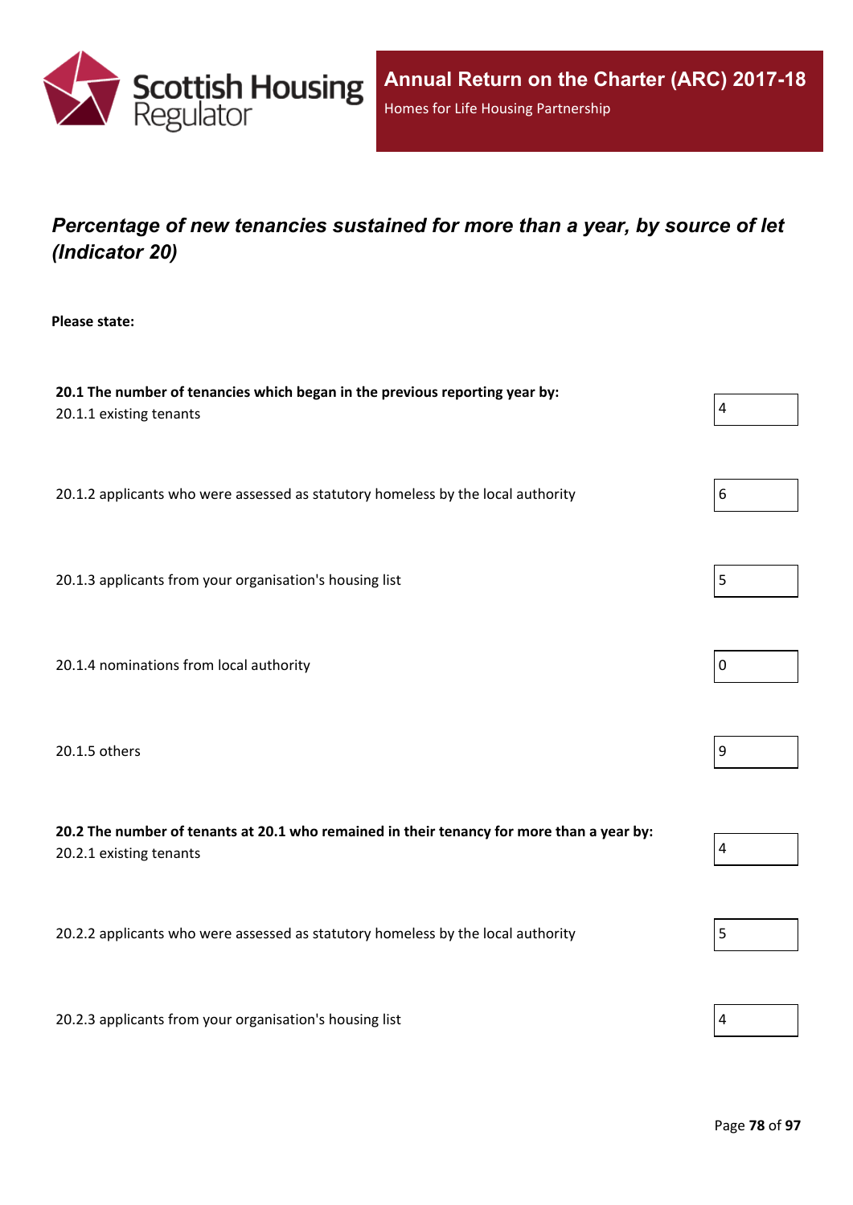## *Percentage of new tenancies sustained for more than a year, by source of let (Indicator 20)*

**Please state:**

**20.1 The number of tenancies which began in the previous reporting year by:**

20.1.1 existing tenants: 4

20.1.2 applicants who were assessed as statutory homeless by the local authority: 6

20.1.3 applicants from your organisation's housing list: 5

20.1.4 nominations from local authority: 0

20.1.5 others: 9

**20.2 The number of tenants at 20.1 who remained in their tenancy for more than a year by:**

20.2.1 existing tenants: 4

20.2.2 applicants who were assessed as statutory homeless by the local authority: 5

20.2.3 applicants from your organisation's housing list: 4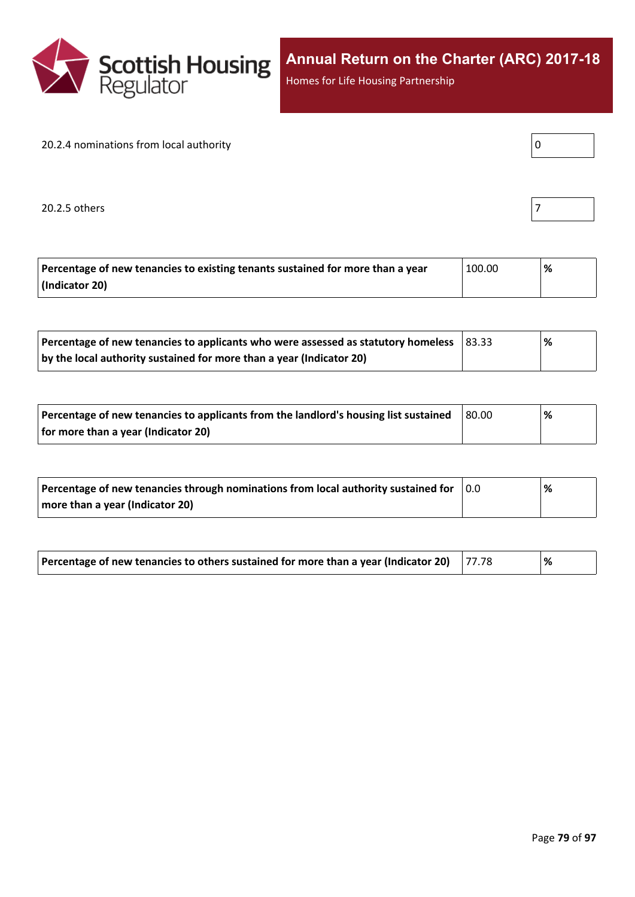20.2.4 nominations from local authority

| 0 |
|---|

20.2.5 others

| 7 |
|---|

| Percentage of new tenancies to existing tenants sustained for more than a year (Indicator 20) | 100.00 | % |
|---|---|---|

| Percentage of new tenancies to applicants who were assessed as statutory homeless by the local authority sustained for more than a year (Indicator 20) | 83.33 | % |
|---|---|---|

| Percentage of new tenancies to applicants from the landlord's housing list sustained for more than a year (Indicator 20) | 80.00 | % |
|---|---|---|

| Percentage of new tenancies through nominations from local authority sustained for more than a year (Indicator 20) | 0.0 | % |
|---|---|---|

| Percentage of new tenancies to others sustained for more than a year (Indicator 20) | 77.78 | % |
|---|---|---|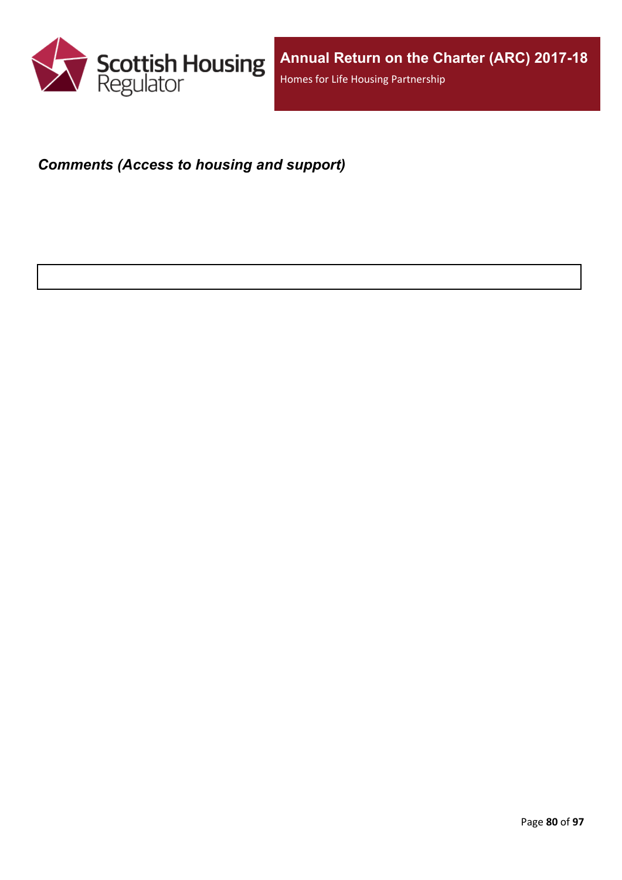***Comments (Access to housing and support)***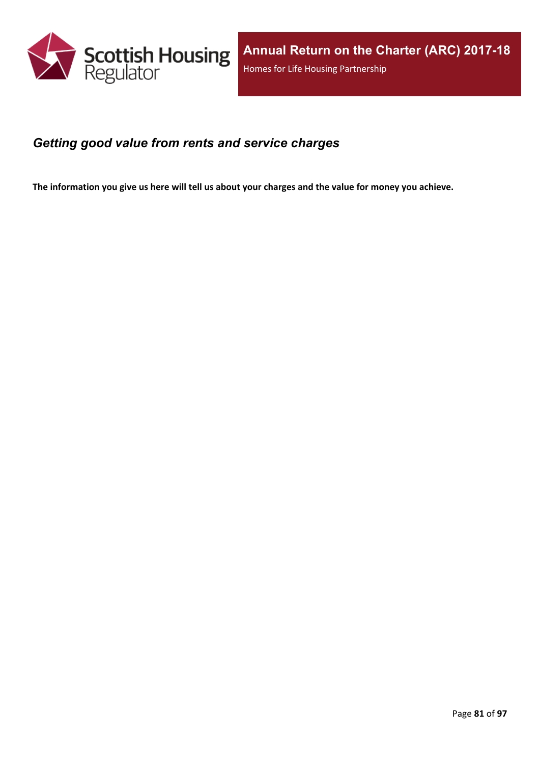## *Getting good value from rents and service charges*

**The information you give us here will tell us about your charges and the value for money you achieve.**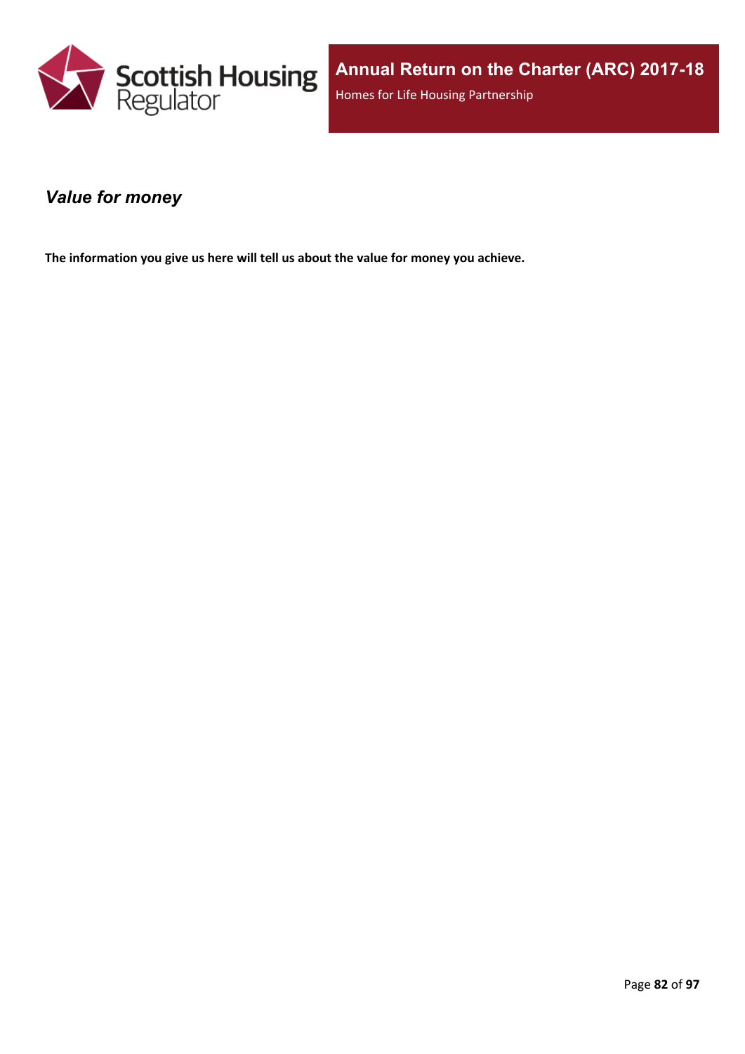## *Value for money*

**The information you give us here will tell us about the value for money you achieve.**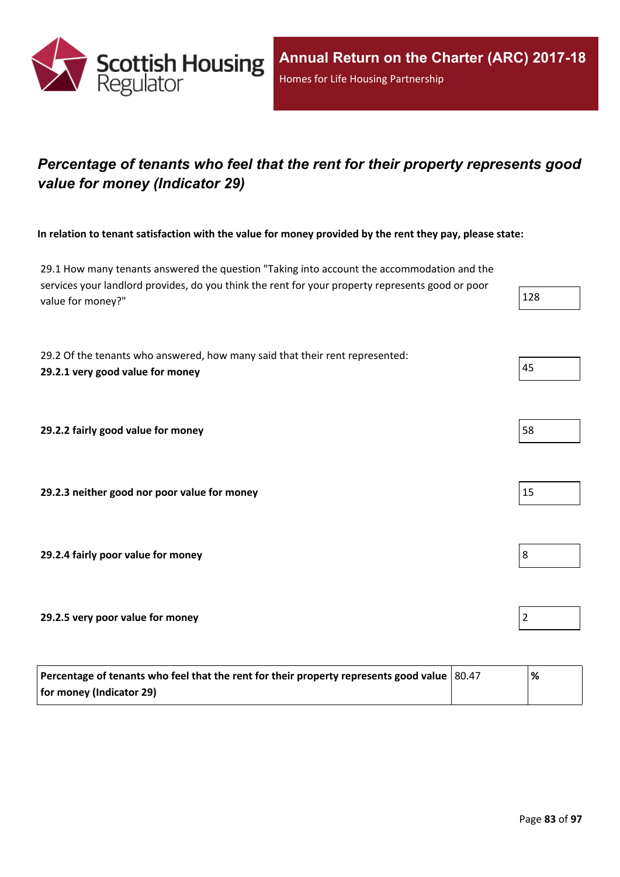# Annual Return on the Charter (ARC) 2017-18

Homes for Life Housing Partnership

## *Percentage of tenants who feel that the rent for their property represents good value for money (Indicator 29)*

**In relation to tenant satisfaction with the value for money provided by the rent they pay, please state:**

| | |
|---|---|
| 29.1 How many tenants answered the question "Taking into account the accommodation and the services your landlord provides, do you think the rent for your property represents good or poor value for money?" | 128 |
| 29.2 Of the tenants who answered, how many said that their rent represented:<br>**29.2.1 very good value for money** | 45 |
| **29.2.2 fairly good value for money** | 58 |
| **29.2.3 neither good nor poor value for money** | 15 |
| **29.2.4 fairly poor value for money** | 8 |
| **29.2.5 very poor value for money** | 2 |

| | | |
|---|---|---|
| **Percentage of tenants who feel that the rent for their property represents good value for money (Indicator 29)** | 80.47 | **%** |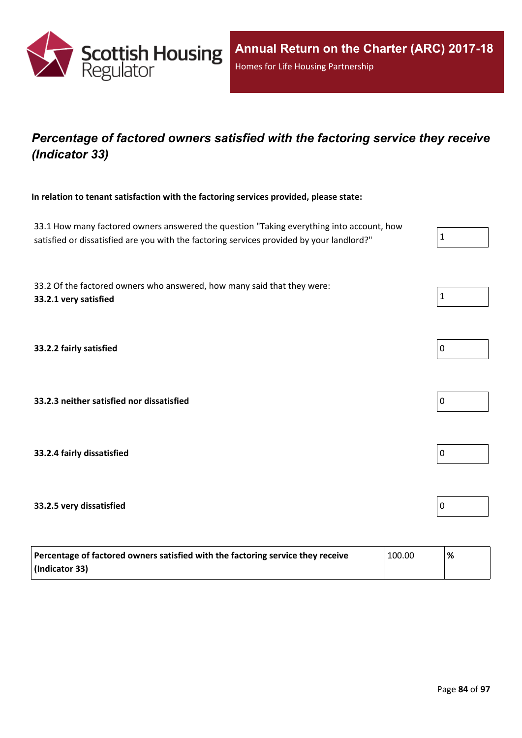## *Percentage of factored owners satisfied with the factoring service they receive (Indicator 33)*

**In relation to tenant satisfaction with the factoring services provided, please state:**

| | |
|---|---|
| 33.1 How many factored owners answered the question "Taking everything into account, how satisfied or dissatisfied are you with the factoring services provided by your landlord?" | 1 |
| 33.2 Of the factored owners who answered, how many said that they were: **33.2.1 very satisfied** | 1 |
| **33.2.2 fairly satisfied** | 0 |
| **33.2.3 neither satisfied nor dissatisfied** | 0 |
| **33.2.4 fairly dissatisfied** | 0 |
| **33.2.5 very dissatisfied** | 0 |

| | | |
|---|---|---|
| **Percentage of factored owners satisfied with the factoring service they receive (Indicator 33)** | 100.00 | **%** |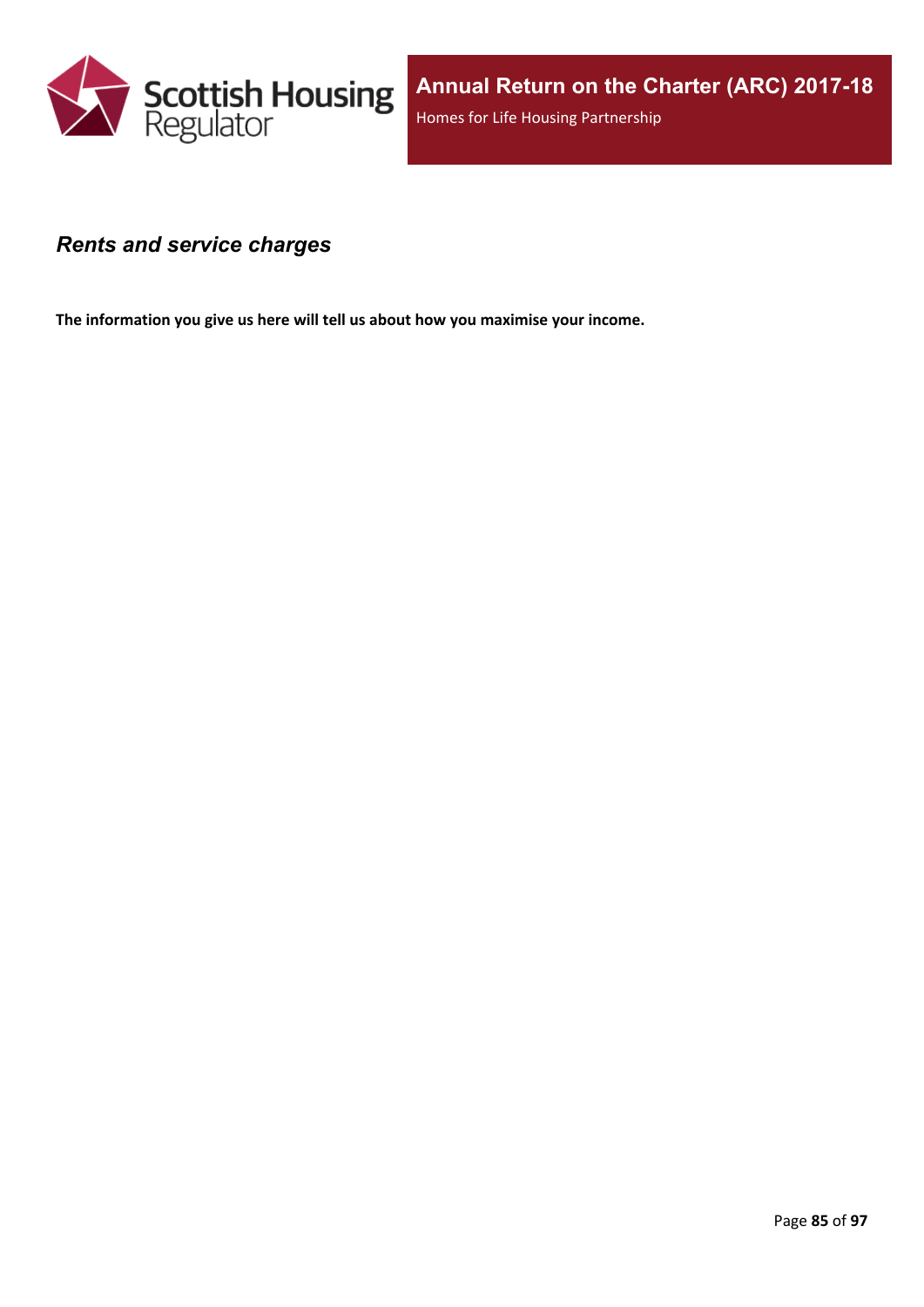## *Rents and service charges*

**The information you give us here will tell us about how you maximise your income.**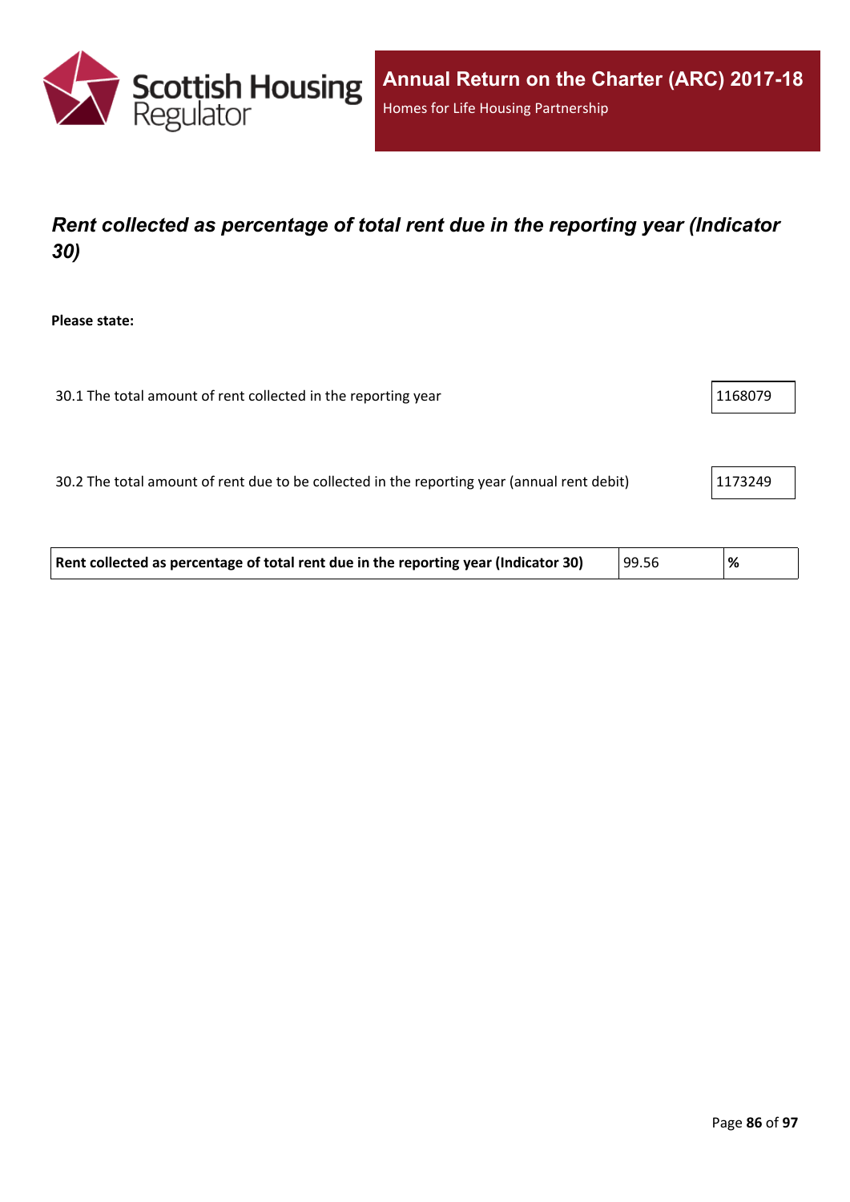## *Rent collected as percentage of total rent due in the reporting year (Indicator 30)*

**Please state:**

| | |
|---|---|
| 30.1 The total amount of rent collected in the reporting year | 1168079 |
| 30.2 The total amount of rent due to be collected in the reporting year (annual rent debit) | 1173249 |

| | | |
|---|---|---|
| **Rent collected as percentage of total rent due in the reporting year (Indicator 30)** | 99.56 | **%** |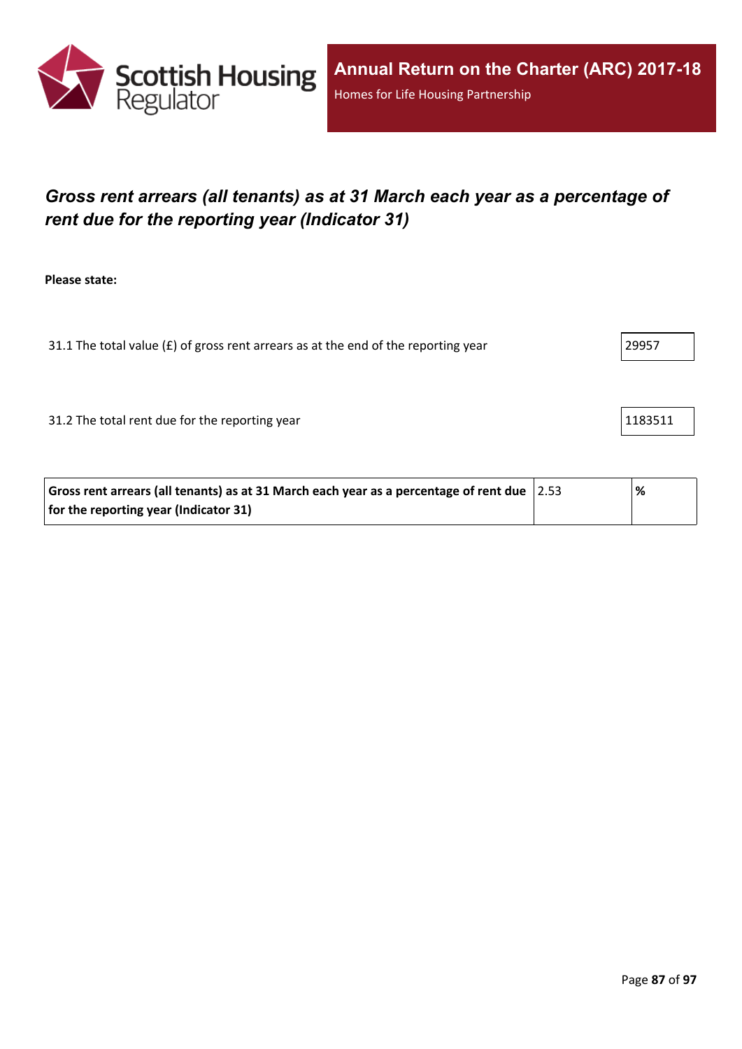## *Gross rent arrears (all tenants) as at 31 March each year as a percentage of rent due for the reporting year (Indicator 31)*

**Please state:**

| | |
|---|---|
| 31.1 The total value (£) of gross rent arrears as at the end of the reporting year | 29957 |
| 31.2 The total rent due for the reporting year | 1183511 |

| | | |
|---|---|---|
| **Gross rent arrears (all tenants) as at 31 March each year as a percentage of rent due for the reporting year (Indicator 31)** | 2.53 | **%** |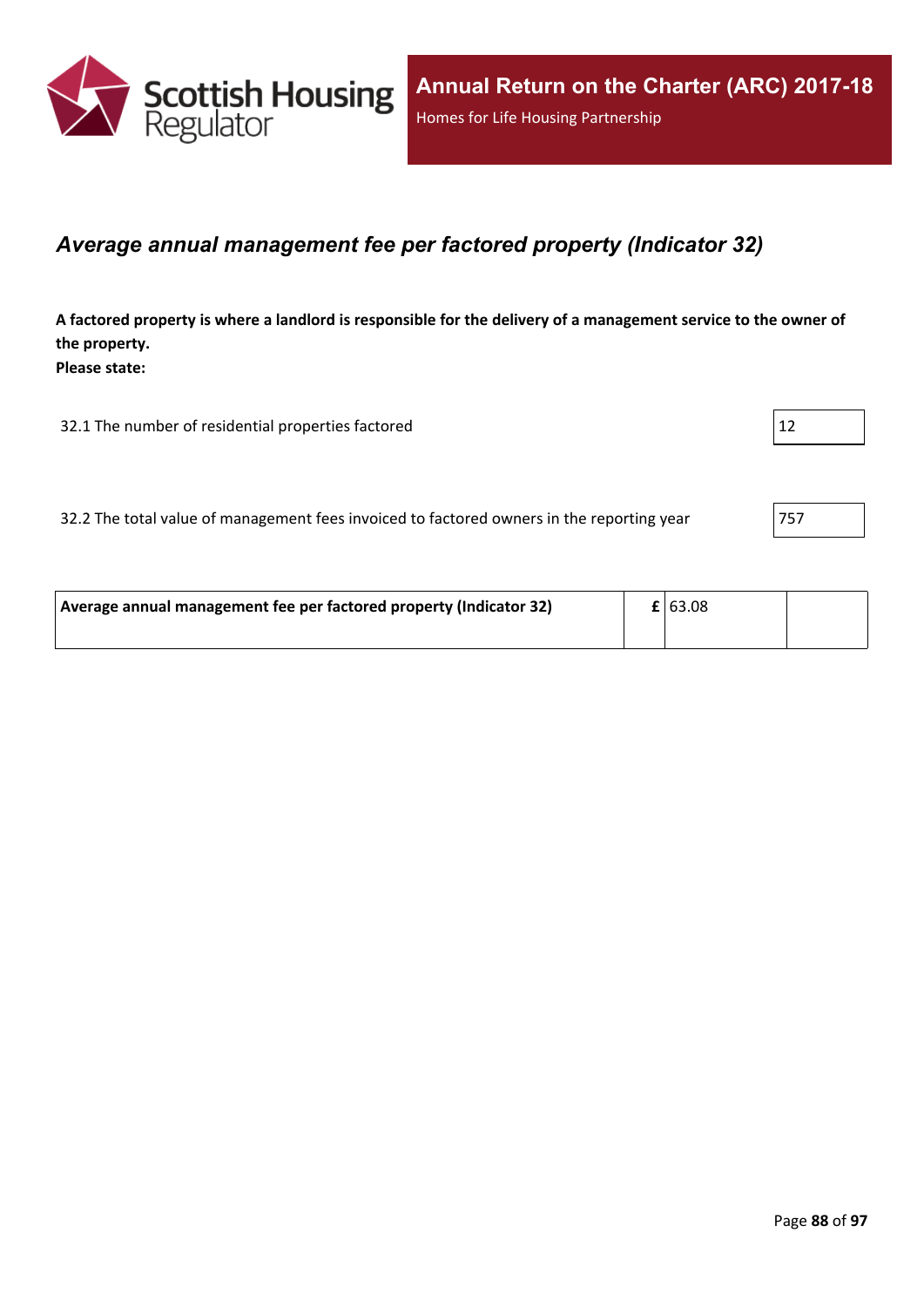## *Average annual management fee per factored property (Indicator 32)*

**A factored property is where a landlord is responsible for the delivery of a management service to the owner of the property.**
**Please state:**

| | |
|---|---|
| 32.1 The number of residential properties factored | 12 |
| 32.2 The total value of management fees invoiced to factored owners in the reporting year | 757 |

| | | | |
|---|---|---|---|
| **Average annual management fee per factored property (Indicator 32)** | **£** | 63.08 | |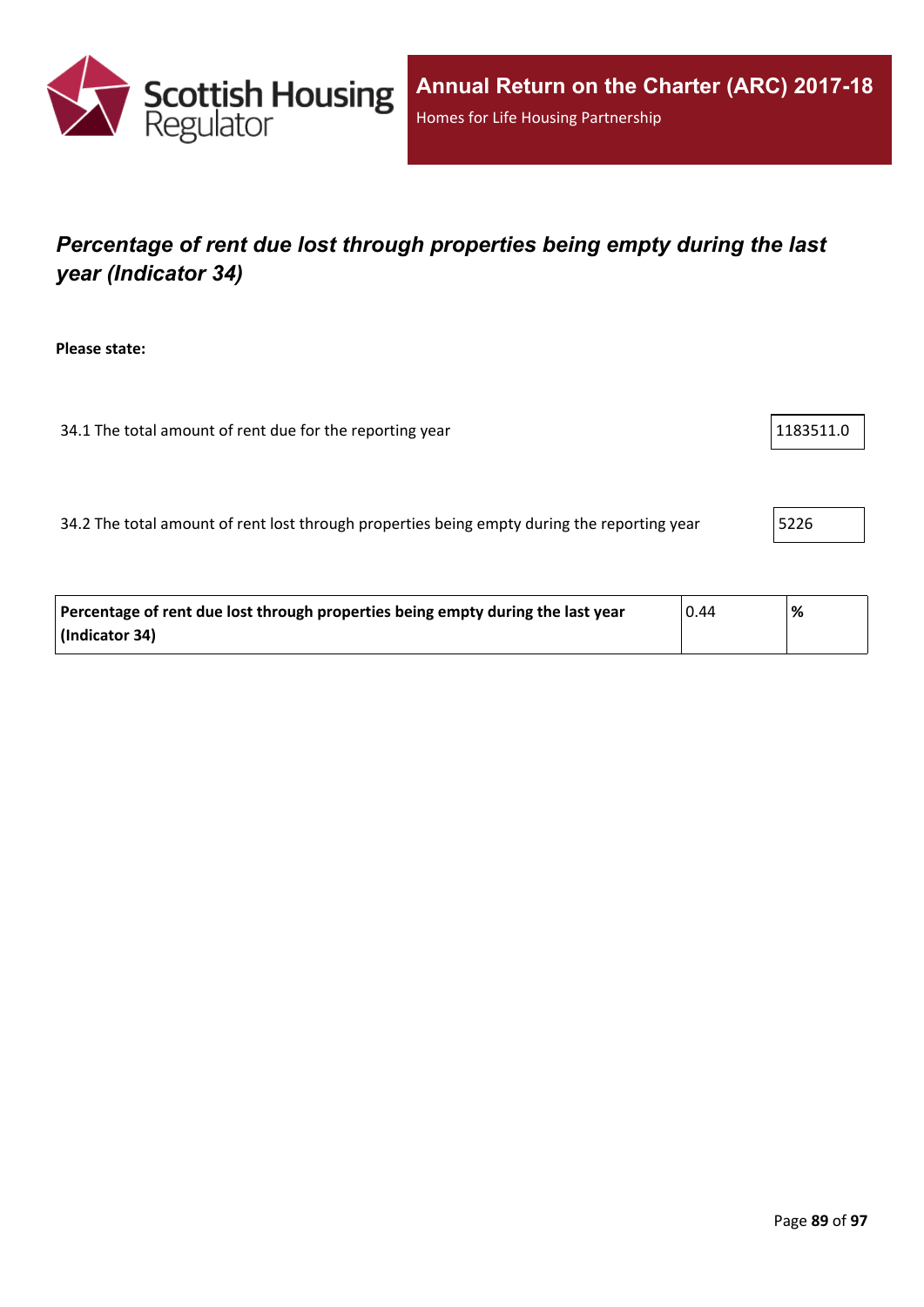# *Percentage of rent due lost through properties being empty during the last year (Indicator 34)*

**Please state:**

| | |
|---|---|
| 34.1 The total amount of rent due for the reporting year | 1183511.0 |
| 34.2 The total amount of rent lost through properties being empty during the reporting year | 5226 |

| | | |
|---|---|---|
| **Percentage of rent due lost through properties being empty during the last year (Indicator 34)** | 0.44 | **%** |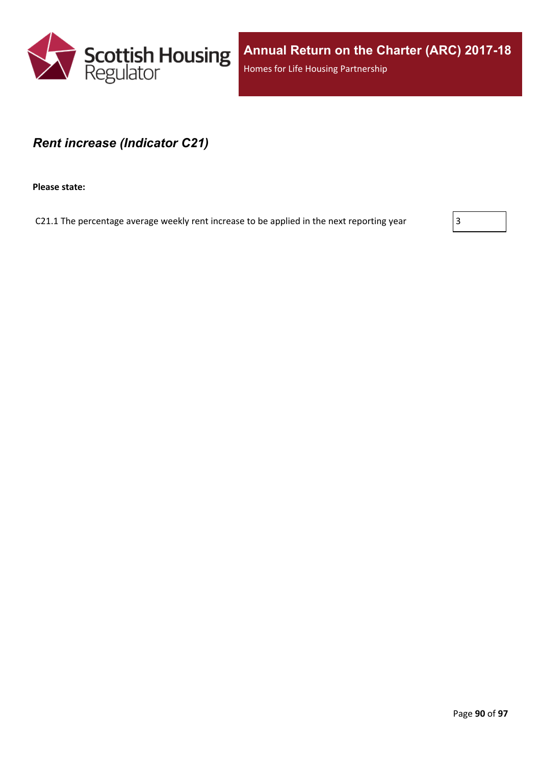# Annual Return on the Charter (ARC) 2017-18

Homes for Life Housing Partnership

## *Rent increase (Indicator C21)*

**Please state:**

| | |
|---|---|
| C21.1 The percentage average weekly rent increase to be applied in the next reporting year | 3 |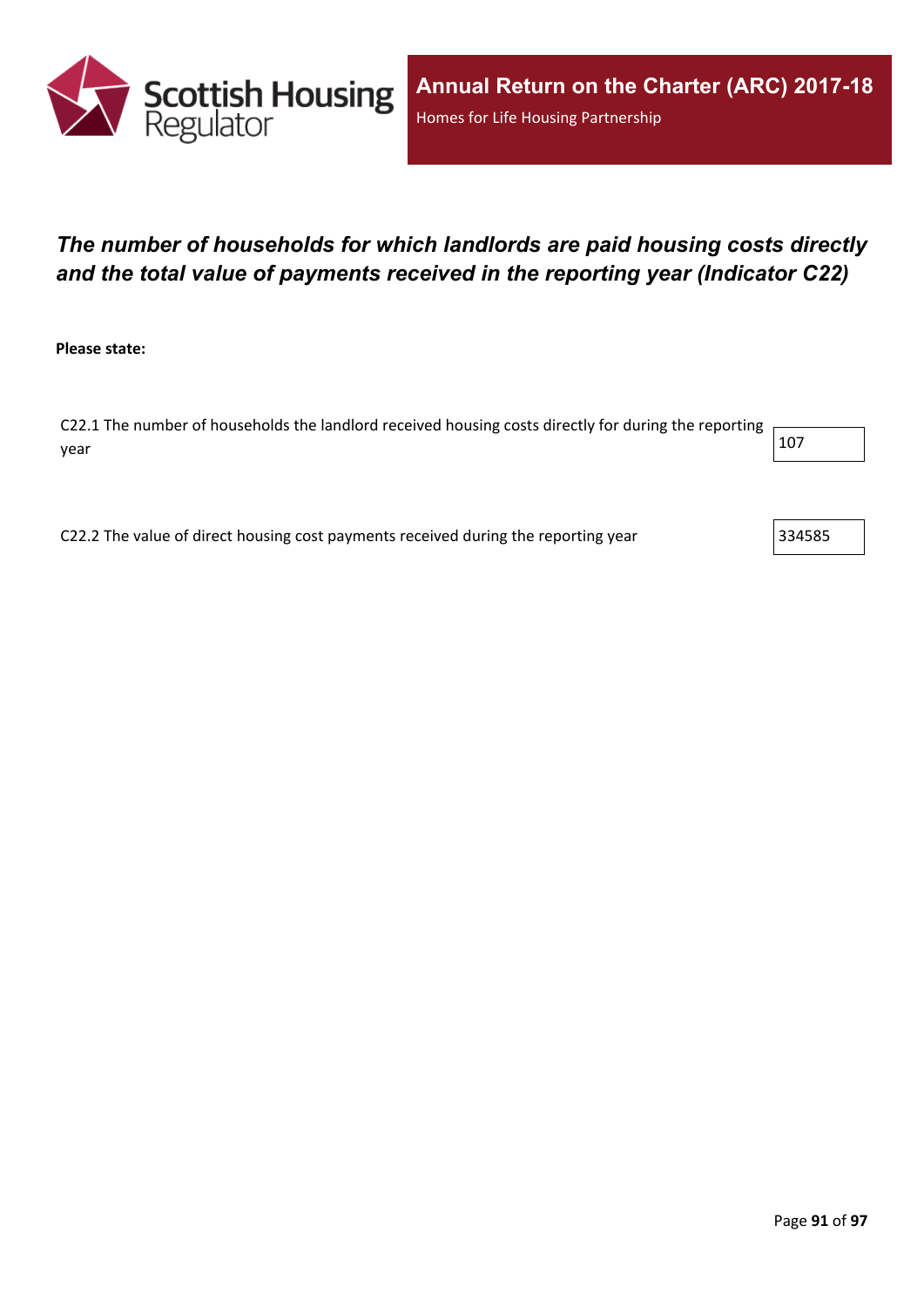# *The number of households for which landlords are paid housing costs directly and the total value of payments received in the reporting year (Indicator C22)*

**Please state:**

| | |
|---|---|
| C22.1 The number of households the landlord received housing costs directly for during the reporting year | 107 |
| C22.2 The value of direct housing cost payments received during the reporting year | 334585 |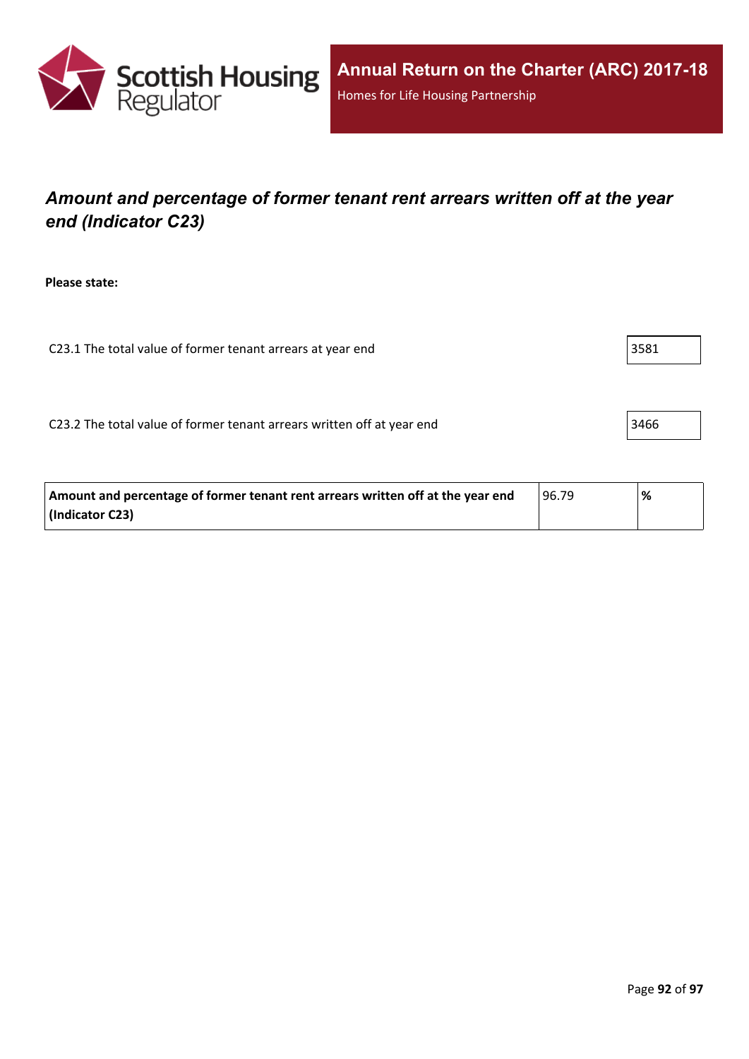## *Amount and percentage of former tenant rent arrears written off at the year end (Indicator C23)*

**Please state:**

| | |
|---|---|
| C23.1 The total value of former tenant arrears at year end | 3581 |
| C23.2 The total value of former tenant arrears written off at year end | 3466 |

| | | |
|---|---|---|
| **Amount and percentage of former tenant rent arrears written off at the year end (Indicator C23)** | 96.79 | **%** |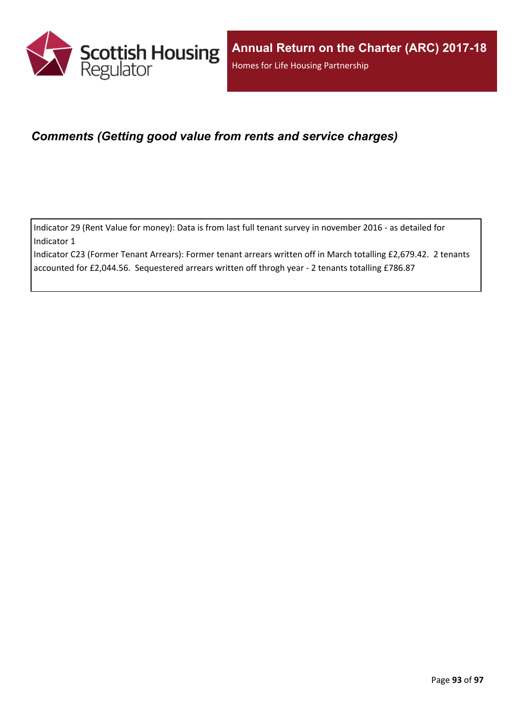## *Comments (Getting good value from rents and service charges)*

Indicator 29 (Rent Value for money): Data is from last full tenant survey in november 2016 - as detailed for Indicator 1
Indicator C23 (Former Tenant Arrears): Former tenant arrears written off in March totalling £2,679.42.  2 tenants accounted for £2,044.56.  Sequestered arrears written off throgh year - 2 tenants totalling £786.87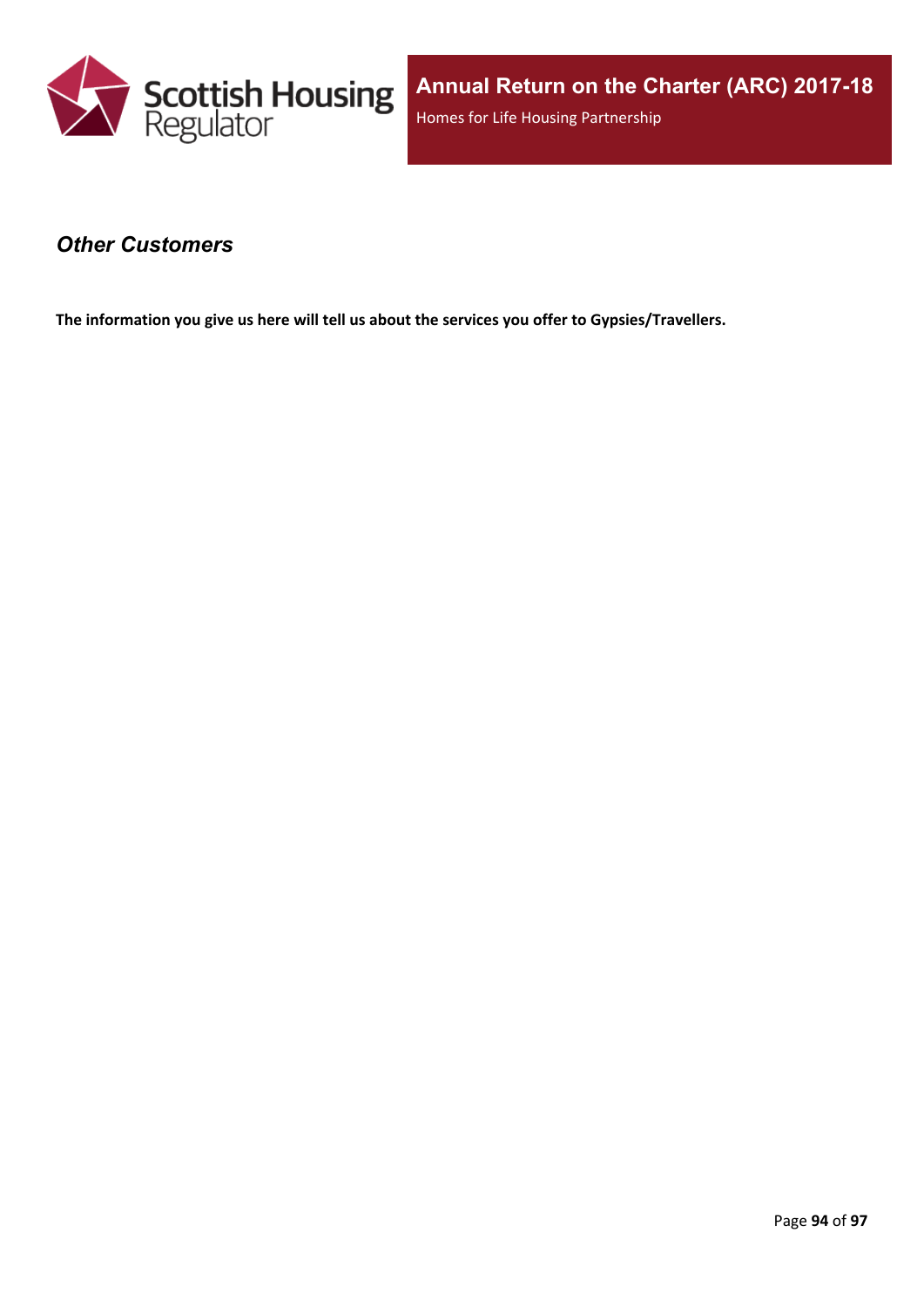## *Other Customers*

**The information you give us here will tell us about the services you offer to Gypsies/Travellers.**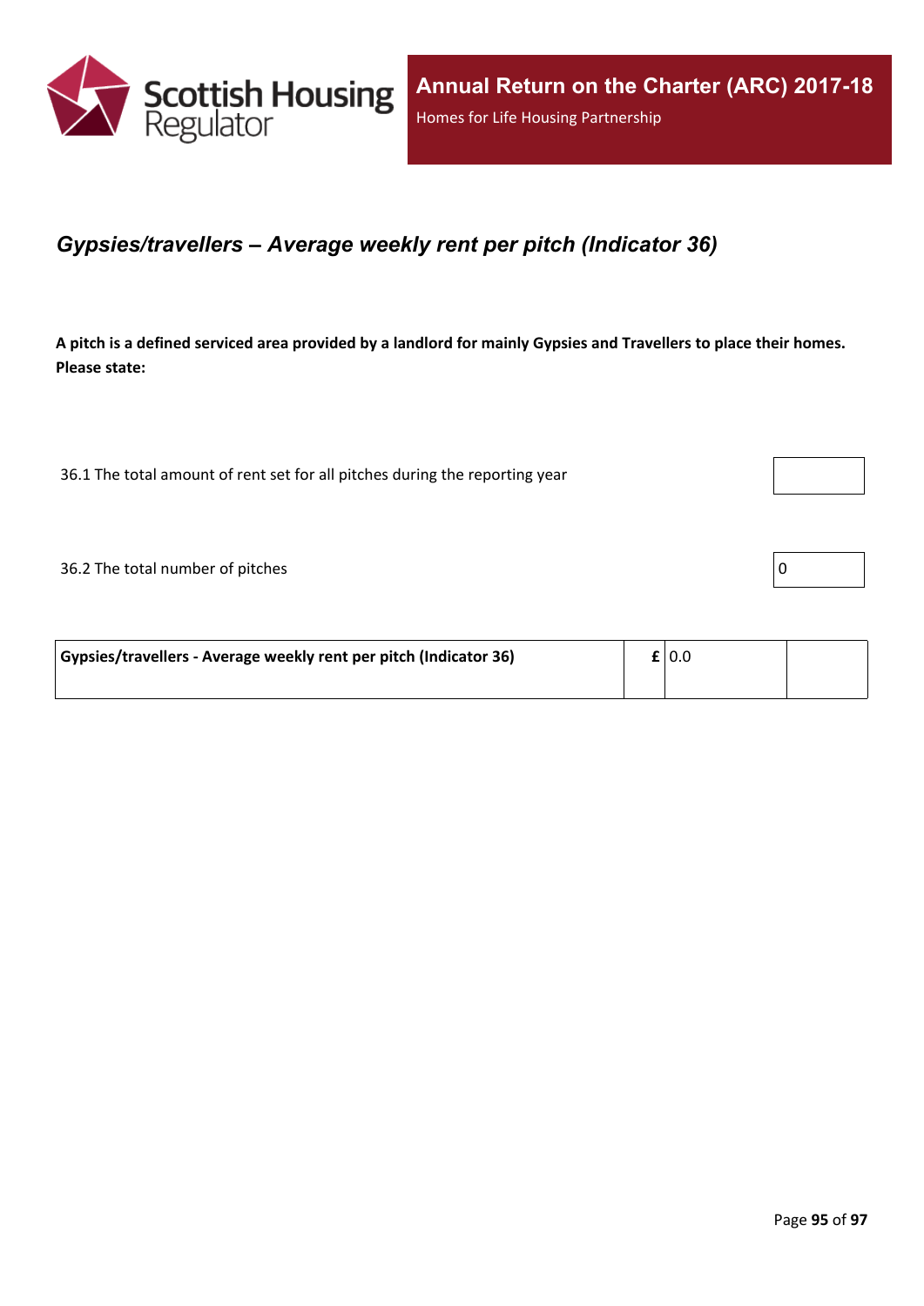## *Gypsies/travellers – Average weekly rent per pitch (Indicator 36)*

**A pitch is a defined serviced area provided by a landlord for mainly Gypsies and Travellers to place their homes. Please state:**

| | |
|---|---|
| 36.1 The total amount of rent set for all pitches during the reporting year | |
| 36.2 The total number of pitches | 0 |

| | | | |
|---|---|---|---|
| **Gypsies/travellers - Average weekly rent per pitch (Indicator 36)** | **£** | 0.0 | |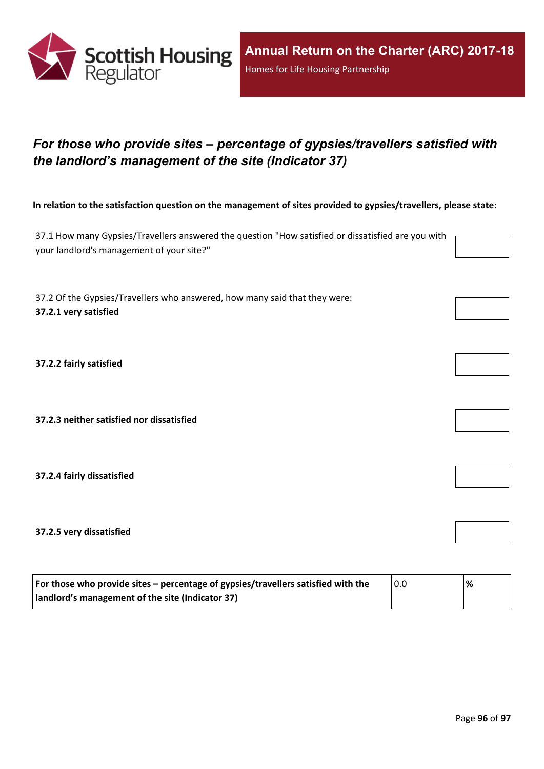## *For those who provide sites – percentage of gypsies/travellers satisfied with the landlord's management of the site (Indicator 37)*

**In relation to the satisfaction question on the management of sites provided to gypsies/travellers, please state:**

37.1 How many Gypsies/Travellers answered the question "How satisfied or dissatisfied are you with your landlord's management of your site?"

37.2 Of the Gypsies/Travellers who answered, how many said that they were:

**37.2.1 very satisfied**

**37.2.2 fairly satisfied**

**37.2.3 neither satisfied nor dissatisfied**

**37.2.4 fairly dissatisfied**

**37.2.5 very dissatisfied**

| For those who provide sites – percentage of gypsies/travellers satisfied with the landlord's management of the site (Indicator 37) | 0.0 | % |
|---|---|---|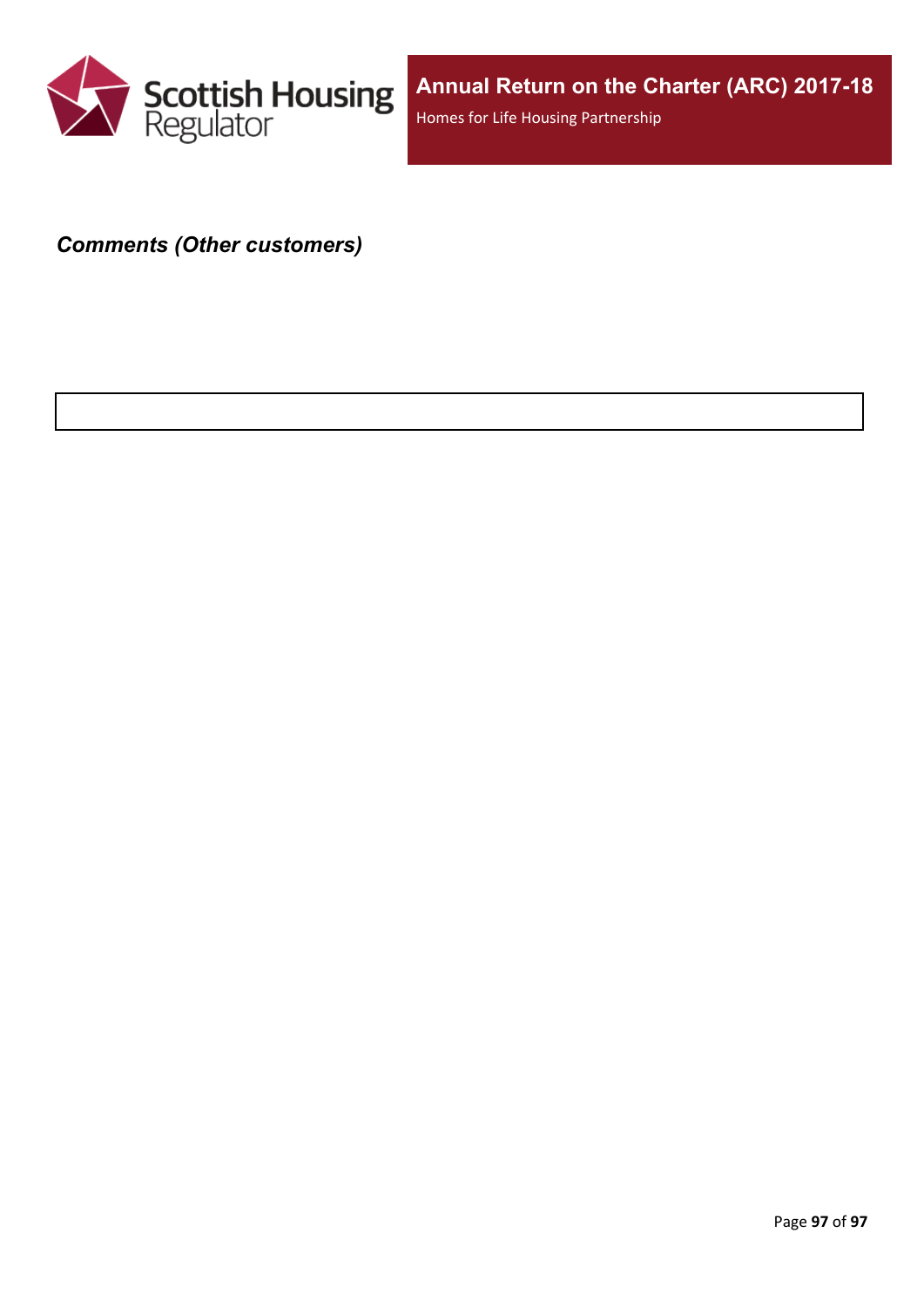***Comments (Other customers)***